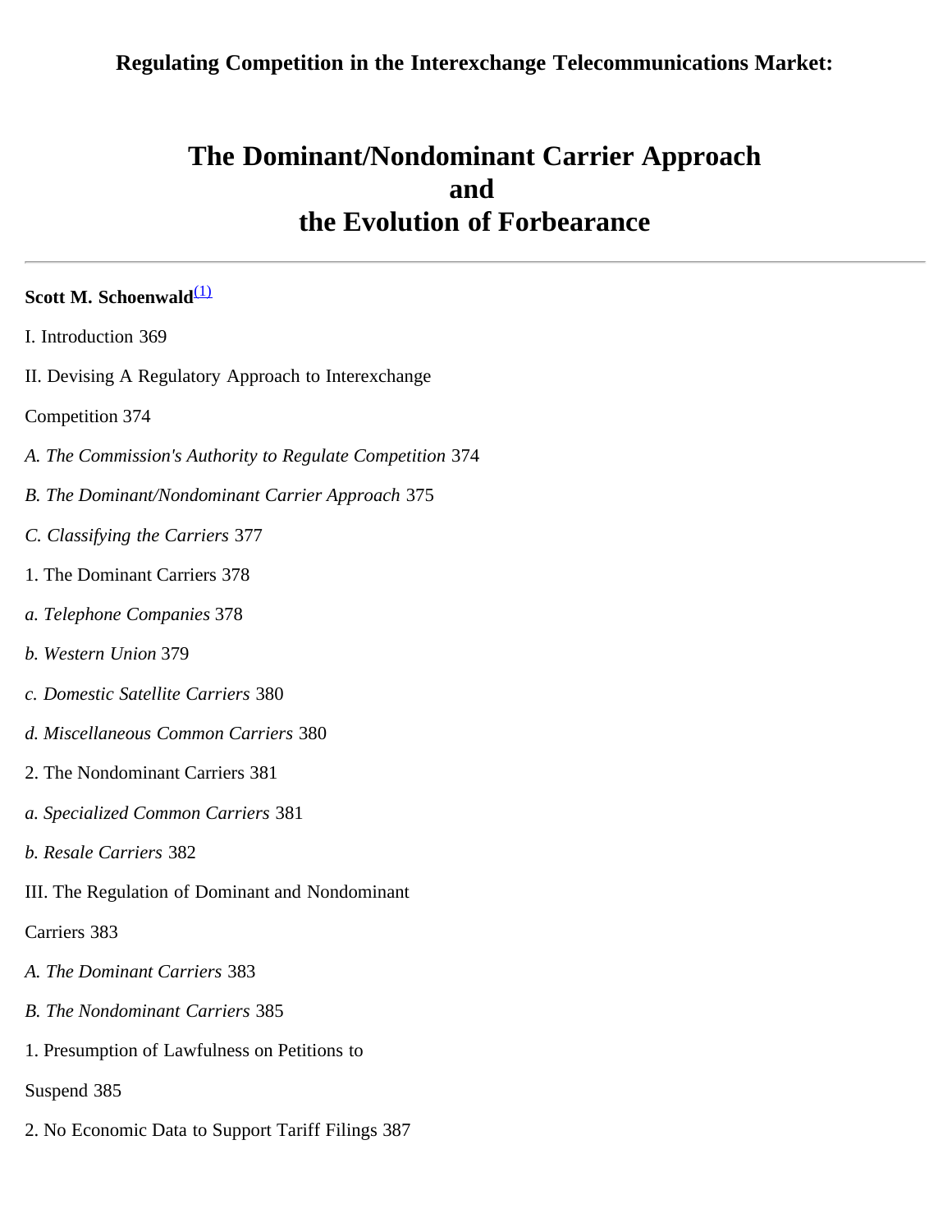**Regulating Competition in the Interexchange Telecommunications Market:**

# The Dominant/Nondominant Carrier Approach and the Evolution of Forbearance

---

**Scott M. Schoenwald**[(1)]

I. Introduction 369

II. Devising A Regulatory Approach to Interexchange

Competition 374

*A. The Commission's Authority to Regulate Competition* 374

*B. The Dominant/Nondominant Carrier Approach* 375

*C. Classifying the Carriers* 377

1. The Dominant Carriers 378

*a. Telephone Companies* 378

*b. Western Union* 379

*c. Domestic Satellite Carriers* 380

*d. Miscellaneous Common Carriers* 380

2. The Nondominant Carriers 381

*a. Specialized Common Carriers* 381

*b. Resale Carriers* 382

III. The Regulation of Dominant and Nondominant

Carriers 383

*A. The Dominant Carriers* 383

*B. The Nondominant Carriers* 385

1. Presumption of Lawfulness on Petitions to

Suspend 385

2. No Economic Data to Support Tariff Filings 387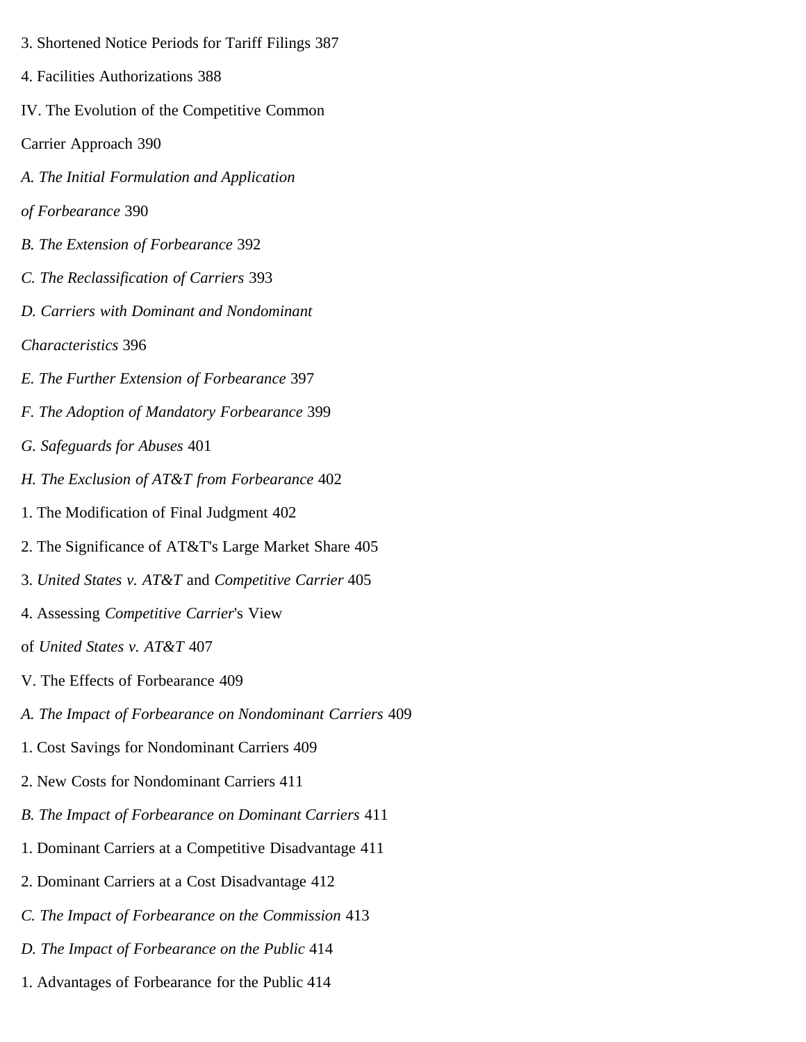3. Shortened Notice Periods for Tariff Filings 387

4. Facilities Authorizations 388

IV. The Evolution of the Competitive Common

Carrier Approach 390

*A. The Initial Formulation and Application*

*of Forbearance* 390

*B. The Extension of Forbearance* 392

*C. The Reclassification of Carriers* 393

*D. Carriers with Dominant and Nondominant*

*Characteristics* 396

*E. The Further Extension of Forbearance* 397

*F. The Adoption of Mandatory Forbearance* 399

*G. Safeguards for Abuses* 401

*H. The Exclusion of AT&T from Forbearance* 402

1. The Modification of Final Judgment 402

2. The Significance of AT&T's Large Market Share 405

3. *United States v. AT&T* and *Competitive Carrier* 405

4. Assessing *Competitive Carrier*'s View

of *United States v. AT&T* 407

V. The Effects of Forbearance 409

*A. The Impact of Forbearance on Nondominant Carriers* 409

1. Cost Savings for Nondominant Carriers 409

2. New Costs for Nondominant Carriers 411

*B. The Impact of Forbearance on Dominant Carriers* 411

1. Dominant Carriers at a Competitive Disadvantage 411

2. Dominant Carriers at a Cost Disadvantage 412

*C. The Impact of Forbearance on the Commission* 413

*D. The Impact of Forbearance on the Public* 414

1. Advantages of Forbearance for the Public 414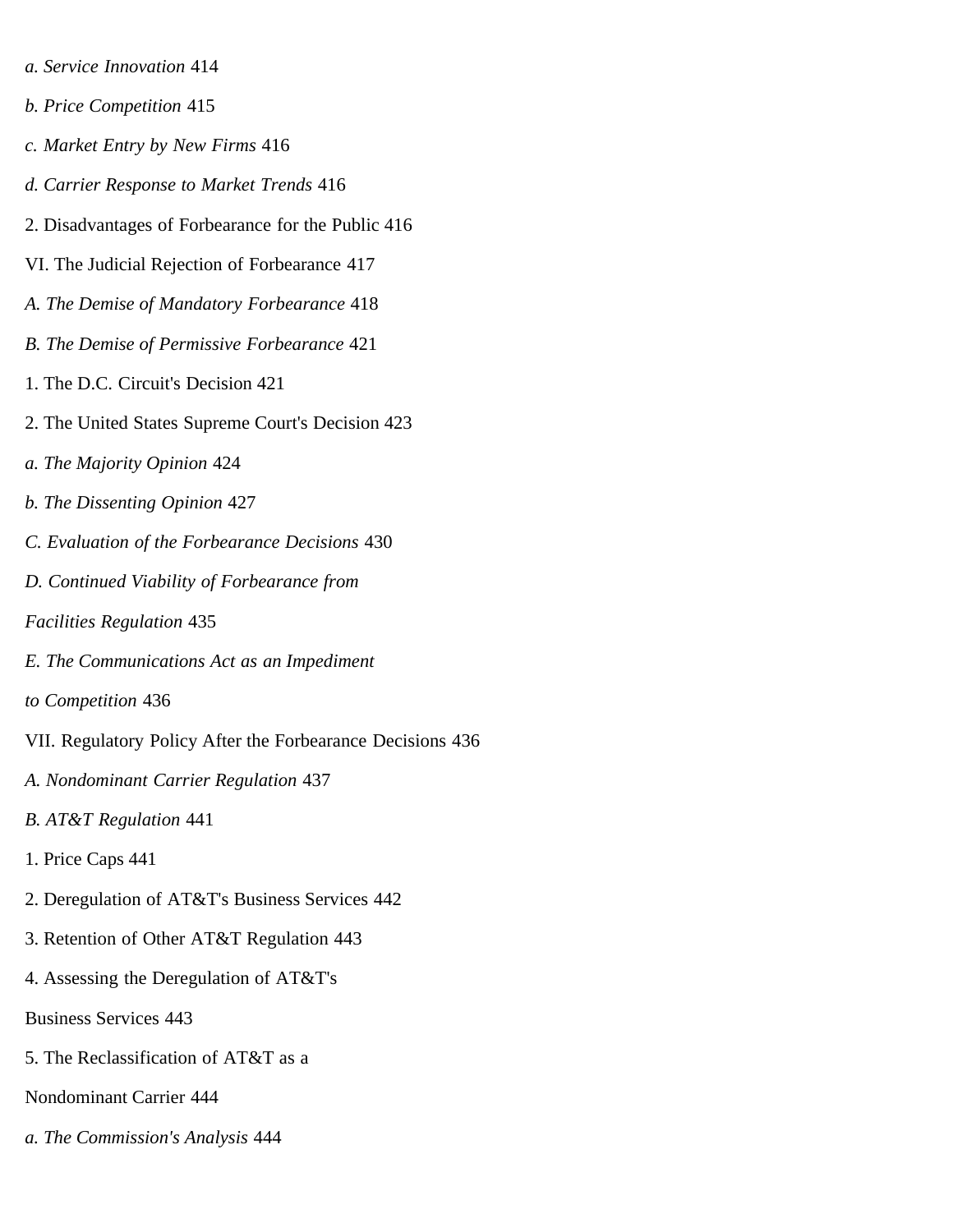*a. Service Innovation* 414

*b. Price Competition* 415

*c. Market Entry by New Firms* 416

*d. Carrier Response to Market Trends* 416

2. Disadvantages of Forbearance for the Public 416

VI. The Judicial Rejection of Forbearance 417

*A. The Demise of Mandatory Forbearance* 418

*B. The Demise of Permissive Forbearance* 421

1. The D.C. Circuit's Decision 421

2. The United States Supreme Court's Decision 423

*a. The Majority Opinion* 424

*b. The Dissenting Opinion* 427

*C. Evaluation of the Forbearance Decisions* 430

*D. Continued Viability of Forbearance from Facilities Regulation* 435

*E. The Communications Act as an Impediment to Competition* 436

VII. Regulatory Policy After the Forbearance Decisions 436

*A. Nondominant Carrier Regulation* 437

*B. AT&T Regulation* 441

1. Price Caps 441

2. Deregulation of AT&T's Business Services 442

3. Retention of Other AT&T Regulation 443

4. Assessing the Deregulation of AT&T's Business Services 443

5. The Reclassification of AT&T as a Nondominant Carrier 444

*a. The Commission's Analysis* 444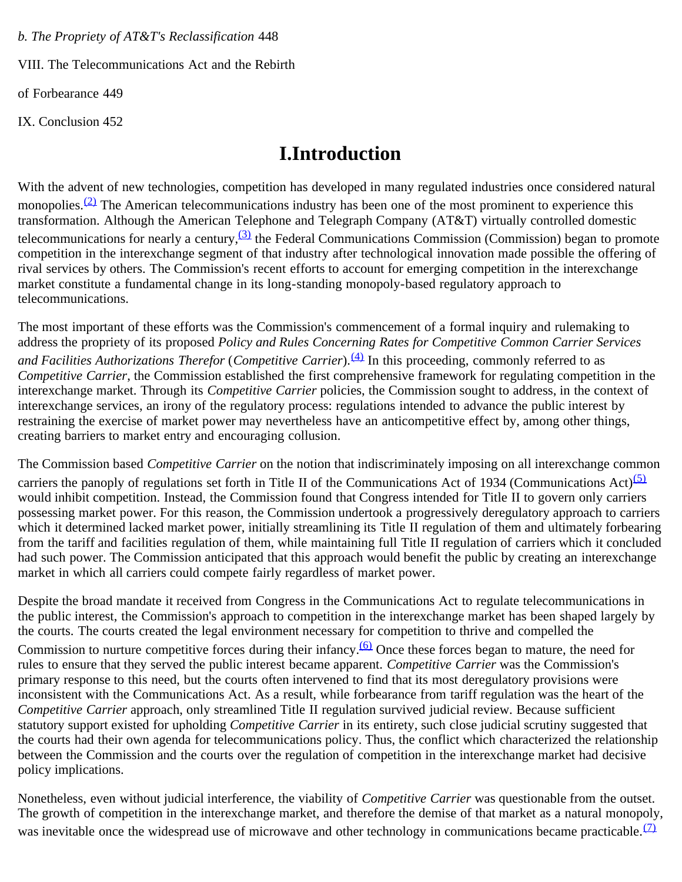*b. The Propriety of AT&T's Reclassification* 448

VIII. The Telecommunications Act and the Rebirth

of Forbearance 449

IX. Conclusion 452

# I.Introduction

With the advent of new technologies, competition has developed in many regulated industries once considered natural monopolies.[(2)] The American telecommunications industry has been one of the most prominent to experience this transformation. Although the American Telephone and Telegraph Company (AT&T) virtually controlled domestic telecommunications for nearly a century,[(3)] the Federal Communications Commission (Commission) began to promote competition in the interexchange segment of that industry after technological innovation made possible the offering of rival services by others. The Commission's recent efforts to account for emerging competition in the interexchange market constitute a fundamental change in its long-standing monopoly-based regulatory approach to telecommunications.

The most important of these efforts was the Commission's commencement of a formal inquiry and rulemaking to address the propriety of its proposed *Policy and Rules Concerning Rates for Competitive Common Carrier Services and Facilities Authorizations Therefor* (*Competitive Carrier*).[(4)] In this proceeding, commonly referred to as *Competitive Carrier*, the Commission established the first comprehensive framework for regulating competition in the interexchange market. Through its *Competitive Carrier* policies, the Commission sought to address, in the context of interexchange services, an irony of the regulatory process: regulations intended to advance the public interest by restraining the exercise of market power may nevertheless have an anticompetitive effect by, among other things, creating barriers to market entry and encouraging collusion.

The Commission based *Competitive Carrier* on the notion that indiscriminately imposing on all interexchange common carriers the panoply of regulations set forth in Title II of the Communications Act of 1934 (Communications Act)[(5)] would inhibit competition. Instead, the Commission found that Congress intended for Title II to govern only carriers possessing market power. For this reason, the Commission undertook a progressively deregulatory approach to carriers which it determined lacked market power, initially streamlining its Title II regulation of them and ultimately forbearing from the tariff and facilities regulation of them, while maintaining full Title II regulation of carriers which it concluded had such power. The Commission anticipated that this approach would benefit the public by creating an interexchange market in which all carriers could compete fairly regardless of market power.

Despite the broad mandate it received from Congress in the Communications Act to regulate telecommunications in the public interest, the Commission's approach to competition in the interexchange market has been shaped largely by the courts. The courts created the legal environment necessary for competition to thrive and compelled the Commission to nurture competitive forces during their infancy.[(6)] Once these forces began to mature, the need for rules to ensure that they served the public interest became apparent. *Competitive Carrier* was the Commission's primary response to this need, but the courts often intervened to find that its most deregulatory provisions were inconsistent with the Communications Act. As a result, while forbearance from tariff regulation was the heart of the *Competitive Carrier* approach, only streamlined Title II regulation survived judicial review. Because sufficient statutory support existed for upholding *Competitive Carrier* in its entirety, such close judicial scrutiny suggested that the courts had their own agenda for telecommunications policy. Thus, the conflict which characterized the relationship between the Commission and the courts over the regulation of competition in the interexchange market had decisive policy implications.

Nonetheless, even without judicial interference, the viability of *Competitive Carrier* was questionable from the outset. The growth of competition in the interexchange market, and therefore the demise of that market as a natural monopoly, was inevitable once the widespread use of microwave and other technology in communications became practicable.[(7)]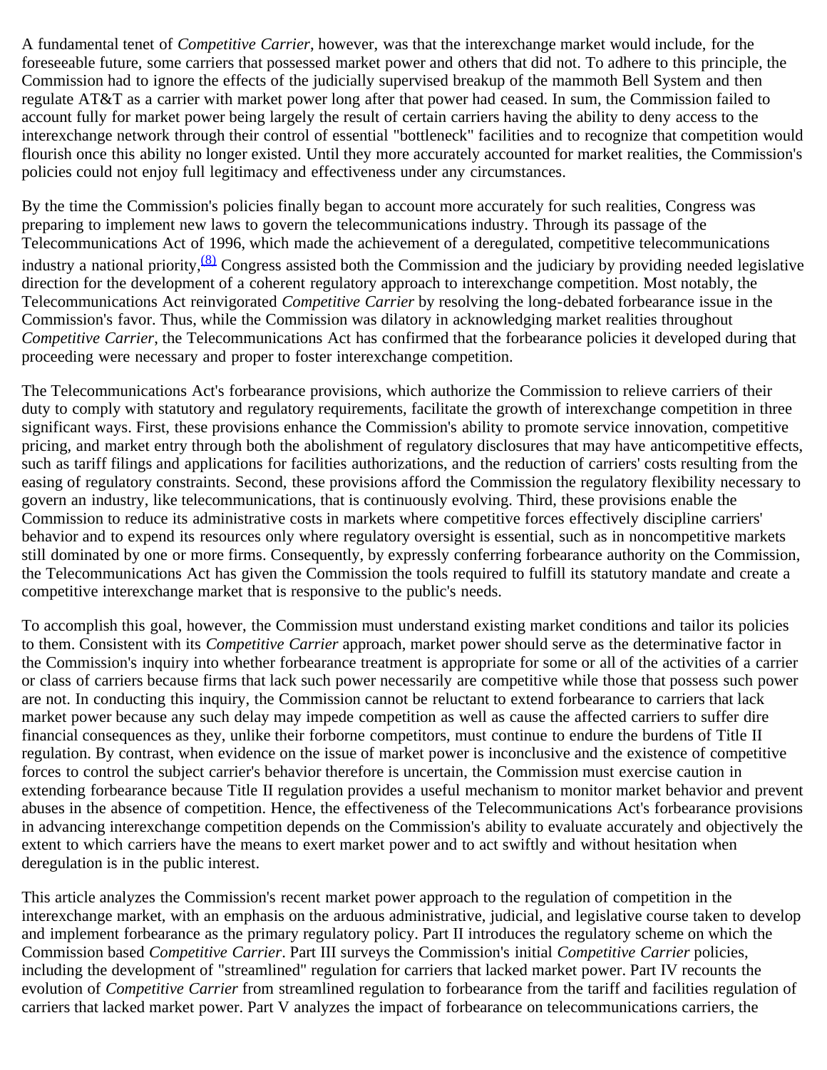A fundamental tenet of *Competitive Carrier*, however, was that the interexchange market would include, for the foreseeable future, some carriers that possessed market power and others that did not. To adhere to this principle, the Commission had to ignore the effects of the judicially supervised breakup of the mammoth Bell System and then regulate AT&T as a carrier with market power long after that power had ceased. In sum, the Commission failed to account fully for market power being largely the result of certain carriers having the ability to deny access to the interexchange network through their control of essential "bottleneck" facilities and to recognize that competition would flourish once this ability no longer existed. Until they more accurately accounted for market realities, the Commission's policies could not enjoy full legitimacy and effectiveness under any circumstances.

By the time the Commission's policies finally began to account more accurately for such realities, Congress was preparing to implement new laws to govern the telecommunications industry. Through its passage of the Telecommunications Act of 1996, which made the achievement of a deregulated, competitive telecommunications industry a national priority,[(8)] Congress assisted both the Commission and the judiciary by providing needed legislative direction for the development of a coherent regulatory approach to interexchange competition. Most notably, the Telecommunications Act reinvigorated *Competitive Carrier* by resolving the long-debated forbearance issue in the Commission's favor. Thus, while the Commission was dilatory in acknowledging market realities throughout *Competitive Carrier*, the Telecommunications Act has confirmed that the forbearance policies it developed during that proceeding were necessary and proper to foster interexchange competition.

The Telecommunications Act's forbearance provisions, which authorize the Commission to relieve carriers of their duty to comply with statutory and regulatory requirements, facilitate the growth of interexchange competition in three significant ways. First, these provisions enhance the Commission's ability to promote service innovation, competitive pricing, and market entry through both the abolishment of regulatory disclosures that may have anticompetitive effects, such as tariff filings and applications for facilities authorizations, and the reduction of carriers' costs resulting from the easing of regulatory constraints. Second, these provisions afford the Commission the regulatory flexibility necessary to govern an industry, like telecommunications, that is continuously evolving. Third, these provisions enable the Commission to reduce its administrative costs in markets where competitive forces effectively discipline carriers' behavior and to expend its resources only where regulatory oversight is essential, such as in noncompetitive markets still dominated by one or more firms. Consequently, by expressly conferring forbearance authority on the Commission, the Telecommunications Act has given the Commission the tools required to fulfill its statutory mandate and create a competitive interexchange market that is responsive to the public's needs.

To accomplish this goal, however, the Commission must understand existing market conditions and tailor its policies to them. Consistent with its *Competitive Carrier* approach, market power should serve as the determinative factor in the Commission's inquiry into whether forbearance treatment is appropriate for some or all of the activities of a carrier or class of carriers because firms that lack such power necessarily are competitive while those that possess such power are not. In conducting this inquiry, the Commission cannot be reluctant to extend forbearance to carriers that lack market power because any such delay may impede competition as well as cause the affected carriers to suffer dire financial consequences as they, unlike their forborne competitors, must continue to endure the burdens of Title II regulation. By contrast, when evidence on the issue of market power is inconclusive and the existence of competitive forces to control the subject carrier's behavior therefore is uncertain, the Commission must exercise caution in extending forbearance because Title II regulation provides a useful mechanism to monitor market behavior and prevent abuses in the absence of competition. Hence, the effectiveness of the Telecommunications Act's forbearance provisions in advancing interexchange competition depends on the Commission's ability to evaluate accurately and objectively the extent to which carriers have the means to exert market power and to act swiftly and without hesitation when deregulation is in the public interest.

This article analyzes the Commission's recent market power approach to the regulation of competition in the interexchange market, with an emphasis on the arduous administrative, judicial, and legislative course taken to develop and implement forbearance as the primary regulatory policy. Part II introduces the regulatory scheme on which the Commission based *Competitive Carrier*. Part III surveys the Commission's initial *Competitive Carrier* policies, including the development of "streamlined" regulation for carriers that lacked market power. Part IV recounts the evolution of *Competitive Carrier* from streamlined regulation to forbearance from the tariff and facilities regulation of carriers that lacked market power. Part V analyzes the impact of forbearance on telecommunications carriers, the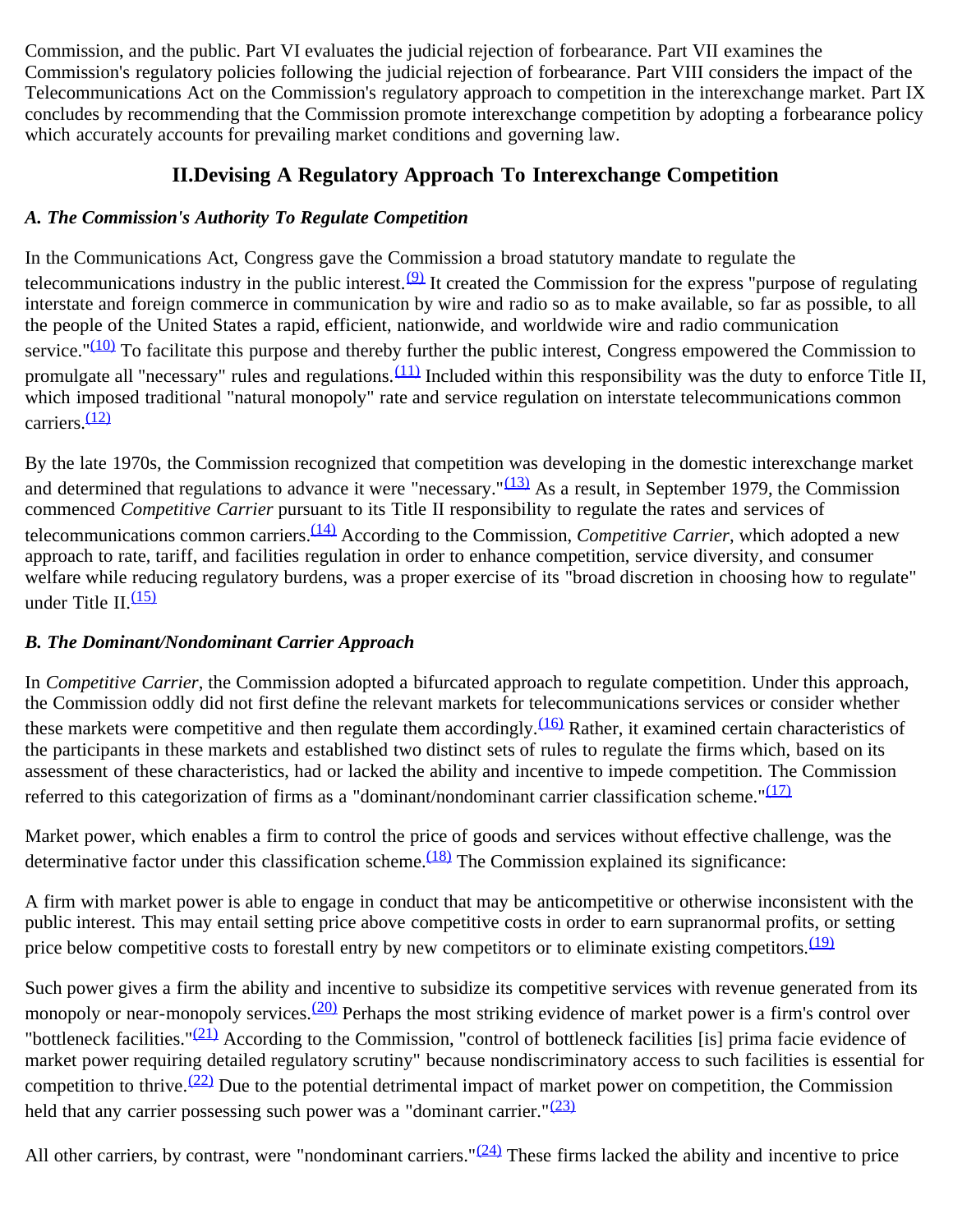Commission, and the public. Part VI evaluates the judicial rejection of forbearance. Part VII examines the Commission's regulatory policies following the judicial rejection of forbearance. Part VIII considers the impact of the Telecommunications Act on the Commission's regulatory approach to competition in the interexchange market. Part IX concludes by recommending that the Commission promote interexchange competition by adopting a forbearance policy which accurately accounts for prevailing market conditions and governing law.

## II.Devising A Regulatory Approach To Interexchange Competition

### *A. The Commission's Authority To Regulate Competition*

In the Communications Act, Congress gave the Commission a broad statutory mandate to regulate the telecommunications industry in the public interest.[(9)] It created the Commission for the express "purpose of regulating interstate and foreign commerce in communication by wire and radio so as to make available, so far as possible, to all the people of the United States a rapid, efficient, nationwide, and worldwide wire and radio communication service."[(10)] To facilitate this purpose and thereby further the public interest, Congress empowered the Commission to promulgate all "necessary" rules and regulations.[(11)] Included within this responsibility was the duty to enforce Title II, which imposed traditional "natural monopoly" rate and service regulation on interstate telecommunications common carriers.[(12)]

By the late 1970s, the Commission recognized that competition was developing in the domestic interexchange market and determined that regulations to advance it were "necessary."[(13)] As a result, in September 1979, the Commission commenced *Competitive Carrier* pursuant to its Title II responsibility to regulate the rates and services of telecommunications common carriers.[(14)] According to the Commission, *Competitive Carrier*, which adopted a new approach to rate, tariff, and facilities regulation in order to enhance competition, service diversity, and consumer welfare while reducing regulatory burdens, was a proper exercise of its "broad discretion in choosing how to regulate" under Title II.[(15)]

### *B. The Dominant/Nondominant Carrier Approach*

In *Competitive Carrier*, the Commission adopted a bifurcated approach to regulate competition. Under this approach, the Commission oddly did not first define the relevant markets for telecommunications services or consider whether these markets were competitive and then regulate them accordingly.[(16)] Rather, it examined certain characteristics of the participants in these markets and established two distinct sets of rules to regulate the firms which, based on its assessment of these characteristics, had or lacked the ability and incentive to impede competition. The Commission referred to this categorization of firms as a "dominant/nondominant carrier classification scheme."[(17)]

Market power, which enables a firm to control the price of goods and services without effective challenge, was the determinative factor under this classification scheme.[(18)] The Commission explained its significance:

A firm with market power is able to engage in conduct that may be anticompetitive or otherwise inconsistent with the public interest. This may entail setting price above competitive costs in order to earn supranormal profits, or setting price below competitive costs to forestall entry by new competitors or to eliminate existing competitors.[(19)]

Such power gives a firm the ability and incentive to subsidize its competitive services with revenue generated from its monopoly or near-monopoly services.[(20)] Perhaps the most striking evidence of market power is a firm's control over "bottleneck facilities."[(21)] According to the Commission, "control of bottleneck facilities [is] prima facie evidence of market power requiring detailed regulatory scrutiny" because nondiscriminatory access to such facilities is essential for competition to thrive.[(22)] Due to the potential detrimental impact of market power on competition, the Commission held that any carrier possessing such power was a "dominant carrier."[(23)]

All other carriers, by contrast, were "nondominant carriers."[(24)] These firms lacked the ability and incentive to price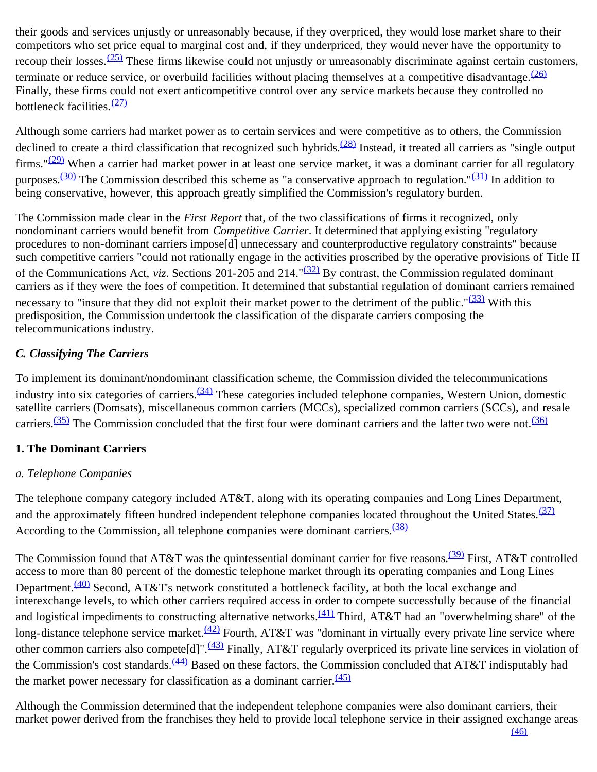their goods and services unjustly or unreasonably because, if they overpriced, they would lose market share to their competitors who set price equal to marginal cost and, if they underpriced, they would never have the opportunity to recoup their losses.[(25)] These firms likewise could not unjustly or unreasonably discriminate against certain customers, terminate or reduce service, or overbuild facilities without placing themselves at a competitive disadvantage.[(26)] Finally, these firms could not exert anticompetitive control over any service markets because they controlled no bottleneck facilities.[(27)]

Although some carriers had market power as to certain services and were competitive as to others, the Commission declined to create a third classification that recognized such hybrids.[(28)] Instead, it treated all carriers as "single output firms."[(29)] When a carrier had market power in at least one service market, it was a dominant carrier for all regulatory purposes.[(30)] The Commission described this scheme as "a conservative approach to regulation."[(31)] In addition to being conservative, however, this approach greatly simplified the Commission's regulatory burden.

The Commission made clear in the *First Report* that, of the two classifications of firms it recognized, only nondominant carriers would benefit from *Competitive Carrier*. It determined that applying existing "regulatory procedures to non-dominant carriers impose[d] unnecessary and counterproductive regulatory constraints" because such competitive carriers "could not rationally engage in the activities proscribed by the operative provisions of Title II of the Communications Act, *viz*. Sections 201-205 and 214."[(32)] By contrast, the Commission regulated dominant carriers as if they were the foes of competition. It determined that substantial regulation of dominant carriers remained necessary to "insure that they did not exploit their market power to the detriment of the public."[(33)] With this predisposition, the Commission undertook the classification of the disparate carriers composing the telecommunications industry.

### *C. Classifying The Carriers*

To implement its dominant/nondominant classification scheme, the Commission divided the telecommunications industry into six categories of carriers.[(34)] These categories included telephone companies, Western Union, domestic satellite carriers (Domsats), miscellaneous common carriers (MCCs), specialized common carriers (SCCs), and resale carriers.[(35)] The Commission concluded that the first four were dominant carriers and the latter two were not.[(36)]

#### 1. The Dominant Carriers

##### *a. Telephone Companies*

The telephone company category included AT&T, along with its operating companies and Long Lines Department, and the approximately fifteen hundred independent telephone companies located throughout the United States.[(37)] According to the Commission, all telephone companies were dominant carriers.[(38)]

The Commission found that AT&T was the quintessential dominant carrier for five reasons.[(39)] First, AT&T controlled access to more than 80 percent of the domestic telephone market through its operating companies and Long Lines Department.[(40)] Second, AT&T's network constituted a bottleneck facility, at both the local exchange and interexchange levels, to which other carriers required access in order to compete successfully because of the financial and logistical impediments to constructing alternative networks.[(41)] Third, AT&T had an "overwhelming share" of the long-distance telephone service market.[(42)] Fourth, AT&T was "dominant in virtually every private line service where other common carriers also compete[d]".[(43)] Finally, AT&T regularly overpriced its private line services in violation of the Commission's cost standards.[(44)] Based on these factors, the Commission concluded that AT&T indisputably had the market power necessary for classification as a dominant carrier.[(45)]

Although the Commission determined that the independent telephone companies were also dominant carriers, their market power derived from the franchises they held to provide local telephone service in their assigned exchange areas [(46)]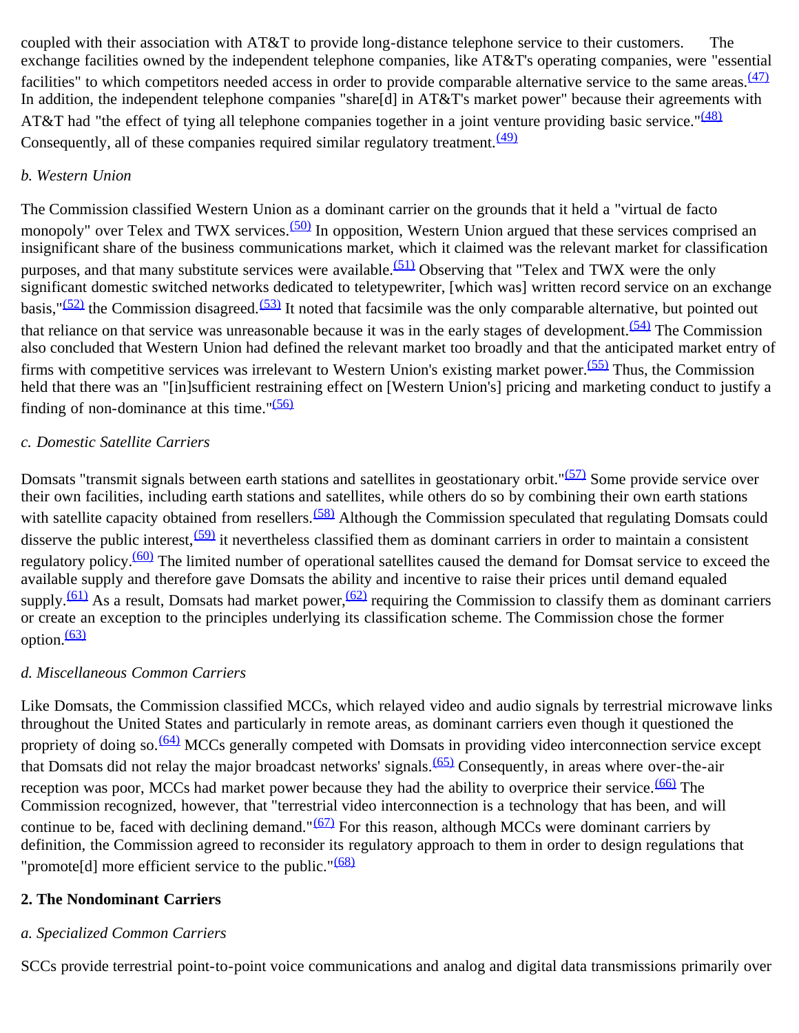coupled with their association with AT&T to provide long-distance telephone service to their customers. The exchange facilities owned by the independent telephone companies, like AT&T's operating companies, were "essential facilities" to which competitors needed access in order to provide comparable alternative service to the same areas.[(47)] In addition, the independent telephone companies "share[d] in AT&T's market power" because their agreements with AT&T had "the effect of tying all telephone companies together in a joint venture providing basic service."[(48)] Consequently, all of these companies required similar regulatory treatment.[(49)]

*b. Western Union*

The Commission classified Western Union as a dominant carrier on the grounds that it held a "virtual de facto monopoly" over Telex and TWX services.[(50)] In opposition, Western Union argued that these services comprised an insignificant share of the business communications market, which it claimed was the relevant market for classification purposes, and that many substitute services were available.[(51)] Observing that "Telex and TWX were the only significant domestic switched networks dedicated to teletypewriter, [which was] written record service on an exchange basis,"[(52)] the Commission disagreed.[(53)] It noted that facsimile was the only comparable alternative, but pointed out that reliance on that service was unreasonable because it was in the early stages of development.[(54)] The Commission also concluded that Western Union had defined the relevant market too broadly and that the anticipated market entry of firms with competitive services was irrelevant to Western Union's existing market power.[(55)] Thus, the Commission held that there was an "[in]sufficient restraining effect on [Western Union's] pricing and marketing conduct to justify a finding of non-dominance at this time."[(56)]

*c. Domestic Satellite Carriers*

Domsats "transmit signals between earth stations and satellites in geostationary orbit."[(57)] Some provide service over their own facilities, including earth stations and satellites, while others do so by combining their own earth stations with satellite capacity obtained from resellers.[(58)] Although the Commission speculated that regulating Domsats could disserve the public interest,[(59)] it nevertheless classified them as dominant carriers in order to maintain a consistent regulatory policy.[(60)] The limited number of operational satellites caused the demand for Domsat service to exceed the available supply and therefore gave Domsats the ability and incentive to raise their prices until demand equaled supply.[(61)] As a result, Domsats had market power,[(62)] requiring the Commission to classify them as dominant carriers or create an exception to the principles underlying its classification scheme. The Commission chose the former option.[(63)]

*d. Miscellaneous Common Carriers*

Like Domsats, the Commission classified MCCs, which relayed video and audio signals by terrestrial microwave links throughout the United States and particularly in remote areas, as dominant carriers even though it questioned the propriety of doing so.[(64)] MCCs generally competed with Domsats in providing video interconnection service except that Domsats did not relay the major broadcast networks' signals.[(65)] Consequently, in areas where over-the-air reception was poor, MCCs had market power because they had the ability to overprice their service.[(66)] The Commission recognized, however, that "terrestrial video interconnection is a technology that has been, and will continue to be, faced with declining demand."[(67)] For this reason, although MCCs were dominant carriers by definition, the Commission agreed to reconsider its regulatory approach to them in order to design regulations that "promote[d] more efficient service to the public."[(68)]

**2. The Nondominant Carriers**

*a. Specialized Common Carriers*

SCCs provide terrestrial point-to-point voice communications and analog and digital data transmissions primarily over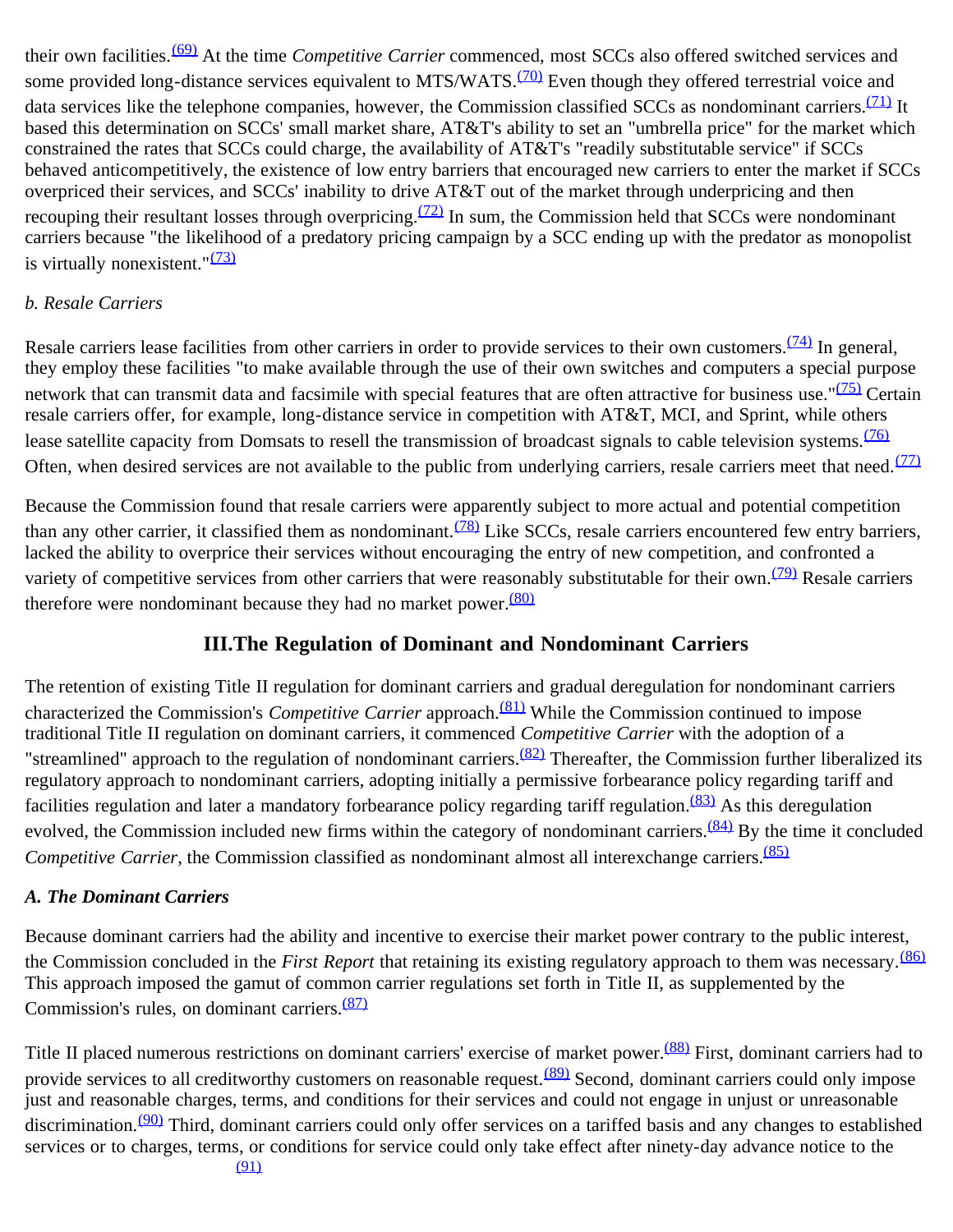their own facilities.[(69)] At the time *Competitive Carrier* commenced, most SCCs also offered switched services and some provided long-distance services equivalent to MTS/WATS.[(70)] Even though they offered terrestrial voice and data services like the telephone companies, however, the Commission classified SCCs as nondominant carriers.[(71)] It based this determination on SCCs' small market share, AT&T's ability to set an "umbrella price" for the market which constrained the rates that SCCs could charge, the availability of AT&T's "readily substitutable service" if SCCs behaved anticompetitively, the existence of low entry barriers that encouraged new carriers to enter the market if SCCs overpriced their services, and SCCs' inability to drive AT&T out of the market through underpricing and then recouping their resultant losses through overpricing.[(72)] In sum, the Commission held that SCCs were nondominant carriers because "the likelihood of a predatory pricing campaign by a SCC ending up with the predator as monopolist is virtually nonexistent."[(73)]

*b. Resale Carriers*

Resale carriers lease facilities from other carriers in order to provide services to their own customers.[(74)] In general, they employ these facilities "to make available through the use of their own switches and computers a special purpose network that can transmit data and facsimile with special features that are often attractive for business use."[(75)] Certain resale carriers offer, for example, long-distance service in competition with AT&T, MCI, and Sprint, while others lease satellite capacity from Domsats to resell the transmission of broadcast signals to cable television systems.[(76)] Often, when desired services are not available to the public from underlying carriers, resale carriers meet that need.[(77)]

Because the Commission found that resale carriers were apparently subject to more actual and potential competition than any other carrier, it classified them as nondominant.[(78)] Like SCCs, resale carriers encountered few entry barriers, lacked the ability to overprice their services without encouraging the entry of new competition, and confronted a variety of competitive services from other carriers that were reasonably substitutable for their own.[(79)] Resale carriers therefore were nondominant because they had no market power.[(80)]

## III.The Regulation of Dominant and Nondominant Carriers

The retention of existing Title II regulation for dominant carriers and gradual deregulation for nondominant carriers characterized the Commission's *Competitive Carrier* approach.[(81)] While the Commission continued to impose traditional Title II regulation on dominant carriers, it commenced *Competitive Carrier* with the adoption of a "streamlined" approach to the regulation of nondominant carriers.[(82)] Thereafter, the Commission further liberalized its regulatory approach to nondominant carriers, adopting initially a permissive forbearance policy regarding tariff and facilities regulation and later a mandatory forbearance policy regarding tariff regulation.[(83)] As this deregulation evolved, the Commission included new firms within the category of nondominant carriers.[(84)] By the time it concluded *Competitive Carrier*, the Commission classified as nondominant almost all interexchange carriers.[(85)]

### *A. The Dominant Carriers*

Because dominant carriers had the ability and incentive to exercise their market power contrary to the public interest, the Commission concluded in the *First Report* that retaining its existing regulatory approach to them was necessary.[(86)] This approach imposed the gamut of common carrier regulations set forth in Title II, as supplemented by the Commission's rules, on dominant carriers.[(87)]

Title II placed numerous restrictions on dominant carriers' exercise of market power.[(88)] First, dominant carriers had to provide services to all creditworthy customers on reasonable request.[(89)] Second, dominant carriers could only impose just and reasonable charges, terms, and conditions for their services and could not engage in unjust or unreasonable discrimination.[(90)] Third, dominant carriers could only offer services on a tariffed basis and any changes to established services or to charges, terms, or conditions for service could only take effect after ninety-day advance notice to the [(91)]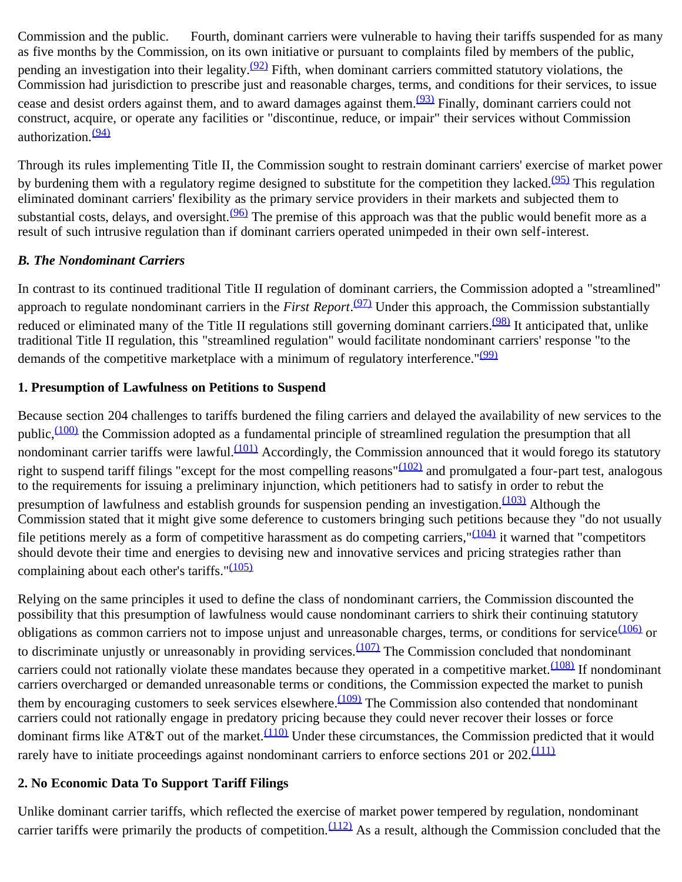Commission and the public. Fourth, dominant carriers were vulnerable to having their tariffs suspended for as many as five months by the Commission, on its own initiative or pursuant to complaints filed by members of the public, pending an investigation into their legality.[(92)] Fifth, when dominant carriers committed statutory violations, the Commission had jurisdiction to prescribe just and reasonable charges, terms, and conditions for their services, to issue cease and desist orders against them, and to award damages against them.[(93)] Finally, dominant carriers could not construct, acquire, or operate any facilities or "discontinue, reduce, or impair" their services without Commission authorization.[(94)]

Through its rules implementing Title II, the Commission sought to restrain dominant carriers' exercise of market power by burdening them with a regulatory regime designed to substitute for the competition they lacked.[(95)] This regulation eliminated dominant carriers' flexibility as the primary service providers in their markets and subjected them to substantial costs, delays, and oversight.[(96)] The premise of this approach was that the public would benefit more as a result of such intrusive regulation than if dominant carriers operated unimpeded in their own self-interest.

### *B. The Nondominant Carriers*

In contrast to its continued traditional Title II regulation of dominant carriers, the Commission adopted a "streamlined" approach to regulate nondominant carriers in the *First Report*.[(97)] Under this approach, the Commission substantially reduced or eliminated many of the Title II regulations still governing dominant carriers.[(98)] It anticipated that, unlike traditional Title II regulation, this "streamlined regulation" would facilitate nondominant carriers' response "to the demands of the competitive marketplace with a minimum of regulatory interference."[(99)]

#### 1. Presumption of Lawfulness on Petitions to Suspend

Because section 204 challenges to tariffs burdened the filing carriers and delayed the availability of new services to the public,[(100)] the Commission adopted as a fundamental principle of streamlined regulation the presumption that all nondominant carrier tariffs were lawful.[(101)] Accordingly, the Commission announced that it would forego its statutory right to suspend tariff filings "except for the most compelling reasons"[(102)] and promulgated a four-part test, analogous to the requirements for issuing a preliminary injunction, which petitioners had to satisfy in order to rebut the presumption of lawfulness and establish grounds for suspension pending an investigation.[(103)] Although the Commission stated that it might give some deference to customers bringing such petitions because they "do not usually file petitions merely as a form of competitive harassment as do competing carriers,"[(104)] it warned that "competitors should devote their time and energies to devising new and innovative services and pricing strategies rather than complaining about each other's tariffs."[(105)]

Relying on the same principles it used to define the class of nondominant carriers, the Commission discounted the possibility that this presumption of lawfulness would cause nondominant carriers to shirk their continuing statutory obligations as common carriers not to impose unjust and unreasonable charges, terms, or conditions for service[(106)] or to discriminate unjustly or unreasonably in providing services.[(107)] The Commission concluded that nondominant carriers could not rationally violate these mandates because they operated in a competitive market.[(108)] If nondominant carriers overcharged or demanded unreasonable terms or conditions, the Commission expected the market to punish them by encouraging customers to seek services elsewhere.[(109)] The Commission also contended that nondominant carriers could not rationally engage in predatory pricing because they could never recover their losses or force dominant firms like AT&T out of the market.[(110)] Under these circumstances, the Commission predicted that it would rarely have to initiate proceedings against nondominant carriers to enforce sections 201 or 202.[(111)]

#### 2. No Economic Data To Support Tariff Filings

Unlike dominant carrier tariffs, which reflected the exercise of market power tempered by regulation, nondominant carrier tariffs were primarily the products of competition.[(112)] As a result, although the Commission concluded that the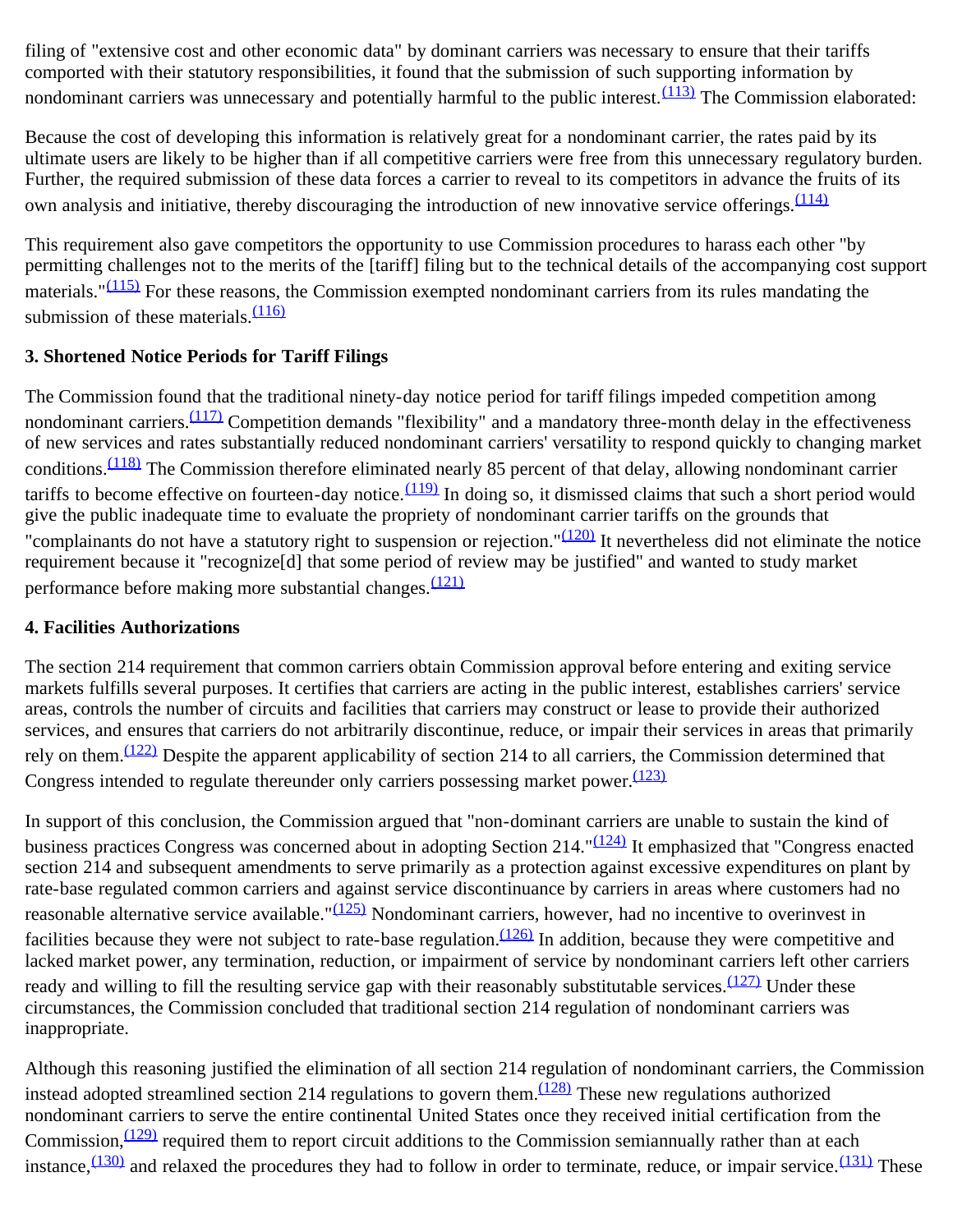filing of "extensive cost and other economic data" by dominant carriers was necessary to ensure that their tariffs comported with their statutory responsibilities, it found that the submission of such supporting information by nondominant carriers was unnecessary and potentially harmful to the public interest.[(113)] The Commission elaborated:

Because the cost of developing this information is relatively great for a nondominant carrier, the rates paid by its ultimate users are likely to be higher than if all competitive carriers were free from this unnecessary regulatory burden. Further, the required submission of these data forces a carrier to reveal to its competitors in advance the fruits of its own analysis and initiative, thereby discouraging the introduction of new innovative service offerings.[(114)]

This requirement also gave competitors the opportunity to use Commission procedures to harass each other "by permitting challenges not to the merits of the [tariff] filing but to the technical details of the accompanying cost support materials."[(115)] For these reasons, the Commission exempted nondominant carriers from its rules mandating the submission of these materials.[(116)]

### 3. Shortened Notice Periods for Tariff Filings

The Commission found that the traditional ninety-day notice period for tariff filings impeded competition among nondominant carriers.[(117)] Competition demands "flexibility" and a mandatory three-month delay in the effectiveness of new services and rates substantially reduced nondominant carriers' versatility to respond quickly to changing market conditions.[(118)] The Commission therefore eliminated nearly 85 percent of that delay, allowing nondominant carrier tariffs to become effective on fourteen-day notice.[(119)] In doing so, it dismissed claims that such a short period would give the public inadequate time to evaluate the propriety of nondominant carrier tariffs on the grounds that "complainants do not have a statutory right to suspension or rejection."[(120)] It nevertheless did not eliminate the notice requirement because it "recognize[d] that some period of review may be justified" and wanted to study market performance before making more substantial changes.[(121)]

### 4. Facilities Authorizations

The section 214 requirement that common carriers obtain Commission approval before entering and exiting service markets fulfills several purposes. It certifies that carriers are acting in the public interest, establishes carriers' service areas, controls the number of circuits and facilities that carriers may construct or lease to provide their authorized services, and ensures that carriers do not arbitrarily discontinue, reduce, or impair their services in areas that primarily rely on them.[(122)] Despite the apparent applicability of section 214 to all carriers, the Commission determined that Congress intended to regulate thereunder only carriers possessing market power.[(123)]

In support of this conclusion, the Commission argued that "non-dominant carriers are unable to sustain the kind of business practices Congress was concerned about in adopting Section 214."[(124)] It emphasized that "Congress enacted section 214 and subsequent amendments to serve primarily as a protection against excessive expenditures on plant by rate-base regulated common carriers and against service discontinuance by carriers in areas where customers had no reasonable alternative service available."[(125)] Nondominant carriers, however, had no incentive to overinvest in facilities because they were not subject to rate-base regulation.[(126)] In addition, because they were competitive and lacked market power, any termination, reduction, or impairment of service by nondominant carriers left other carriers ready and willing to fill the resulting service gap with their reasonably substitutable services.[(127)] Under these circumstances, the Commission concluded that traditional section 214 regulation of nondominant carriers was inappropriate.

Although this reasoning justified the elimination of all section 214 regulation of nondominant carriers, the Commission instead adopted streamlined section 214 regulations to govern them.[(128)] These new regulations authorized nondominant carriers to serve the entire continental United States once they received initial certification from the Commission,[(129)] required them to report circuit additions to the Commission semiannually rather than at each instance,[(130)] and relaxed the procedures they had to follow in order to terminate, reduce, or impair service.[(131)] These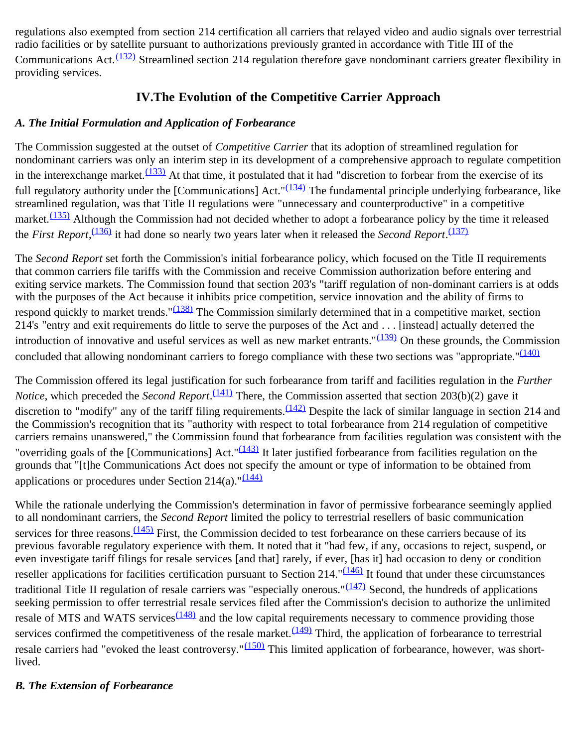regulations also exempted from section 214 certification all carriers that relayed video and audio signals over terrestrial radio facilities or by satellite pursuant to authorizations previously granted in accordance with Title III of the Communications Act.[(132)] Streamlined section 214 regulation therefore gave nondominant carriers greater flexibility in providing services.

## IV.The Evolution of the Competitive Carrier Approach

### *A. The Initial Formulation and Application of Forbearance*

The Commission suggested at the outset of *Competitive Carrier* that its adoption of streamlined regulation for nondominant carriers was only an interim step in its development of a comprehensive approach to regulate competition in the interexchange market.[(133)] At that time, it postulated that it had "discretion to forbear from the exercise of its full regulatory authority under the [Communications] Act."[(134)] The fundamental principle underlying forbearance, like streamlined regulation, was that Title II regulations were "unnecessary and counterproductive" in a competitive market.[(135)] Although the Commission had not decided whether to adopt a forbearance policy by the time it released the *First Report*,[(136)] it had done so nearly two years later when it released the *Second Report*.[(137)]

The *Second Report* set forth the Commission's initial forbearance policy, which focused on the Title II requirements that common carriers file tariffs with the Commission and receive Commission authorization before entering and exiting service markets. The Commission found that section 203's "tariff regulation of non-dominant carriers is at odds with the purposes of the Act because it inhibits price competition, service innovation and the ability of firms to respond quickly to market trends."[(138)] The Commission similarly determined that in a competitive market, section 214's "entry and exit requirements do little to serve the purposes of the Act and . . . [instead] actually deterred the introduction of innovative and useful services as well as new market entrants."[(139)] On these grounds, the Commission concluded that allowing nondominant carriers to forego compliance with these two sections was "appropriate."[(140)]

The Commission offered its legal justification for such forbearance from tariff and facilities regulation in the *Further Notice*, which preceded the *Second Report*.[(141)] There, the Commission asserted that section 203(b)(2) gave it discretion to "modify" any of the tariff filing requirements.[(142)] Despite the lack of similar language in section 214 and the Commission's recognition that its "authority with respect to total forbearance from 214 regulation of competitive carriers remains unanswered," the Commission found that forbearance from facilities regulation was consistent with the "overriding goals of the [Communications] Act."[(143)] It later justified forbearance from facilities regulation on the grounds that "[t]he Communications Act does not specify the amount or type of information to be obtained from applications or procedures under Section 214(a)."[(144)]

While the rationale underlying the Commission's determination in favor of permissive forbearance seemingly applied to all nondominant carriers, the *Second Report* limited the policy to terrestrial resellers of basic communication services for three reasons.[(145)] First, the Commission decided to test forbearance on these carriers because of its previous favorable regulatory experience with them. It noted that it "had few, if any, occasions to reject, suspend, or even investigate tariff filings for resale services [and that] rarely, if ever, [has it] had occasion to deny or condition reseller applications for facilities certification pursuant to Section 214."[(146)] It found that under these circumstances traditional Title II regulation of resale carriers was "especially onerous."[(147)] Second, the hundreds of applications seeking permission to offer terrestrial resale services filed after the Commission's decision to authorize the unlimited resale of MTS and WATS services[(148)] and the low capital requirements necessary to commence providing those services confirmed the competitiveness of the resale market.[(149)] Third, the application of forbearance to terrestrial resale carriers had "evoked the least controversy."[(150)] This limited application of forbearance, however, was short-lived.

### *B. The Extension of Forbearance*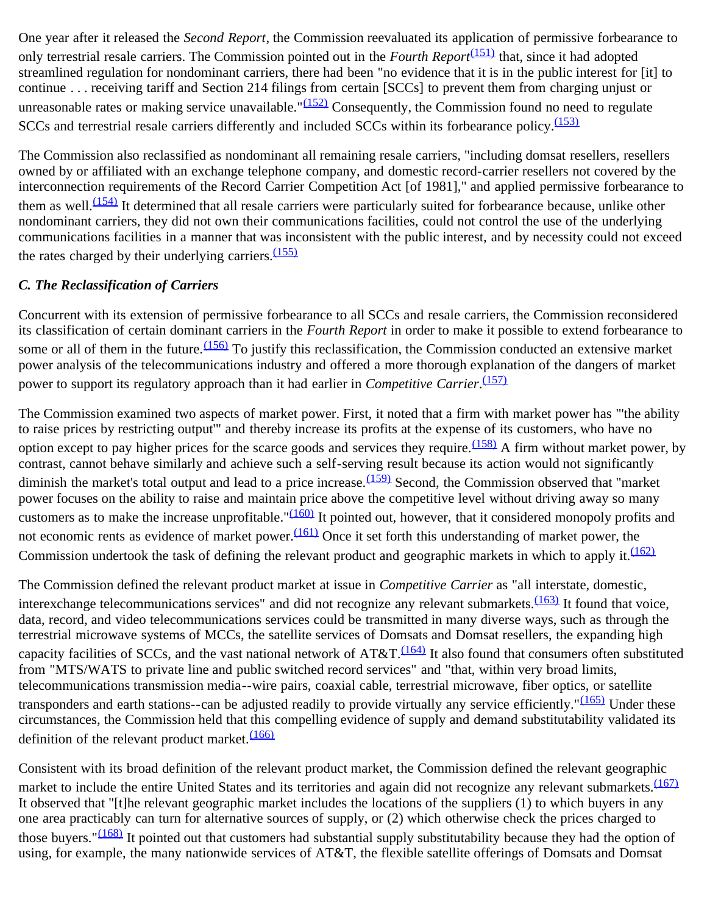One year after it released the *Second Report*, the Commission reevaluated its application of permissive forbearance to only terrestrial resale carriers. The Commission pointed out in the *Fourth Report*[(151)] that, since it had adopted streamlined regulation for nondominant carriers, there had been "no evidence that it is in the public interest for [it] to continue . . . receiving tariff and Section 214 filings from certain [SCCs] to prevent them from charging unjust or unreasonable rates or making service unavailable."[(152)] Consequently, the Commission found no need to regulate SCCs and terrestrial resale carriers differently and included SCCs within its forbearance policy.[(153)]

The Commission also reclassified as nondominant all remaining resale carriers, "including domsat resellers, resellers owned by or affiliated with an exchange telephone company, and domestic record-carrier resellers not covered by the interconnection requirements of the Record Carrier Competition Act [of 1981]," and applied permissive forbearance to them as well.[(154)] It determined that all resale carriers were particularly suited for forbearance because, unlike other nondominant carriers, they did not own their communications facilities, could not control the use of the underlying communications facilities in a manner that was inconsistent with the public interest, and by necessity could not exceed the rates charged by their underlying carriers.[(155)]

### *C. The Reclassification of Carriers*

Concurrent with its extension of permissive forbearance to all SCCs and resale carriers, the Commission reconsidered its classification of certain dominant carriers in the *Fourth Report* in order to make it possible to extend forbearance to some or all of them in the future.[(156)] To justify this reclassification, the Commission conducted an extensive market power analysis of the telecommunications industry and offered a more thorough explanation of the dangers of market power to support its regulatory approach than it had earlier in *Competitive Carrier*.[(157)]

The Commission examined two aspects of market power. First, it noted that a firm with market power has "'the ability to raise prices by restricting output'" and thereby increase its profits at the expense of its customers, who have no option except to pay higher prices for the scarce goods and services they require.[(158)] A firm without market power, by contrast, cannot behave similarly and achieve such a self-serving result because its action would not significantly diminish the market's total output and lead to a price increase.[(159)] Second, the Commission observed that "market power focuses on the ability to raise and maintain price above the competitive level without driving away so many customers as to make the increase unprofitable."[(160)] It pointed out, however, that it considered monopoly profits and not economic rents as evidence of market power.[(161)] Once it set forth this understanding of market power, the Commission undertook the task of defining the relevant product and geographic markets in which to apply it.[(162)]

The Commission defined the relevant product market at issue in *Competitive Carrier* as "all interstate, domestic, interexchange telecommunications services" and did not recognize any relevant submarkets.[(163)] It found that voice, data, record, and video telecommunications services could be transmitted in many diverse ways, such as through the terrestrial microwave systems of MCCs, the satellite services of Domsats and Domsat resellers, the expanding high capacity facilities of SCCs, and the vast national network of AT&T.[(164)] It also found that consumers often substituted from "MTS/WATS to private line and public switched record services" and "that, within very broad limits, telecommunications transmission media--wire pairs, coaxial cable, terrestrial microwave, fiber optics, or satellite transponders and earth stations--can be adjusted readily to provide virtually any service efficiently."[(165)] Under these circumstances, the Commission held that this compelling evidence of supply and demand substitutability validated its definition of the relevant product market.[(166)]

Consistent with its broad definition of the relevant product market, the Commission defined the relevant geographic market to include the entire United States and its territories and again did not recognize any relevant submarkets.[(167)] It observed that "[t]he relevant geographic market includes the locations of the suppliers (1) to which buyers in any one area practicably can turn for alternative sources of supply, or (2) which otherwise check the prices charged to those buyers."[(168)] It pointed out that customers had substantial supply substitutability because they had the option of using, for example, the many nationwide services of AT&T, the flexible satellite offerings of Domsats and Domsat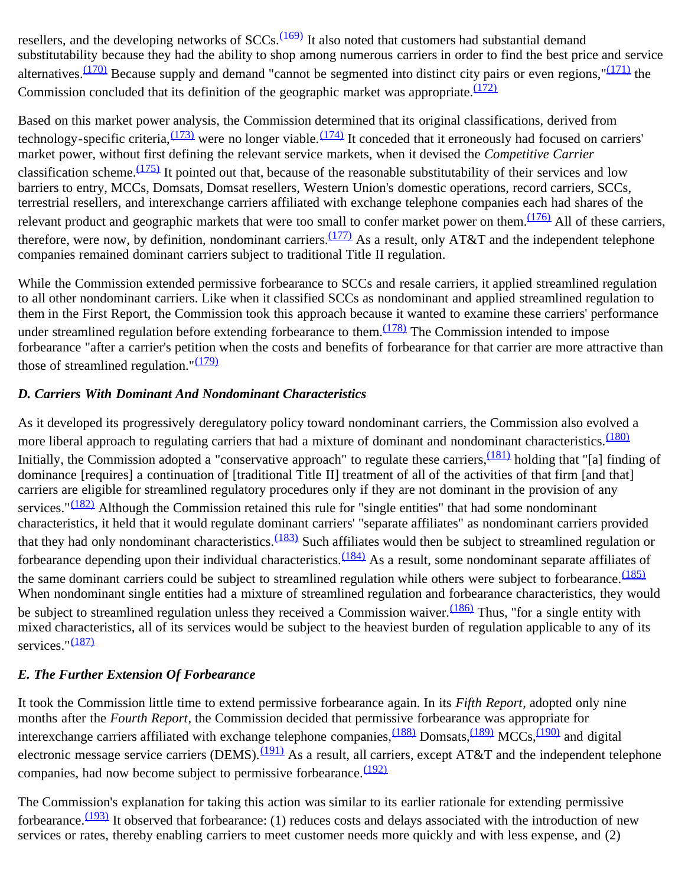resellers, and the developing networks of SCCs.[(169)] It also noted that customers had substantial demand substitutability because they had the ability to shop among numerous carriers in order to find the best price and service alternatives.[(170)] Because supply and demand "cannot be segmented into distinct city pairs or even regions,"[(171)] the Commission concluded that its definition of the geographic market was appropriate.[(172)]

Based on this market power analysis, the Commission determined that its original classifications, derived from technology-specific criteria,[(173)] were no longer viable.[(174)] It conceded that it erroneously had focused on carriers' market power, without first defining the relevant service markets, when it devised the *Competitive Carrier* classification scheme.[(175)] It pointed out that, because of the reasonable substitutability of their services and low barriers to entry, MCCs, Domsats, Domsat resellers, Western Union's domestic operations, record carriers, SCCs, terrestrial resellers, and interexchange carriers affiliated with exchange telephone companies each had shares of the relevant product and geographic markets that were too small to confer market power on them.[(176)] All of these carriers, therefore, were now, by definition, nondominant carriers.[(177)] As a result, only AT&T and the independent telephone companies remained dominant carriers subject to traditional Title II regulation.

While the Commission extended permissive forbearance to SCCs and resale carriers, it applied streamlined regulation to all other nondominant carriers. Like when it classified SCCs as nondominant and applied streamlined regulation to them in the First Report, the Commission took this approach because it wanted to examine these carriers' performance under streamlined regulation before extending forbearance to them.[(178)] The Commission intended to impose forbearance "after a carrier's petition when the costs and benefits of forbearance for that carrier are more attractive than those of streamlined regulation."[(179)]

### *D. Carriers With Dominant And Nondominant Characteristics*

As it developed its progressively deregulatory policy toward nondominant carriers, the Commission also evolved a more liberal approach to regulating carriers that had a mixture of dominant and nondominant characteristics.[(180)] Initially, the Commission adopted a "conservative approach" to regulate these carriers,[(181)] holding that "[a] finding of dominance [requires] a continuation of [traditional Title II] treatment of all of the activities of that firm [and that] carriers are eligible for streamlined regulatory procedures only if they are not dominant in the provision of any services."[(182)] Although the Commission retained this rule for "single entities" that had some nondominant characteristics, it held that it would regulate dominant carriers' "separate affiliates" as nondominant carriers provided that they had only nondominant characteristics.[(183)] Such affiliates would then be subject to streamlined regulation or forbearance depending upon their individual characteristics.[(184)] As a result, some nondominant separate affiliates of the same dominant carriers could be subject to streamlined regulation while others were subject to forbearance.[(185)] When nondominant single entities had a mixture of streamlined regulation and forbearance characteristics, they would be subject to streamlined regulation unless they received a Commission waiver.[(186)] Thus, "for a single entity with mixed characteristics, all of its services would be subject to the heaviest burden of regulation applicable to any of its services."[(187)]

### *E. The Further Extension Of Forbearance*

It took the Commission little time to extend permissive forbearance again. In its *Fifth Report*, adopted only nine months after the *Fourth Report*, the Commission decided that permissive forbearance was appropriate for interexchange carriers affiliated with exchange telephone companies,[(188)] Domsats,[(189)] MCCs,[(190)] and digital electronic message service carriers (DEMS).[(191)] As a result, all carriers, except AT&T and the independent telephone companies, had now become subject to permissive forbearance.[(192)]

The Commission's explanation for taking this action was similar to its earlier rationale for extending permissive forbearance.[(193)] It observed that forbearance: (1) reduces costs and delays associated with the introduction of new services or rates, thereby enabling carriers to meet customer needs more quickly and with less expense, and (2)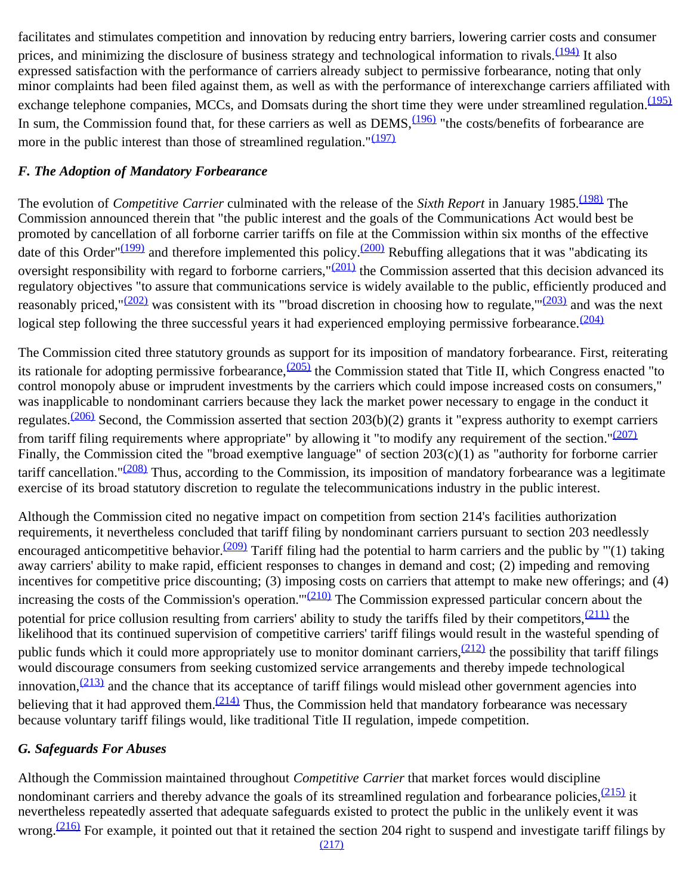facilitates and stimulates competition and innovation by reducing entry barriers, lowering carrier costs and consumer prices, and minimizing the disclosure of business strategy and technological information to rivals.[(194)] It also expressed satisfaction with the performance of carriers already subject to permissive forbearance, noting that only minor complaints had been filed against them, as well as with the performance of interexchange carriers affiliated with exchange telephone companies, MCCs, and Domsats during the short time they were under streamlined regulation.[(195)] In sum, the Commission found that, for these carriers as well as DEMS,[(196)] "the costs/benefits of forbearance are more in the public interest than those of streamlined regulation."[(197)]

### *F. The Adoption of Mandatory Forbearance*

The evolution of *Competitive Carrier* culminated with the release of the *Sixth Report* in January 1985.[(198)] The Commission announced therein that "the public interest and the goals of the Communications Act would best be promoted by cancellation of all forborne carrier tariffs on file at the Commission within six months of the effective date of this Order"[(199)] and therefore implemented this policy.[(200)] Rebuffing allegations that it was "abdicating its oversight responsibility with regard to forborne carriers,"[(201)] the Commission asserted that this decision advanced its regulatory objectives "to assure that communications service is widely available to the public, efficiently produced and reasonably priced,"[(202)] was consistent with its "'broad discretion in choosing how to regulate,'"[(203)] and was the next logical step following the three successful years it had experienced employing permissive forbearance.[(204)]

The Commission cited three statutory grounds as support for its imposition of mandatory forbearance. First, reiterating its rationale for adopting permissive forbearance,[(205)] the Commission stated that Title II, which Congress enacted "to control monopoly abuse or imprudent investments by the carriers which could impose increased costs on consumers," was inapplicable to nondominant carriers because they lack the market power necessary to engage in the conduct it regulates.[(206)] Second, the Commission asserted that section 203(b)(2) grants it "express authority to exempt carriers from tariff filing requirements where appropriate" by allowing it "to modify any requirement of the section."[(207)] Finally, the Commission cited the "broad exemptive language" of section 203(c)(1) as "authority for forborne carrier tariff cancellation."[(208)] Thus, according to the Commission, its imposition of mandatory forbearance was a legitimate exercise of its broad statutory discretion to regulate the telecommunications industry in the public interest.

Although the Commission cited no negative impact on competition from section 214's facilities authorization requirements, it nevertheless concluded that tariff filing by nondominant carriers pursuant to section 203 needlessly encouraged anticompetitive behavior.[(209)] Tariff filing had the potential to harm carriers and the public by "'(1) taking away carriers' ability to make rapid, efficient responses to changes in demand and cost; (2) impeding and removing incentives for competitive price discounting; (3) imposing costs on carriers that attempt to make new offerings; and (4) increasing the costs of the Commission's operation.'"[(210)] The Commission expressed particular concern about the potential for price collusion resulting from carriers' ability to study the tariffs filed by their competitors,[(211)] the likelihood that its continued supervision of competitive carriers' tariff filings would result in the wasteful spending of public funds which it could more appropriately use to monitor dominant carriers,[(212)] the possibility that tariff filings would discourage consumers from seeking customized service arrangements and thereby impede technological innovation,[(213)] and the chance that its acceptance of tariff filings would mislead other government agencies into believing that it had approved them.[(214)] Thus, the Commission held that mandatory forbearance was necessary because voluntary tariff filings would, like traditional Title II regulation, impede competition.

### *G. Safeguards For Abuses*

Although the Commission maintained throughout *Competitive Carrier* that market forces would discipline nondominant carriers and thereby advance the goals of its streamlined regulation and forbearance policies,[(215)] it nevertheless repeatedly asserted that adequate safeguards existed to protect the public in the unlikely event it was wrong.[(216)] For example, it pointed out that it retained the section 204 right to suspend and investigate tariff filings by [(217)]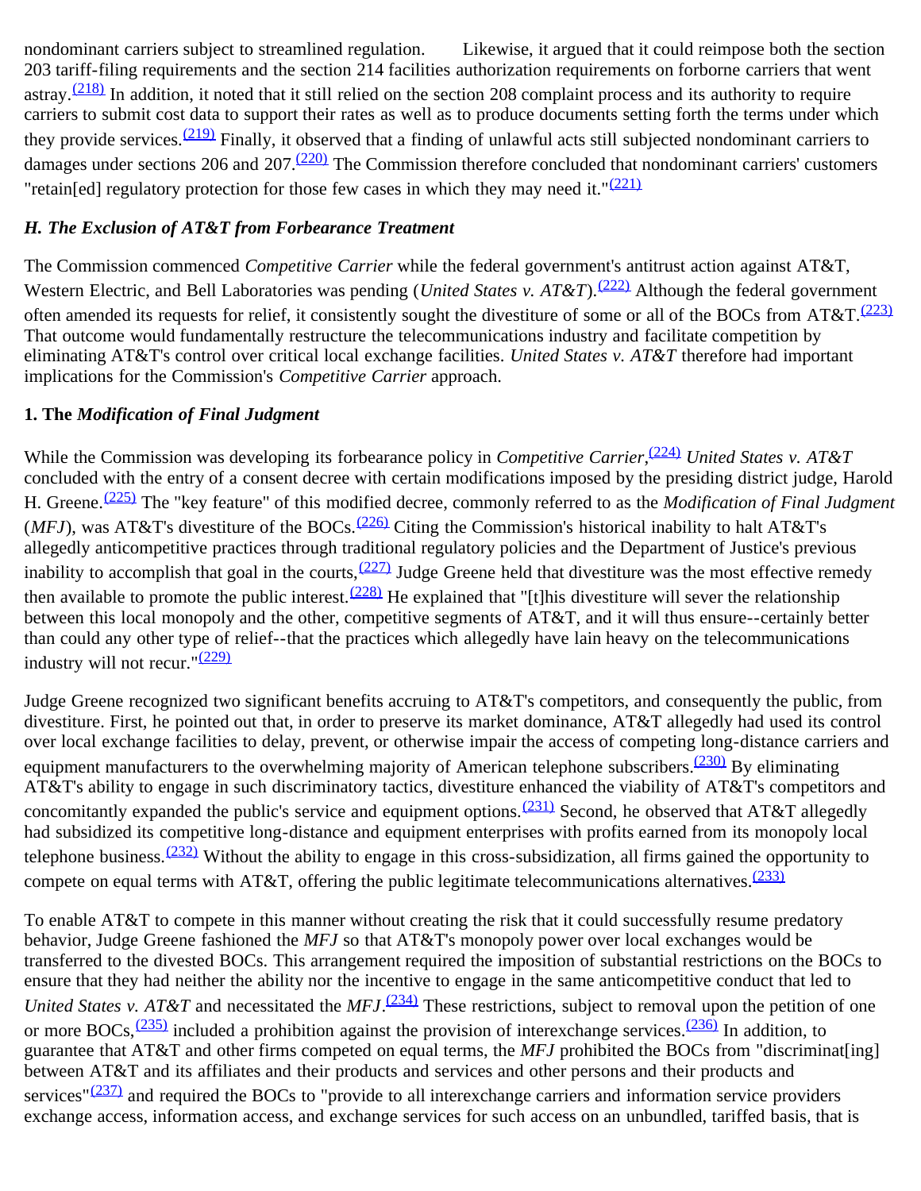nondominant carriers subject to streamlined regulation. Likewise, it argued that it could reimpose both the section 203 tariff-filing requirements and the section 214 facilities authorization requirements on forborne carriers that went astray.[(218)] In addition, it noted that it still relied on the section 208 complaint process and its authority to require carriers to submit cost data to support their rates as well as to produce documents setting forth the terms under which they provide services.[(219)] Finally, it observed that a finding of unlawful acts still subjected nondominant carriers to damages under sections 206 and 207.[(220)] The Commission therefore concluded that nondominant carriers' customers "retain[ed] regulatory protection for those few cases in which they may need it."[(221)]

### *H. The Exclusion of AT&T from Forbearance Treatment*

The Commission commenced *Competitive Carrier* while the federal government's antitrust action against AT&T, Western Electric, and Bell Laboratories was pending (*United States v. AT&T*).[(222)] Although the federal government often amended its requests for relief, it consistently sought the divestiture of some or all of the BOCs from AT&T.[(223)] That outcome would fundamentally restructure the telecommunications industry and facilitate competition by eliminating AT&T's control over critical local exchange facilities. *United States v. AT&T* therefore had important implications for the Commission's *Competitive Carrier* approach.

#### 1. The *Modification of Final Judgment*

While the Commission was developing its forbearance policy in *Competitive Carrier*,[(224)] *United States v. AT&T* concluded with the entry of a consent decree with certain modifications imposed by the presiding district judge, Harold H. Greene.[(225)] The "key feature" of this modified decree, commonly referred to as the *Modification of Final Judgment* (*MFJ*), was AT&T's divestiture of the BOCs.[(226)] Citing the Commission's historical inability to halt AT&T's allegedly anticompetitive practices through traditional regulatory policies and the Department of Justice's previous inability to accomplish that goal in the courts,[(227)] Judge Greene held that divestiture was the most effective remedy then available to promote the public interest.[(228)] He explained that "[t]his divestiture will sever the relationship between this local monopoly and the other, competitive segments of AT&T, and it will thus ensure--certainly better than could any other type of relief--that the practices which allegedly have lain heavy on the telecommunications industry will not recur."[(229)]

Judge Greene recognized two significant benefits accruing to AT&T's competitors, and consequently the public, from divestiture. First, he pointed out that, in order to preserve its market dominance, AT&T allegedly had used its control over local exchange facilities to delay, prevent, or otherwise impair the access of competing long-distance carriers and equipment manufacturers to the overwhelming majority of American telephone subscribers.[(230)] By eliminating AT&T's ability to engage in such discriminatory tactics, divestiture enhanced the viability of AT&T's competitors and concomitantly expanded the public's service and equipment options.[(231)] Second, he observed that AT&T allegedly had subsidized its competitive long-distance and equipment enterprises with profits earned from its monopoly local telephone business.[(232)] Without the ability to engage in this cross-subsidization, all firms gained the opportunity to compete on equal terms with AT&T, offering the public legitimate telecommunications alternatives.[(233)]

To enable AT&T to compete in this manner without creating the risk that it could successfully resume predatory behavior, Judge Greene fashioned the *MFJ* so that AT&T's monopoly power over local exchanges would be transferred to the divested BOCs. This arrangement required the imposition of substantial restrictions on the BOCs to ensure that they had neither the ability nor the incentive to engage in the same anticompetitive conduct that led to *United States v. AT&T* and necessitated the *MFJ*.[(234)] These restrictions, subject to removal upon the petition of one or more BOCs,[(235)] included a prohibition against the provision of interexchange services.[(236)] In addition, to guarantee that AT&T and other firms competed on equal terms, the *MFJ* prohibited the BOCs from "discriminat[ing] between AT&T and its affiliates and their products and services and other persons and their products and services"[(237)] and required the BOCs to "provide to all interexchange carriers and information service providers exchange access, information access, and exchange services for such access on an unbundled, tariffed basis, that is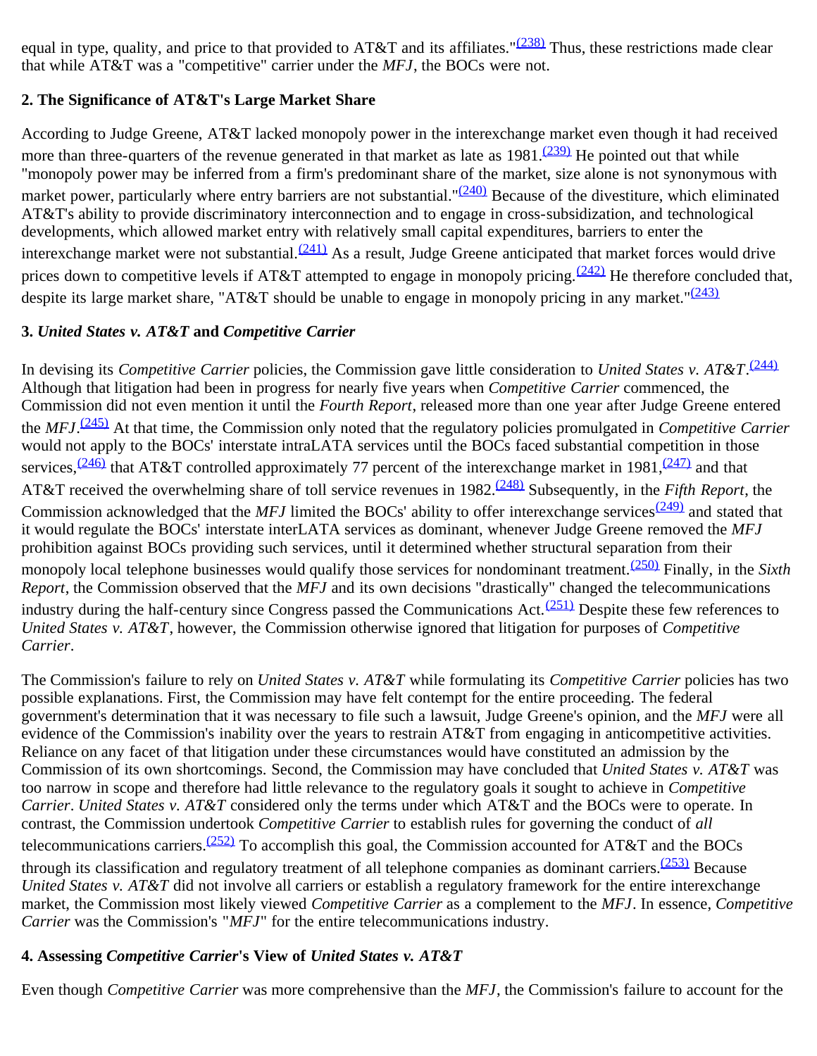equal in type, quality, and price to that provided to AT&T and its affiliates."[(238)] Thus, these restrictions made clear that while AT&T was a "competitive" carrier under the *MFJ*, the BOCs were not.

### 2. The Significance of AT&T's Large Market Share

According to Judge Greene, AT&T lacked monopoly power in the interexchange market even though it had received more than three-quarters of the revenue generated in that market as late as 1981.[(239)] He pointed out that while "monopoly power may be inferred from a firm's predominant share of the market, size alone is not synonymous with market power, particularly where entry barriers are not substantial."[(240)] Because of the divestiture, which eliminated AT&T's ability to provide discriminatory interconnection and to engage in cross-subsidization, and technological developments, which allowed market entry with relatively small capital expenditures, barriers to enter the interexchange market were not substantial.[(241)] As a result, Judge Greene anticipated that market forces would drive prices down to competitive levels if AT&T attempted to engage in monopoly pricing.[(242)] He therefore concluded that, despite its large market share, "AT&T should be unable to engage in monopoly pricing in any market."[(243)]

### 3. *United States v. AT&T* and *Competitive Carrier*

In devising its *Competitive Carrier* policies, the Commission gave little consideration to *United States v. AT&T*.[(244)] Although that litigation had been in progress for nearly five years when *Competitive Carrier* commenced, the Commission did not even mention it until the *Fourth Report*, released more than one year after Judge Greene entered the *MFJ*.[(245)] At that time, the Commission only noted that the regulatory policies promulgated in *Competitive Carrier* would not apply to the BOCs' interstate intraLATA services until the BOCs faced substantial competition in those services,[(246)] that AT&T controlled approximately 77 percent of the interexchange market in 1981,[(247)] and that AT&T received the overwhelming share of toll service revenues in 1982.[(248)] Subsequently, in the *Fifth Report*, the Commission acknowledged that the *MFJ* limited the BOCs' ability to offer interexchange services[(249)] and stated that it would regulate the BOCs' interstate interLATA services as dominant, whenever Judge Greene removed the *MFJ* prohibition against BOCs providing such services, until it determined whether structural separation from their monopoly local telephone businesses would qualify those services for nondominant treatment.[(250)] Finally, in the *Sixth Report*, the Commission observed that the *MFJ* and its own decisions "drastically" changed the telecommunications industry during the half-century since Congress passed the Communications Act.[(251)] Despite these few references to *United States v. AT&T*, however, the Commission otherwise ignored that litigation for purposes of *Competitive Carrier*.

The Commission's failure to rely on *United States v. AT&T* while formulating its *Competitive Carrier* policies has two possible explanations. First, the Commission may have felt contempt for the entire proceeding. The federal government's determination that it was necessary to file such a lawsuit, Judge Greene's opinion, and the *MFJ* were all evidence of the Commission's inability over the years to restrain AT&T from engaging in anticompetitive activities. Reliance on any facet of that litigation under these circumstances would have constituted an admission by the Commission of its own shortcomings. Second, the Commission may have concluded that *United States v. AT&T* was too narrow in scope and therefore had little relevance to the regulatory goals it sought to achieve in *Competitive Carrier*. *United States v. AT&T* considered only the terms under which AT&T and the BOCs were to operate. In contrast, the Commission undertook *Competitive Carrier* to establish rules for governing the conduct of *all* telecommunications carriers.[(252)] To accomplish this goal, the Commission accounted for AT&T and the BOCs through its classification and regulatory treatment of all telephone companies as dominant carriers.[(253)] Because *United States v. AT&T* did not involve all carriers or establish a regulatory framework for the entire interexchange market, the Commission most likely viewed *Competitive Carrier* as a complement to the *MFJ*. In essence, *Competitive Carrier* was the Commission's "*MFJ*" for the entire telecommunications industry.

### 4. Assessing *Competitive Carrier*'s View of *United States v. AT&T*

Even though *Competitive Carrier* was more comprehensive than the *MFJ*, the Commission's failure to account for the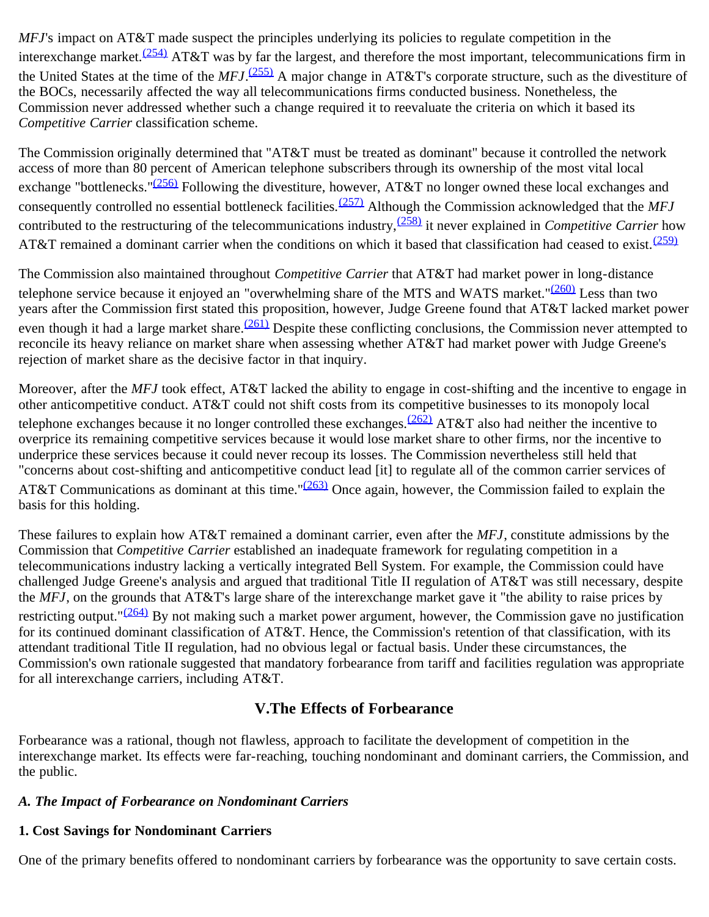*MFJ*'s impact on AT&T made suspect the principles underlying its policies to regulate competition in the interexchange market.[(254)] AT&T was by far the largest, and therefore the most important, telecommunications firm in the United States at the time of the *MFJ*.[(255)] A major change in AT&T's corporate structure, such as the divestiture of the BOCs, necessarily affected the way all telecommunications firms conducted business. Nonetheless, the Commission never addressed whether such a change required it to reevaluate the criteria on which it based its *Competitive Carrier* classification scheme.

The Commission originally determined that "AT&T must be treated as dominant" because it controlled the network access of more than 80 percent of American telephone subscribers through its ownership of the most vital local exchange "bottlenecks."[(256)] Following the divestiture, however, AT&T no longer owned these local exchanges and consequently controlled no essential bottleneck facilities.[(257)] Although the Commission acknowledged that the *MFJ* contributed to the restructuring of the telecommunications industry,[(258)] it never explained in *Competitive Carrier* how AT&T remained a dominant carrier when the conditions on which it based that classification had ceased to exist.[(259)]

The Commission also maintained throughout *Competitive Carrier* that AT&T had market power in long-distance telephone service because it enjoyed an "overwhelming share of the MTS and WATS market."[(260)] Less than two years after the Commission first stated this proposition, however, Judge Greene found that AT&T lacked market power even though it had a large market share.[(261)] Despite these conflicting conclusions, the Commission never attempted to reconcile its heavy reliance on market share when assessing whether AT&T had market power with Judge Greene's rejection of market share as the decisive factor in that inquiry.

Moreover, after the *MFJ* took effect, AT&T lacked the ability to engage in cost-shifting and the incentive to engage in other anticompetitive conduct. AT&T could not shift costs from its competitive businesses to its monopoly local telephone exchanges because it no longer controlled these exchanges.[(262)] AT&T also had neither the incentive to overprice its remaining competitive services because it would lose market share to other firms, nor the incentive to underprice these services because it could never recoup its losses. The Commission nevertheless still held that "concerns about cost-shifting and anticompetitive conduct lead [it] to regulate all of the common carrier services of AT&T Communications as dominant at this time."[(263)] Once again, however, the Commission failed to explain the basis for this holding.

These failures to explain how AT&T remained a dominant carrier, even after the *MFJ*, constitute admissions by the Commission that *Competitive Carrier* established an inadequate framework for regulating competition in a telecommunications industry lacking a vertically integrated Bell System. For example, the Commission could have challenged Judge Greene's analysis and argued that traditional Title II regulation of AT&T was still necessary, despite the *MFJ*, on the grounds that AT&T's large share of the interexchange market gave it "the ability to raise prices by restricting output."[(264)] By not making such a market power argument, however, the Commission gave no justification for its continued dominant classification of AT&T. Hence, the Commission's retention of that classification, with its attendant traditional Title II regulation, had no obvious legal or factual basis. Under these circumstances, the Commission's own rationale suggested that mandatory forbearance from tariff and facilities regulation was appropriate for all interexchange carriers, including AT&T.

## V.The Effects of Forbearance

Forbearance was a rational, though not flawless, approach to facilitate the development of competition in the interexchange market. Its effects were far-reaching, touching nondominant and dominant carriers, the Commission, and the public.

### *A. The Impact of Forbearance on Nondominant Carriers*

#### 1. Cost Savings for Nondominant Carriers

One of the primary benefits offered to nondominant carriers by forbearance was the opportunity to save certain costs.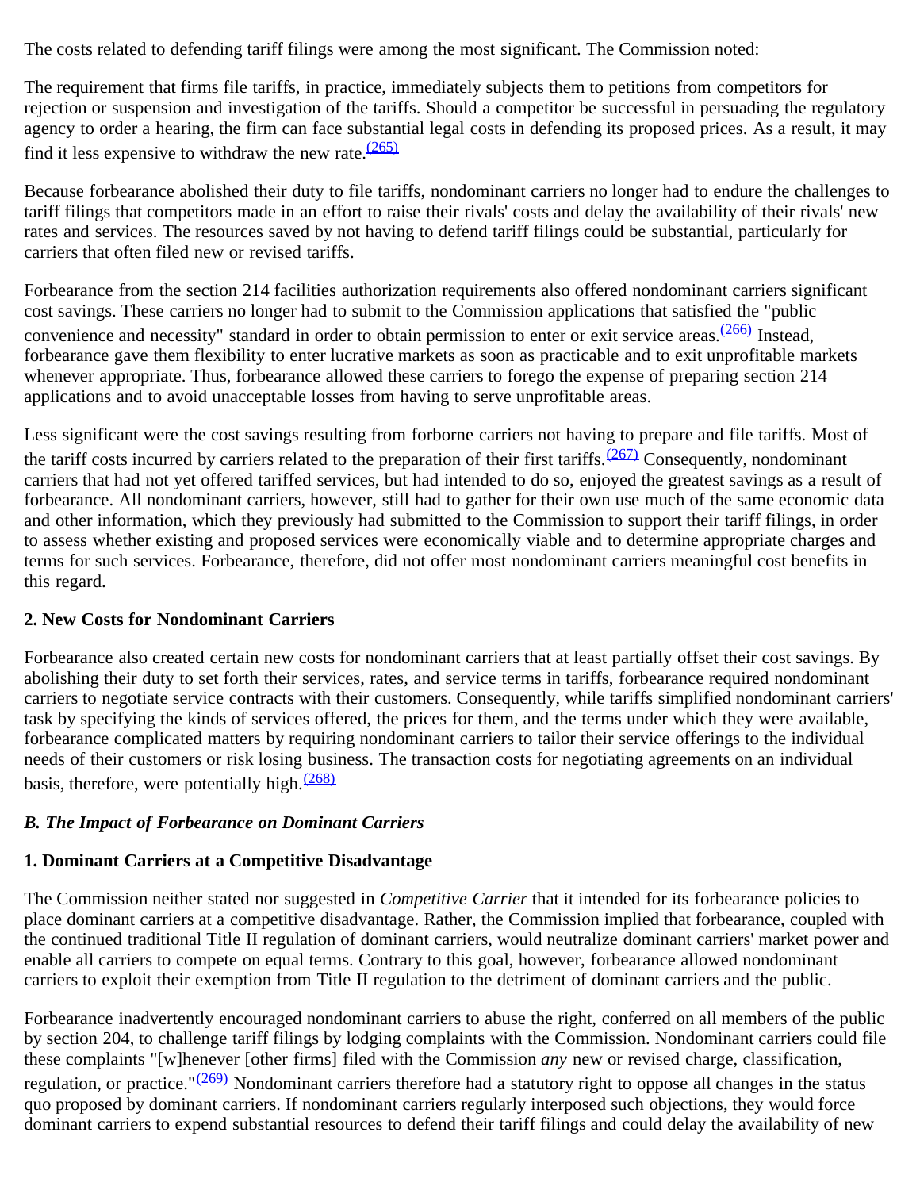The costs related to defending tariff filings were among the most significant. The Commission noted:

The requirement that firms file tariffs, in practice, immediately subjects them to petitions from competitors for rejection or suspension and investigation of the tariffs. Should a competitor be successful in persuading the regulatory agency to order a hearing, the firm can face substantial legal costs in defending its proposed prices. As a result, it may find it less expensive to withdraw the new rate.[(265)]

Because forbearance abolished their duty to file tariffs, nondominant carriers no longer had to endure the challenges to tariff filings that competitors made in an effort to raise their rivals' costs and delay the availability of their rivals' new rates and services. The resources saved by not having to defend tariff filings could be substantial, particularly for carriers that often filed new or revised tariffs.

Forbearance from the section 214 facilities authorization requirements also offered nondominant carriers significant cost savings. These carriers no longer had to submit to the Commission applications that satisfied the "public convenience and necessity" standard in order to obtain permission to enter or exit service areas.[(266)] Instead, forbearance gave them flexibility to enter lucrative markets as soon as practicable and to exit unprofitable markets whenever appropriate. Thus, forbearance allowed these carriers to forego the expense of preparing section 214 applications and to avoid unacceptable losses from having to serve unprofitable areas.

Less significant were the cost savings resulting from forborne carriers not having to prepare and file tariffs. Most of the tariff costs incurred by carriers related to the preparation of their first tariffs.[(267)] Consequently, nondominant carriers that had not yet offered tariffed services, but had intended to do so, enjoyed the greatest savings as a result of forbearance. All nondominant carriers, however, still had to gather for their own use much of the same economic data and other information, which they previously had submitted to the Commission to support their tariff filings, in order to assess whether existing and proposed services were economically viable and to determine appropriate charges and terms for such services. Forbearance, therefore, did not offer most nondominant carriers meaningful cost benefits in this regard.

### 2. New Costs for Nondominant Carriers

Forbearance also created certain new costs for nondominant carriers that at least partially offset their cost savings. By abolishing their duty to set forth their services, rates, and service terms in tariffs, forbearance required nondominant carriers to negotiate service contracts with their customers. Consequently, while tariffs simplified nondominant carriers' task by specifying the kinds of services offered, the prices for them, and the terms under which they were available, forbearance complicated matters by requiring nondominant carriers to tailor their service offerings to the individual needs of their customers or risk losing business. The transaction costs for negotiating agreements on an individual basis, therefore, were potentially high.[(268)]

## *B. The Impact of Forbearance on Dominant Carriers*

### 1. Dominant Carriers at a Competitive Disadvantage

The Commission neither stated nor suggested in *Competitive Carrier* that it intended for its forbearance policies to place dominant carriers at a competitive disadvantage. Rather, the Commission implied that forbearance, coupled with the continued traditional Title II regulation of dominant carriers, would neutralize dominant carriers' market power and enable all carriers to compete on equal terms. Contrary to this goal, however, forbearance allowed nondominant carriers to exploit their exemption from Title II regulation to the detriment of dominant carriers and the public.

Forbearance inadvertently encouraged nondominant carriers to abuse the right, conferred on all members of the public by section 204, to challenge tariff filings by lodging complaints with the Commission. Nondominant carriers could file these complaints "[w]henever [other firms] filed with the Commission *any* new or revised charge, classification, regulation, or practice."[(269)] Nondominant carriers therefore had a statutory right to oppose all changes in the status quo proposed by dominant carriers. If nondominant carriers regularly interposed such objections, they would force dominant carriers to expend substantial resources to defend their tariff filings and could delay the availability of new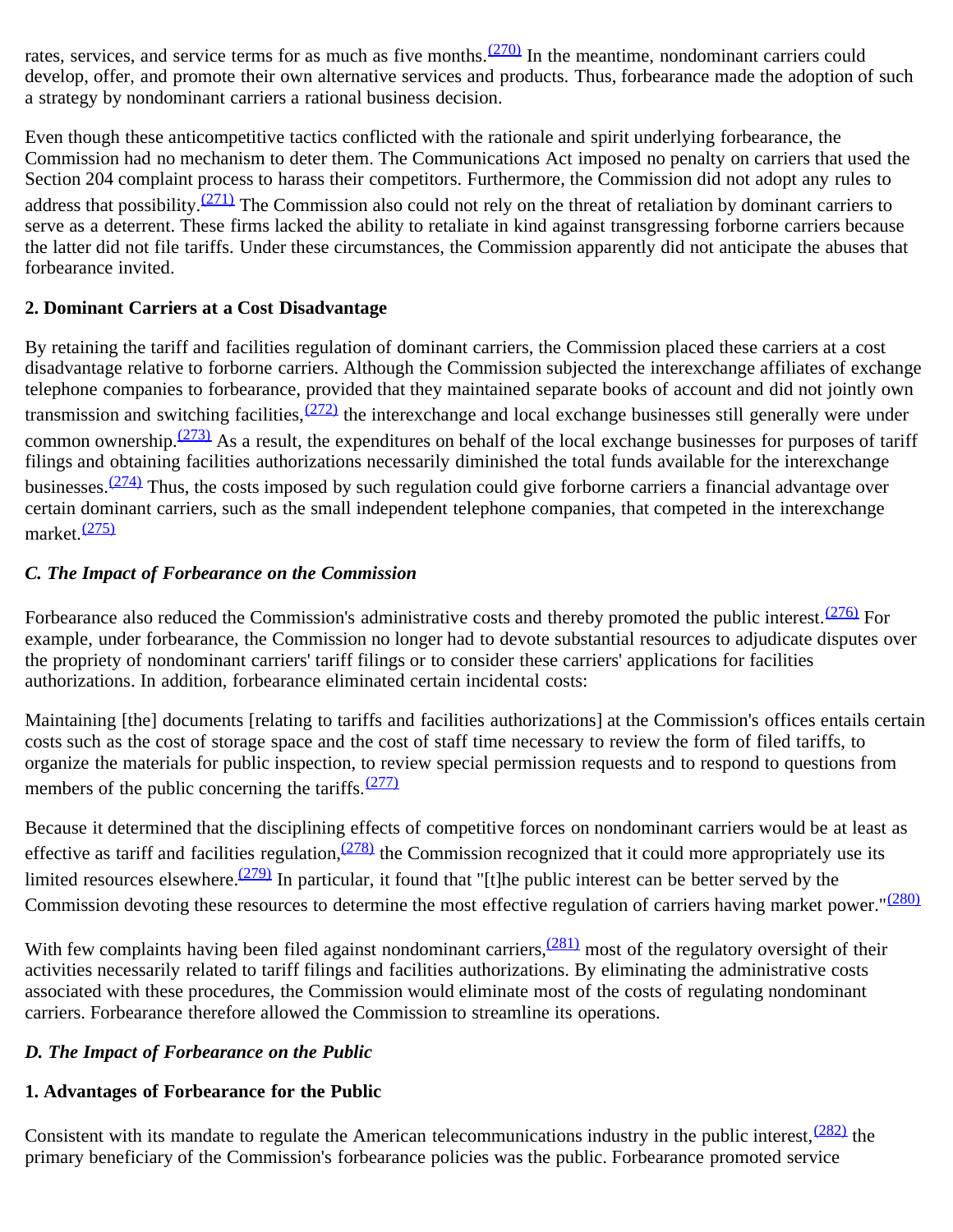rates, services, and service terms for as much as five months.[(270)] In the meantime, nondominant carriers could develop, offer, and promote their own alternative services and products. Thus, forbearance made the adoption of such a strategy by nondominant carriers a rational business decision.

Even though these anticompetitive tactics conflicted with the rationale and spirit underlying forbearance, the Commission had no mechanism to deter them. The Communications Act imposed no penalty on carriers that used the Section 204 complaint process to harass their competitors. Furthermore, the Commission did not adopt any rules to address that possibility.[(271)] The Commission also could not rely on the threat of retaliation by dominant carriers to serve as a deterrent. These firms lacked the ability to retaliate in kind against transgressing forborne carriers because the latter did not file tariffs. Under these circumstances, the Commission apparently did not anticipate the abuses that forbearance invited.

### 2. Dominant Carriers at a Cost Disadvantage

By retaining the tariff and facilities regulation of dominant carriers, the Commission placed these carriers at a cost disadvantage relative to forborne carriers. Although the Commission subjected the interexchange affiliates of exchange telephone companies to forbearance, provided that they maintained separate books of account and did not jointly own transmission and switching facilities,[(272)] the interexchange and local exchange businesses still generally were under common ownership.[(273)] As a result, the expenditures on behalf of the local exchange businesses for purposes of tariff filings and obtaining facilities authorizations necessarily diminished the total funds available for the interexchange businesses.[(274)] Thus, the costs imposed by such regulation could give forborne carriers a financial advantage over certain dominant carriers, such as the small independent telephone companies, that competed in the interexchange market.[(275)]

## *C. The Impact of Forbearance on the Commission*

Forbearance also reduced the Commission's administrative costs and thereby promoted the public interest.[(276)] For example, under forbearance, the Commission no longer had to devote substantial resources to adjudicate disputes over the propriety of nondominant carriers' tariff filings or to consider these carriers' applications for facilities authorizations. In addition, forbearance eliminated certain incidental costs:

Maintaining [the] documents [relating to tariffs and facilities authorizations] at the Commission's offices entails certain costs such as the cost of storage space and the cost of staff time necessary to review the form of filed tariffs, to organize the materials for public inspection, to review special permission requests and to respond to questions from members of the public concerning the tariffs.[(277)]

Because it determined that the disciplining effects of competitive forces on nondominant carriers would be at least as effective as tariff and facilities regulation,[(278)] the Commission recognized that it could more appropriately use its limited resources elsewhere.[(279)] In particular, it found that "[t]he public interest can be better served by the Commission devoting these resources to determine the most effective regulation of carriers having market power."[(280)]

With few complaints having been filed against nondominant carriers,[(281)] most of the regulatory oversight of their activities necessarily related to tariff filings and facilities authorizations. By eliminating the administrative costs associated with these procedures, the Commission would eliminate most of the costs of regulating nondominant carriers. Forbearance therefore allowed the Commission to streamline its operations.

## *D. The Impact of Forbearance on the Public*

### 1. Advantages of Forbearance for the Public

Consistent with its mandate to regulate the American telecommunications industry in the public interest,[(282)] the primary beneficiary of the Commission's forbearance policies was the public. Forbearance promoted service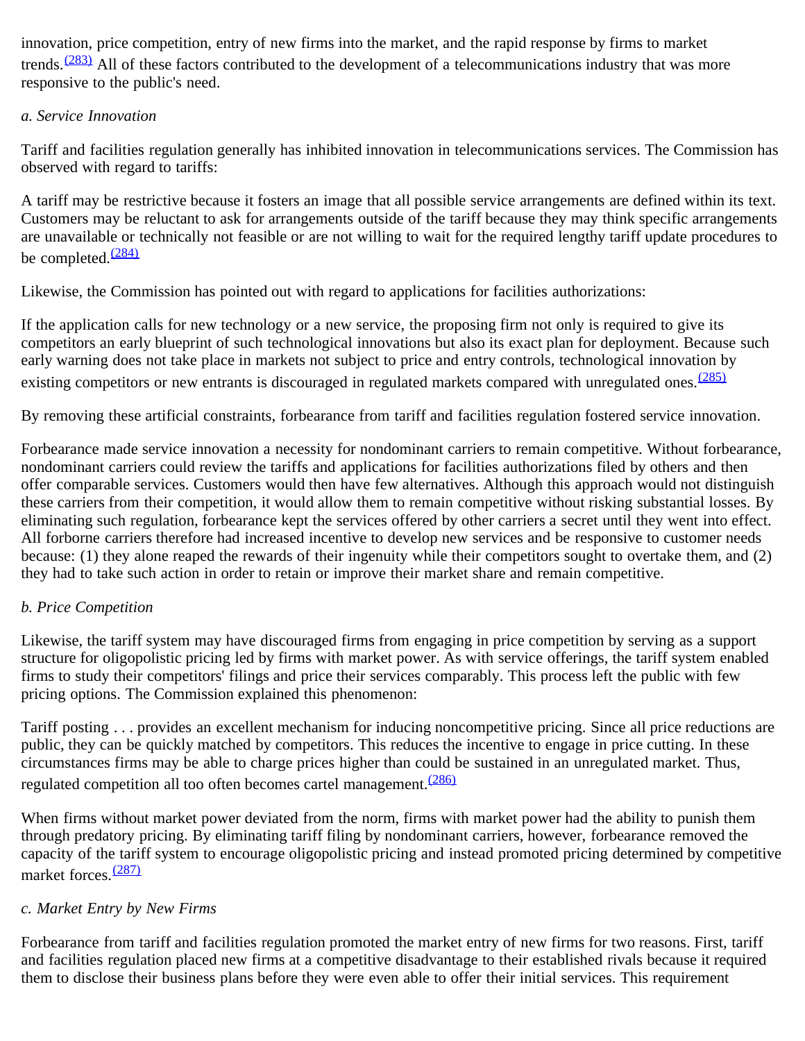innovation, price competition, entry of new firms into the market, and the rapid response by firms to market trends.[(283)] All of these factors contributed to the development of a telecommunications industry that was more responsive to the public's need.

*a. Service Innovation*

Tariff and facilities regulation generally has inhibited innovation in telecommunications services. The Commission has observed with regard to tariffs:

A tariff may be restrictive because it fosters an image that all possible service arrangements are defined within its text. Customers may be reluctant to ask for arrangements outside of the tariff because they may think specific arrangements are unavailable or technically not feasible or are not willing to wait for the required lengthy tariff update procedures to be completed.[(284)]

Likewise, the Commission has pointed out with regard to applications for facilities authorizations:

If the application calls for new technology or a new service, the proposing firm not only is required to give its competitors an early blueprint of such technological innovations but also its exact plan for deployment. Because such early warning does not take place in markets not subject to price and entry controls, technological innovation by existing competitors or new entrants is discouraged in regulated markets compared with unregulated ones.[(285)]

By removing these artificial constraints, forbearance from tariff and facilities regulation fostered service innovation.

Forbearance made service innovation a necessity for nondominant carriers to remain competitive. Without forbearance, nondominant carriers could review the tariffs and applications for facilities authorizations filed by others and then offer comparable services. Customers would then have few alternatives. Although this approach would not distinguish these carriers from their competition, it would allow them to remain competitive without risking substantial losses. By eliminating such regulation, forbearance kept the services offered by other carriers a secret until they went into effect. All forborne carriers therefore had increased incentive to develop new services and be responsive to customer needs because: (1) they alone reaped the rewards of their ingenuity while their competitors sought to overtake them, and (2) they had to take such action in order to retain or improve their market share and remain competitive.

*b. Price Competition*

Likewise, the tariff system may have discouraged firms from engaging in price competition by serving as a support structure for oligopolistic pricing led by firms with market power. As with service offerings, the tariff system enabled firms to study their competitors' filings and price their services comparably. This process left the public with few pricing options. The Commission explained this phenomenon:

Tariff posting . . . provides an excellent mechanism for inducing noncompetitive pricing. Since all price reductions are public, they can be quickly matched by competitors. This reduces the incentive to engage in price cutting. In these circumstances firms may be able to charge prices higher than could be sustained in an unregulated market. Thus, regulated competition all too often becomes cartel management.[(286)]

When firms without market power deviated from the norm, firms with market power had the ability to punish them through predatory pricing. By eliminating tariff filing by nondominant carriers, however, forbearance removed the capacity of the tariff system to encourage oligopolistic pricing and instead promoted pricing determined by competitive market forces.[(287)]

*c. Market Entry by New Firms*

Forbearance from tariff and facilities regulation promoted the market entry of new firms for two reasons. First, tariff and facilities regulation placed new firms at a competitive disadvantage to their established rivals because it required them to disclose their business plans before they were even able to offer their initial services. This requirement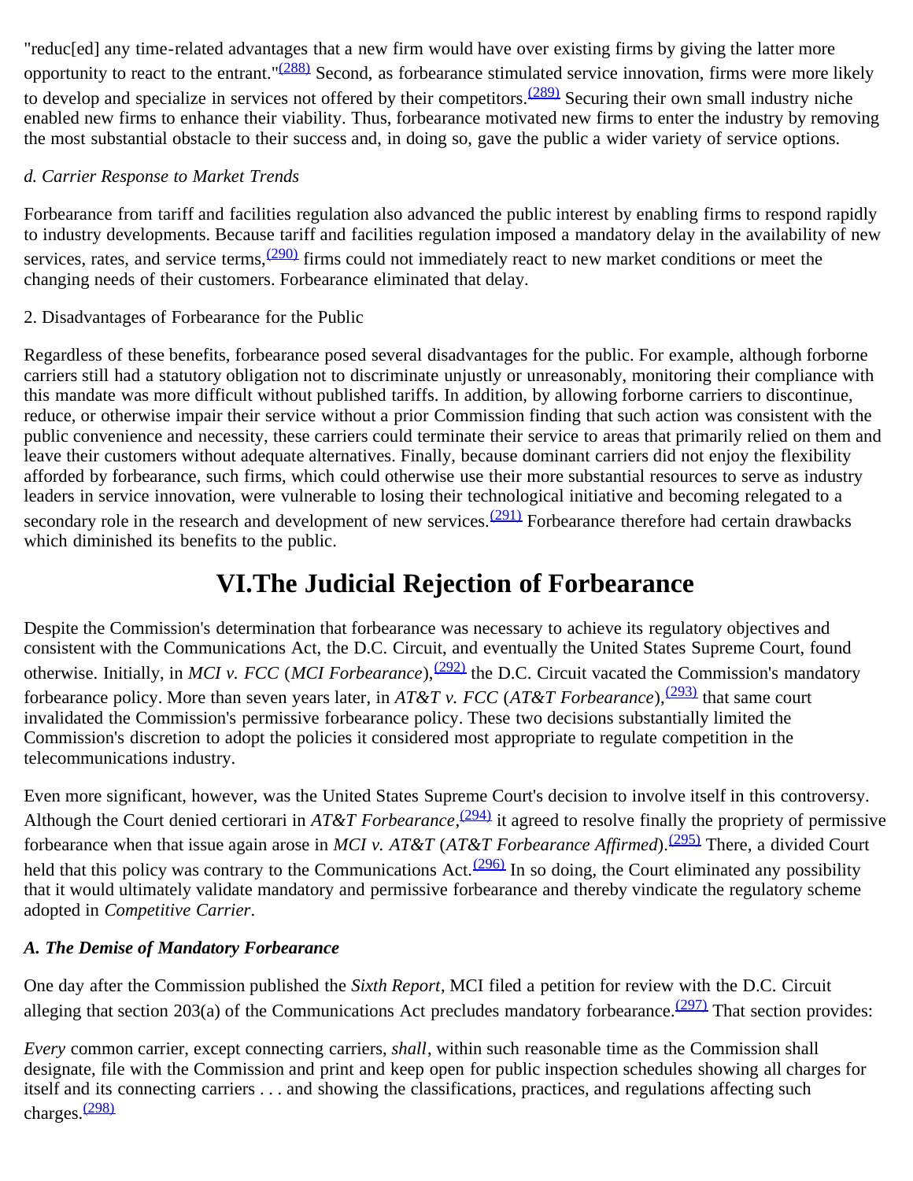"reduc[ed] any time-related advantages that a new firm would have over existing firms by giving the latter more opportunity to react to the entrant."[(288)] Second, as forbearance stimulated service innovation, firms were more likely to develop and specialize in services not offered by their competitors.[(289)] Securing their own small industry niche enabled new firms to enhance their viability. Thus, forbearance motivated new firms to enter the industry by removing the most substantial obstacle to their success and, in doing so, gave the public a wider variety of service options.

*d. Carrier Response to Market Trends*

Forbearance from tariff and facilities regulation also advanced the public interest by enabling firms to respond rapidly to industry developments. Because tariff and facilities regulation imposed a mandatory delay in the availability of new services, rates, and service terms,[(290)] firms could not immediately react to new market conditions or meet the changing needs of their customers. Forbearance eliminated that delay.

2. Disadvantages of Forbearance for the Public

Regardless of these benefits, forbearance posed several disadvantages for the public. For example, although forborne carriers still had a statutory obligation not to discriminate unjustly or unreasonably, monitoring their compliance with this mandate was more difficult without published tariffs. In addition, by allowing forborne carriers to discontinue, reduce, or otherwise impair their service without a prior Commission finding that such action was consistent with the public convenience and necessity, these carriers could terminate their service to areas that primarily relied on them and leave their customers without adequate alternatives. Finally, because dominant carriers did not enjoy the flexibility afforded by forbearance, such firms, which could otherwise use their more substantial resources to serve as industry leaders in service innovation, were vulnerable to losing their technological initiative and becoming relegated to a secondary role in the research and development of new services.[(291)] Forbearance therefore had certain drawbacks which diminished its benefits to the public.

# VI.The Judicial Rejection of Forbearance

Despite the Commission's determination that forbearance was necessary to achieve its regulatory objectives and consistent with the Communications Act, the D.C. Circuit, and eventually the United States Supreme Court, found otherwise. Initially, in *MCI v. FCC* (*MCI Forbearance*),[(292)] the D.C. Circuit vacated the Commission's mandatory forbearance policy. More than seven years later, in *AT&T v. FCC* (*AT&T Forbearance*),[(293)] that same court invalidated the Commission's permissive forbearance policy. These two decisions substantially limited the Commission's discretion to adopt the policies it considered most appropriate to regulate competition in the telecommunications industry.

Even more significant, however, was the United States Supreme Court's decision to involve itself in this controversy. Although the Court denied certiorari in *AT&T Forbearance*,[(294)] it agreed to resolve finally the propriety of permissive forbearance when that issue again arose in *MCI v. AT&T* (*AT&T Forbearance Affirmed*).[(295)] There, a divided Court held that this policy was contrary to the Communications Act.[(296)] In so doing, the Court eliminated any possibility that it would ultimately validate mandatory and permissive forbearance and thereby vindicate the regulatory scheme adopted in *Competitive Carrier*.

### *A. The Demise of Mandatory Forbearance*

One day after the Commission published the *Sixth Report*, MCI filed a petition for review with the D.C. Circuit alleging that section 203(a) of the Communications Act precludes mandatory forbearance.[(297)] That section provides:

*Every* common carrier, except connecting carriers, *shall*, within such reasonable time as the Commission shall designate, file with the Commission and print and keep open for public inspection schedules showing all charges for itself and its connecting carriers . . . and showing the classifications, practices, and regulations affecting such charges.[(298)]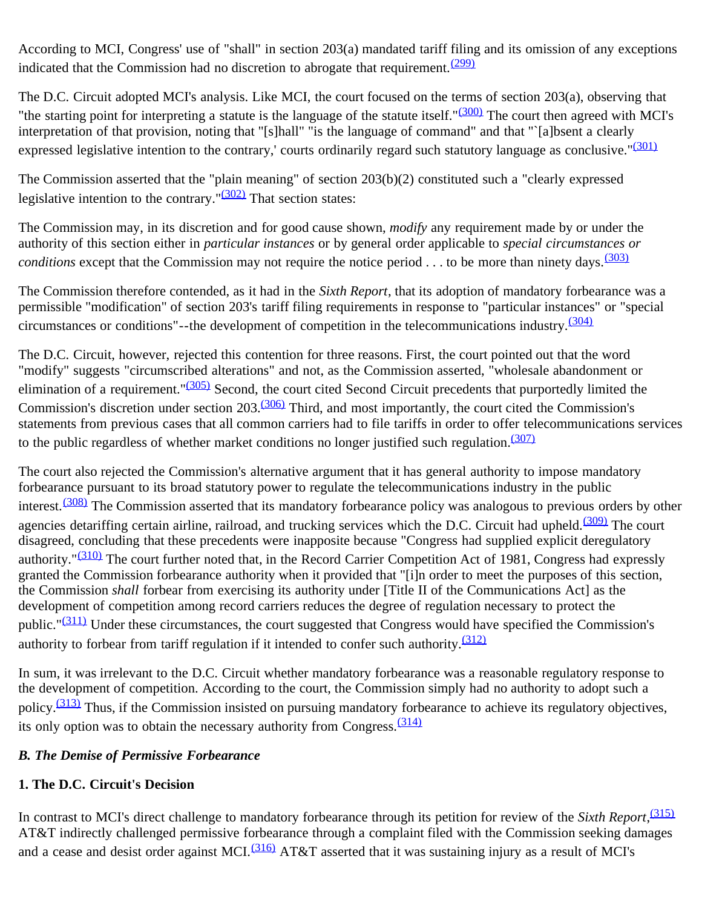According to MCI, Congress' use of "shall" in section 203(a) mandated tariff filing and its omission of any exceptions indicated that the Commission had no discretion to abrogate that requirement.[(299)]

The D.C. Circuit adopted MCI's analysis. Like MCI, the court focused on the terms of section 203(a), observing that "the starting point for interpreting a statute is the language of the statute itself."[(300)] The court then agreed with MCI's interpretation of that provision, noting that "[s]hall" "is the language of command" and that "`[a]bsent a clearly expressed legislative intention to the contrary,' courts ordinarily regard such statutory language as conclusive."[(301)]

The Commission asserted that the "plain meaning" of section 203(b)(2) constituted such a "clearly expressed legislative intention to the contrary."[(302)] That section states:

The Commission may, in its discretion and for good cause shown, *modify* any requirement made by or under the authority of this section either in *particular instances* or by general order applicable to *special circumstances or conditions* except that the Commission may not require the notice period . . . to be more than ninety days.[(303)]

The Commission therefore contended, as it had in the *Sixth Report*, that its adoption of mandatory forbearance was a permissible "modification" of section 203's tariff filing requirements in response to "particular instances" or "special circumstances or conditions"--the development of competition in the telecommunications industry.[(304)]

The D.C. Circuit, however, rejected this contention for three reasons. First, the court pointed out that the word "modify" suggests "circumscribed alterations" and not, as the Commission asserted, "wholesale abandonment or elimination of a requirement."[(305)] Second, the court cited Second Circuit precedents that purportedly limited the Commission's discretion under section 203.[(306)] Third, and most importantly, the court cited the Commission's statements from previous cases that all common carriers had to file tariffs in order to offer telecommunications services to the public regardless of whether market conditions no longer justified such regulation.[(307)]

The court also rejected the Commission's alternative argument that it has general authority to impose mandatory forbearance pursuant to its broad statutory power to regulate the telecommunications industry in the public interest.[(308)] The Commission asserted that its mandatory forbearance policy was analogous to previous orders by other agencies detariffing certain airline, railroad, and trucking services which the D.C. Circuit had upheld.[(309)] The court disagreed, concluding that these precedents were inapposite because "Congress had supplied explicit deregulatory authority."[(310)] The court further noted that, in the Record Carrier Competition Act of 1981, Congress had expressly granted the Commission forbearance authority when it provided that "[i]n order to meet the purposes of this section, the Commission *shall* forbear from exercising its authority under [Title II of the Communications Act] as the development of competition among record carriers reduces the degree of regulation necessary to protect the public."[(311)] Under these circumstances, the court suggested that Congress would have specified the Commission's authority to forbear from tariff regulation if it intended to confer such authority.[(312)]

In sum, it was irrelevant to the D.C. Circuit whether mandatory forbearance was a reasonable regulatory response to the development of competition. According to the court, the Commission simply had no authority to adopt such a policy.[(313)] Thus, if the Commission insisted on pursuing mandatory forbearance to achieve its regulatory objectives, its only option was to obtain the necessary authority from Congress.[(314)]

### *B. The Demise of Permissive Forbearance*

#### 1. The D.C. Circuit's Decision

In contrast to MCI's direct challenge to mandatory forbearance through its petition for review of the *Sixth Report*,[(315)] AT&T indirectly challenged permissive forbearance through a complaint filed with the Commission seeking damages and a cease and desist order against MCI.[(316)] AT&T asserted that it was sustaining injury as a result of MCI's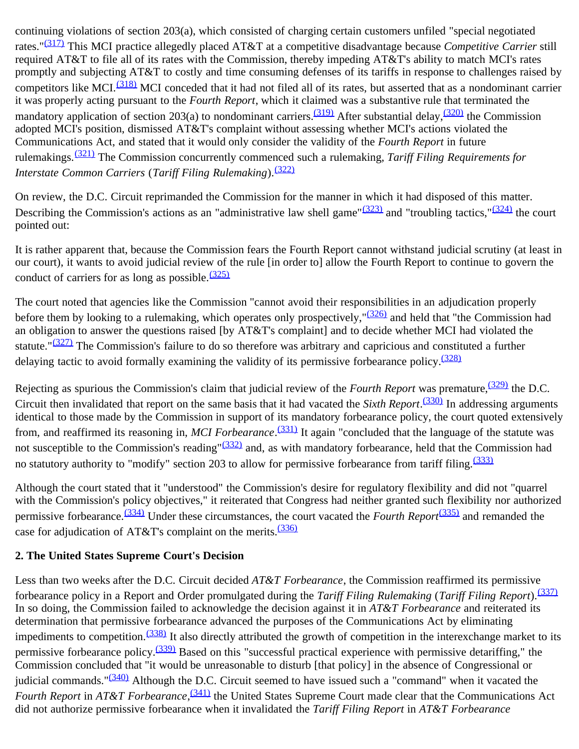continuing violations of section 203(a), which consisted of charging certain customers unfiled "special negotiated rates."[(317)] This MCI practice allegedly placed AT&T at a competitive disadvantage because *Competitive Carrier* still required AT&T to file all of its rates with the Commission, thereby impeding AT&T's ability to match MCI's rates promptly and subjecting AT&T to costly and time consuming defenses of its tariffs in response to challenges raised by competitors like MCI.[(318)] MCI conceded that it had not filed all of its rates, but asserted that as a nondominant carrier it was properly acting pursuant to the *Fourth Report*, which it claimed was a substantive rule that terminated the mandatory application of section 203(a) to nondominant carriers.[(319)] After substantial delay,[(320)] the Commission adopted MCI's position, dismissed AT&T's complaint without assessing whether MCI's actions violated the Communications Act, and stated that it would only consider the validity of the *Fourth Report* in future rulemakings.[(321)] The Commission concurrently commenced such a rulemaking, *Tariff Filing Requirements for Interstate Common Carriers* (*Tariff Filing Rulemaking*).[(322)]

On review, the D.C. Circuit reprimanded the Commission for the manner in which it had disposed of this matter. Describing the Commission's actions as an "administrative law shell game"[(323)] and "troubling tactics,"[(324)] the court pointed out:

It is rather apparent that, because the Commission fears the Fourth Report cannot withstand judicial scrutiny (at least in our court), it wants to avoid judicial review of the rule [in order to] allow the Fourth Report to continue to govern the conduct of carriers for as long as possible.[(325)]

The court noted that agencies like the Commission "cannot avoid their responsibilities in an adjudication properly before them by looking to a rulemaking, which operates only prospectively,"[(326)] and held that "the Commission had an obligation to answer the questions raised [by AT&T's complaint] and to decide whether MCI had violated the statute."[(327)] The Commission's failure to do so therefore was arbitrary and capricious and constituted a further delaying tactic to avoid formally examining the validity of its permissive forbearance policy.[(328)]

Rejecting as spurious the Commission's claim that judicial review of the *Fourth Report* was premature,[(329)] the D.C. Circuit then invalidated that report on the same basis that it had vacated the *Sixth Report*.[(330)] In addressing arguments identical to those made by the Commission in support of its mandatory forbearance policy, the court quoted extensively from, and reaffirmed its reasoning in, *MCI Forbearance*.[(331)] It again "concluded that the language of the statute was not susceptible to the Commission's reading"[(332)] and, as with mandatory forbearance, held that the Commission had no statutory authority to "modify" section 203 to allow for permissive forbearance from tariff filing.[(333)]

Although the court stated that it "understood" the Commission's desire for regulatory flexibility and did not "quarrel with the Commission's policy objectives," it reiterated that Congress had neither granted such flexibility nor authorized permissive forbearance.[(334)] Under these circumstances, the court vacated the *Fourth Report*[(335)] and remanded the case for adjudication of AT&T's complaint on the merits.[(336)]

### 2. The United States Supreme Court's Decision

Less than two weeks after the D.C. Circuit decided *AT&T Forbearance*, the Commission reaffirmed its permissive forbearance policy in a Report and Order promulgated during the *Tariff Filing Rulemaking* (*Tariff Filing Report*).[(337)] In so doing, the Commission failed to acknowledge the decision against it in *AT&T Forbearance* and reiterated its determination that permissive forbearance advanced the purposes of the Communications Act by eliminating impediments to competition.[(338)] It also directly attributed the growth of competition in the interexchange market to its permissive forbearance policy.[(339)] Based on this "successful practical experience with permissive detariffing," the Commission concluded that "it would be unreasonable to disturb [that policy] in the absence of Congressional or judicial commands."[(340)] Although the D.C. Circuit seemed to have issued such a "command" when it vacated the *Fourth Report* in *AT&T Forbearance*,[(341)] the United States Supreme Court made clear that the Communications Act did not authorize permissive forbearance when it invalidated the *Tariff Filing Report* in *AT&T Forbearance*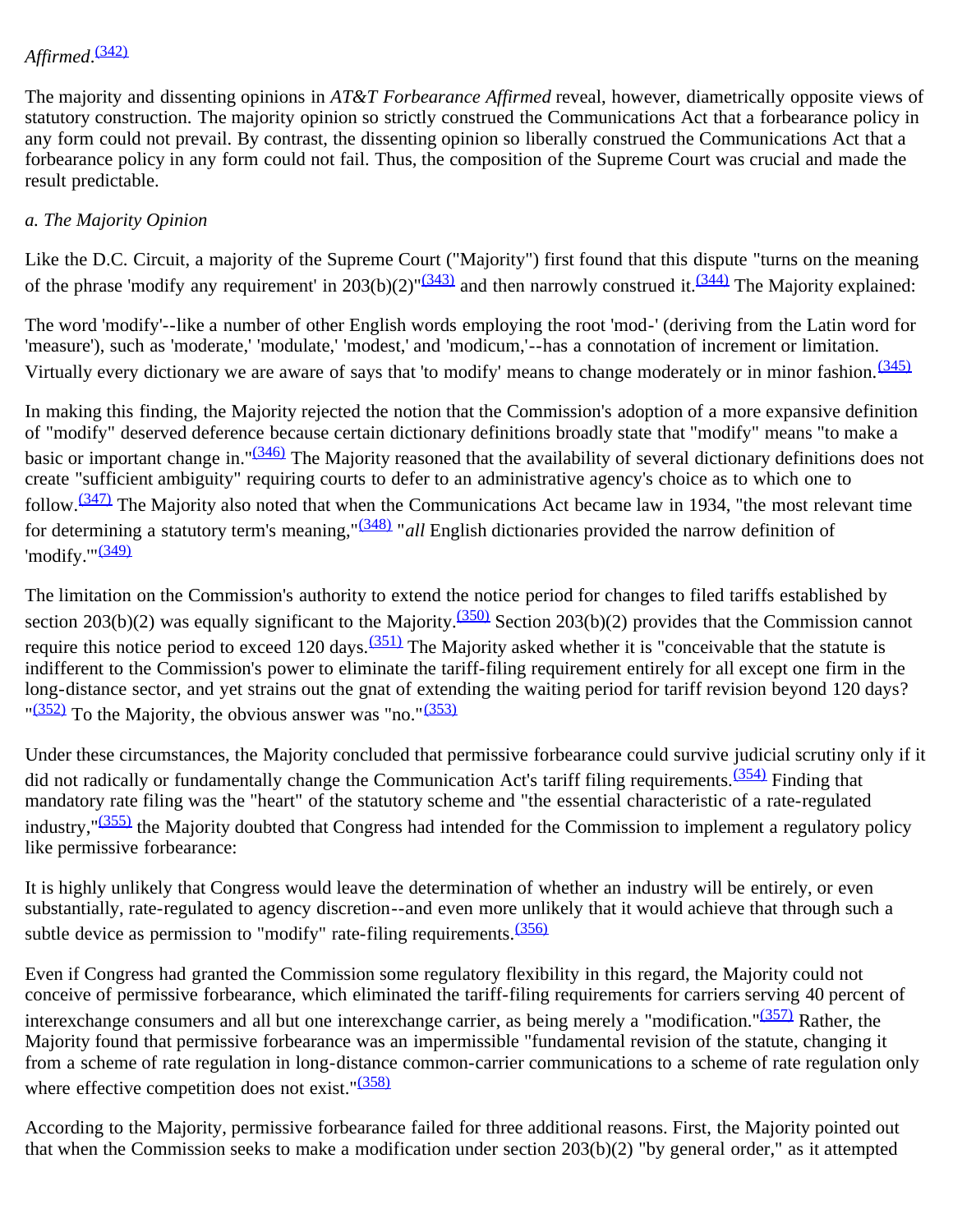*Affirmed*.[(342)]

The majority and dissenting opinions in *AT&T Forbearance Affirmed* reveal, however, diametrically opposite views of statutory construction. The majority opinion so strictly construed the Communications Act that a forbearance policy in any form could not prevail. By contrast, the dissenting opinion so liberally construed the Communications Act that a forbearance policy in any form could not fail. Thus, the composition of the Supreme Court was crucial and made the result predictable.

*a. The Majority Opinion*

Like the D.C. Circuit, a majority of the Supreme Court ("Majority") first found that this dispute "turns on the meaning of the phrase 'modify any requirement' in 203(b)(2)"[(343)] and then narrowly construed it.[(344)] The Majority explained:

The word 'modify'--like a number of other English words employing the root 'mod-' (deriving from the Latin word for 'measure'), such as 'moderate,' 'modulate,' 'modest,' and 'modicum,'--has a connotation of increment or limitation. Virtually every dictionary we are aware of says that 'to modify' means to change moderately or in minor fashion.[(345)]

In making this finding, the Majority rejected the notion that the Commission's adoption of a more expansive definition of "modify" deserved deference because certain dictionary definitions broadly state that "modify" means "to make a basic or important change in."[(346)] The Majority reasoned that the availability of several dictionary definitions does not create "sufficient ambiguity" requiring courts to defer to an administrative agency's choice as to which one to follow.[(347)] The Majority also noted that when the Communications Act became law in 1934, "the most relevant time for determining a statutory term's meaning,"[(348)] "*all* English dictionaries provided the narrow definition of 'modify.'"[(349)]

The limitation on the Commission's authority to extend the notice period for changes to filed tariffs established by section 203(b)(2) was equally significant to the Majority.[(350)] Section 203(b)(2) provides that the Commission cannot require this notice period to exceed 120 days.[(351)] The Majority asked whether it is "conceivable that the statute is indifferent to the Commission's power to eliminate the tariff-filing requirement entirely for all except one firm in the long-distance sector, and yet strains out the gnat of extending the waiting period for tariff revision beyond 120 days? "[(352)] To the Majority, the obvious answer was "no."[(353)]

Under these circumstances, the Majority concluded that permissive forbearance could survive judicial scrutiny only if it did not radically or fundamentally change the Communication Act's tariff filing requirements.[(354)] Finding that mandatory rate filing was the "heart" of the statutory scheme and "the essential characteristic of a rate-regulated industry,"[(355)] the Majority doubted that Congress had intended for the Commission to implement a regulatory policy like permissive forbearance:

It is highly unlikely that Congress would leave the determination of whether an industry will be entirely, or even substantially, rate-regulated to agency discretion--and even more unlikely that it would achieve that through such a subtle device as permission to "modify" rate-filing requirements.[(356)]

Even if Congress had granted the Commission some regulatory flexibility in this regard, the Majority could not conceive of permissive forbearance, which eliminated the tariff-filing requirements for carriers serving 40 percent of interexchange consumers and all but one interexchange carrier, as being merely a "modification."[(357)] Rather, the Majority found that permissive forbearance was an impermissible "fundamental revision of the statute, changing it from a scheme of rate regulation in long-distance common-carrier communications to a scheme of rate regulation only where effective competition does not exist."[(358)]

According to the Majority, permissive forbearance failed for three additional reasons. First, the Majority pointed out that when the Commission seeks to make a modification under section 203(b)(2) "by general order," as it attempted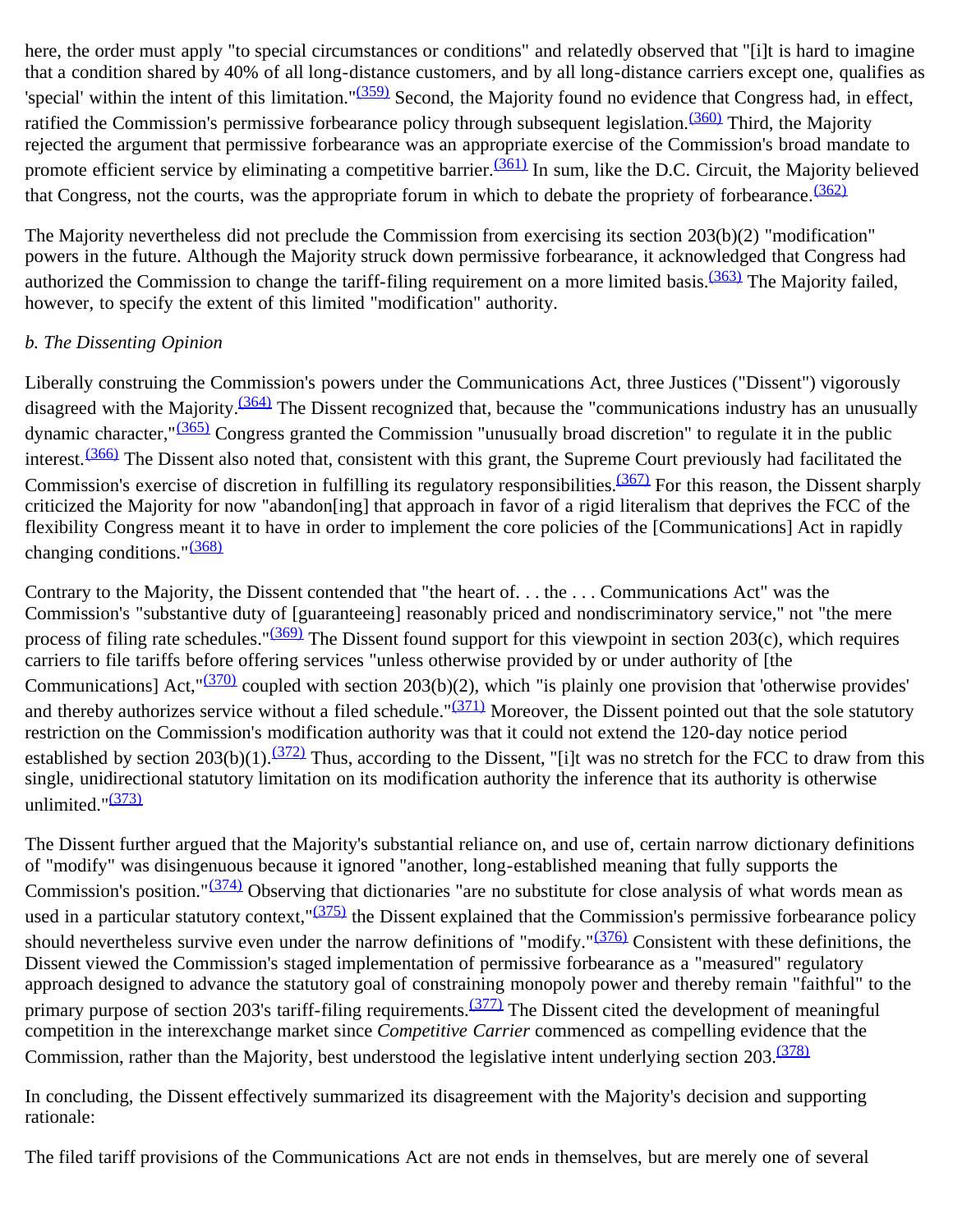here, the order must apply "to special circumstances or conditions" and relatedly observed that "[i]t is hard to imagine that a condition shared by 40% of all long-distance customers, and by all long-distance carriers except one, qualifies as 'special' within the intent of this limitation."[(359)] Second, the Majority found no evidence that Congress had, in effect, ratified the Commission's permissive forbearance policy through subsequent legislation.[(360)] Third, the Majority rejected the argument that permissive forbearance was an appropriate exercise of the Commission's broad mandate to promote efficient service by eliminating a competitive barrier.[(361)] In sum, like the D.C. Circuit, the Majority believed that Congress, not the courts, was the appropriate forum in which to debate the propriety of forbearance.[(362)]

The Majority nevertheless did not preclude the Commission from exercising its section 203(b)(2) "modification" powers in the future. Although the Majority struck down permissive forbearance, it acknowledged that Congress had authorized the Commission to change the tariff-filing requirement on a more limited basis.[(363)] The Majority failed, however, to specify the extent of this limited "modification" authority.

*b. The Dissenting Opinion*

Liberally construing the Commission's powers under the Communications Act, three Justices ("Dissent") vigorously disagreed with the Majority.[(364)] The Dissent recognized that, because the "communications industry has an unusually dynamic character,"[(365)] Congress granted the Commission "unusually broad discretion" to regulate it in the public interest.[(366)] The Dissent also noted that, consistent with this grant, the Supreme Court previously had facilitated the Commission's exercise of discretion in fulfilling its regulatory responsibilities.[(367)] For this reason, the Dissent sharply criticized the Majority for now "abandon[ing] that approach in favor of a rigid literalism that deprives the FCC of the flexibility Congress meant it to have in order to implement the core policies of the [Communications] Act in rapidly changing conditions."[(368)]

Contrary to the Majority, the Dissent contended that "the heart of. . . the . . . Communications Act" was the Commission's "substantive duty of [guaranteeing] reasonably priced and nondiscriminatory service," not "the mere process of filing rate schedules."[(369)] The Dissent found support for this viewpoint in section 203(c), which requires carriers to file tariffs before offering services "unless otherwise provided by or under authority of [the Communications] Act,"[(370)] coupled with section 203(b)(2), which "is plainly one provision that 'otherwise provides' and thereby authorizes service without a filed schedule."[(371)] Moreover, the Dissent pointed out that the sole statutory restriction on the Commission's modification authority was that it could not extend the 120-day notice period established by section 203(b)(1).[(372)] Thus, according to the Dissent, "[i]t was no stretch for the FCC to draw from this single, unidirectional statutory limitation on its modification authority the inference that its authority is otherwise unlimited."[(373)]

The Dissent further argued that the Majority's substantial reliance on, and use of, certain narrow dictionary definitions of "modify" was disingenuous because it ignored "another, long-established meaning that fully supports the Commission's position."[(374)] Observing that dictionaries "are no substitute for close analysis of what words mean as used in a particular statutory context,"[(375)] the Dissent explained that the Commission's permissive forbearance policy should nevertheless survive even under the narrow definitions of "modify."[(376)] Consistent with these definitions, the Dissent viewed the Commission's staged implementation of permissive forbearance as a "measured" regulatory approach designed to advance the statutory goal of constraining monopoly power and thereby remain "faithful" to the primary purpose of section 203's tariff-filing requirements.[(377)] The Dissent cited the development of meaningful competition in the interexchange market since *Competitive Carrier* commenced as compelling evidence that the Commission, rather than the Majority, best understood the legislative intent underlying section 203.[(378)]

In concluding, the Dissent effectively summarized its disagreement with the Majority's decision and supporting rationale:

The filed tariff provisions of the Communications Act are not ends in themselves, but are merely one of several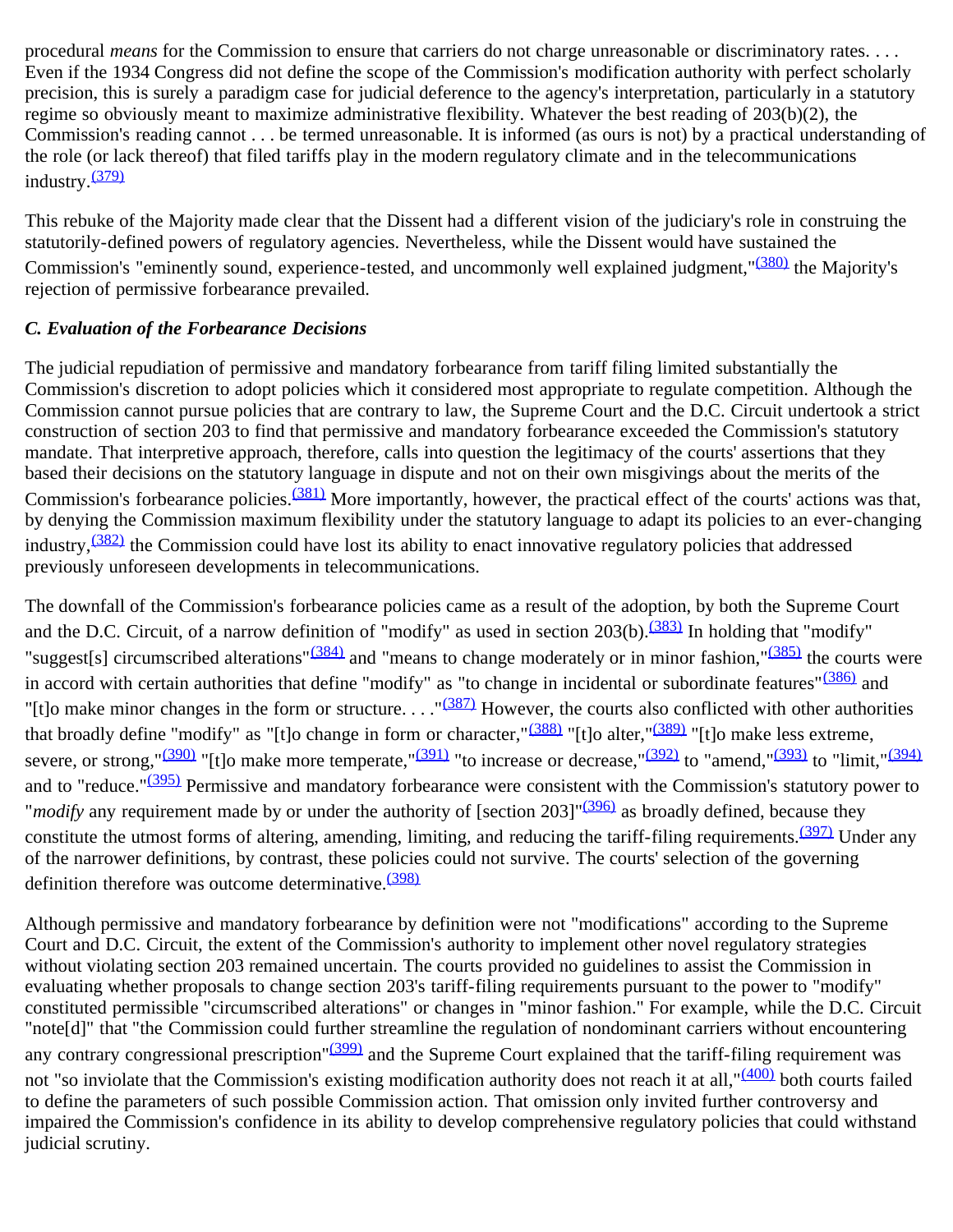procedural *means* for the Commission to ensure that carriers do not charge unreasonable or discriminatory rates. . . . Even if the 1934 Congress did not define the scope of the Commission's modification authority with perfect scholarly precision, this is surely a paradigm case for judicial deference to the agency's interpretation, particularly in a statutory regime so obviously meant to maximize administrative flexibility. Whatever the best reading of 203(b)(2), the Commission's reading cannot . . . be termed unreasonable. It is informed (as ours is not) by a practical understanding of the role (or lack thereof) that filed tariffs play in the modern regulatory climate and in the telecommunications industry.[(379)]

This rebuke of the Majority made clear that the Dissent had a different vision of the judiciary's role in construing the statutorily-defined powers of regulatory agencies. Nevertheless, while the Dissent would have sustained the Commission's "eminently sound, experience-tested, and uncommonly well explained judgment,"[(380)] the Majority's rejection of permissive forbearance prevailed.

### *C. Evaluation of the Forbearance Decisions*

The judicial repudiation of permissive and mandatory forbearance from tariff filing limited substantially the Commission's discretion to adopt policies which it considered most appropriate to regulate competition. Although the Commission cannot pursue policies that are contrary to law, the Supreme Court and the D.C. Circuit undertook a strict construction of section 203 to find that permissive and mandatory forbearance exceeded the Commission's statutory mandate. That interpretive approach, therefore, calls into question the legitimacy of the courts' assertions that they based their decisions on the statutory language in dispute and not on their own misgivings about the merits of the Commission's forbearance policies.[(381)] More importantly, however, the practical effect of the courts' actions was that, by denying the Commission maximum flexibility under the statutory language to adapt its policies to an ever-changing industry,[(382)] the Commission could have lost its ability to enact innovative regulatory policies that addressed previously unforeseen developments in telecommunications.

The downfall of the Commission's forbearance policies came as a result of the adoption, by both the Supreme Court and the D.C. Circuit, of a narrow definition of "modify" as used in section 203(b).[(383)] In holding that "modify" "suggest[s] circumscribed alterations"[(384)] and "means to change moderately or in minor fashion,"[(385)] the courts were in accord with certain authorities that define "modify" as "to change in incidental or subordinate features"[(386)] and "[t]o make minor changes in the form or structure. . . ."[(387)] However, the courts also conflicted with other authorities that broadly define "modify" as "[t]o change in form or character,"[(388)] "[t]o alter,"[(389)] "[t]o make less extreme, severe, or strong,"[(390)] "[t]o make more temperate,"[(391)] "to increase or decrease,"[(392)] to "amend,"[(393)] to "limit,"[(394)] and to "reduce."[(395)] Permissive and mandatory forbearance were consistent with the Commission's statutory power to "*modify* any requirement made by or under the authority of [section 203]"[(396)] as broadly defined, because they constitute the utmost forms of altering, amending, limiting, and reducing the tariff-filing requirements.[(397)] Under any of the narrower definitions, by contrast, these policies could not survive. The courts' selection of the governing definition therefore was outcome determinative.[(398)]

Although permissive and mandatory forbearance by definition were not "modifications" according to the Supreme Court and D.C. Circuit, the extent of the Commission's authority to implement other novel regulatory strategies without violating section 203 remained uncertain. The courts provided no guidelines to assist the Commission in evaluating whether proposals to change section 203's tariff-filing requirements pursuant to the power to "modify" constituted permissible "circumscribed alterations" or changes in "minor fashion." For example, while the D.C. Circuit "note[d]" that "the Commission could further streamline the regulation of nondominant carriers without encountering any contrary congressional prescription"[(399)] and the Supreme Court explained that the tariff-filing requirement was not "so inviolate that the Commission's existing modification authority does not reach it at all,"[(400)] both courts failed to define the parameters of such possible Commission action. That omission only invited further controversy and impaired the Commission's confidence in its ability to develop comprehensive regulatory policies that could withstand judicial scrutiny.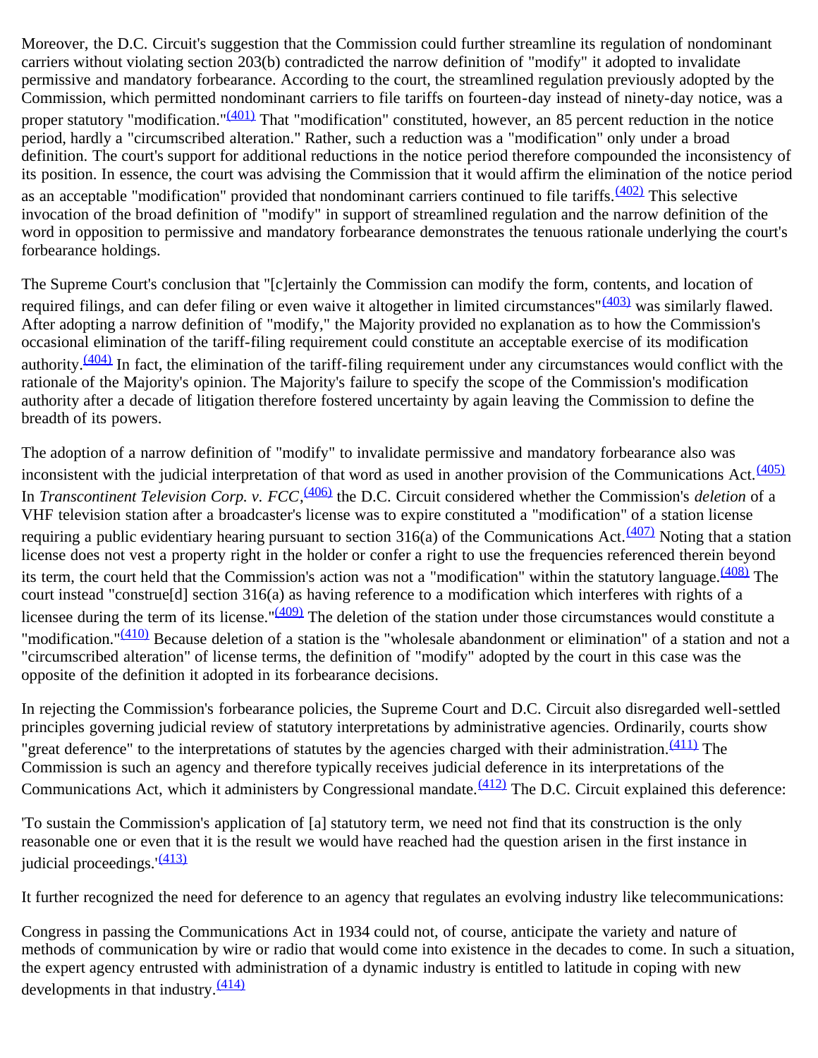Moreover, the D.C. Circuit's suggestion that the Commission could further streamline its regulation of nondominant carriers without violating section 203(b) contradicted the narrow definition of "modify" it adopted to invalidate permissive and mandatory forbearance. According to the court, the streamlined regulation previously adopted by the Commission, which permitted nondominant carriers to file tariffs on fourteen-day instead of ninety-day notice, was a proper statutory "modification."[(401)] That "modification" constituted, however, an 85 percent reduction in the notice period, hardly a "circumscribed alteration." Rather, such a reduction was a "modification" only under a broad definition. The court's support for additional reductions in the notice period therefore compounded the inconsistency of its position. In essence, the court was advising the Commission that it would affirm the elimination of the notice period as an acceptable "modification" provided that nondominant carriers continued to file tariffs.[(402)] This selective invocation of the broad definition of "modify" in support of streamlined regulation and the narrow definition of the word in opposition to permissive and mandatory forbearance demonstrates the tenuous rationale underlying the court's forbearance holdings.

The Supreme Court's conclusion that "[c]ertainly the Commission can modify the form, contents, and location of required filings, and can defer filing or even waive it altogether in limited circumstances"[(403)] was similarly flawed. After adopting a narrow definition of "modify," the Majority provided no explanation as to how the Commission's occasional elimination of the tariff-filing requirement could constitute an acceptable exercise of its modification authority.[(404)] In fact, the elimination of the tariff-filing requirement under any circumstances would conflict with the rationale of the Majority's opinion. The Majority's failure to specify the scope of the Commission's modification authority after a decade of litigation therefore fostered uncertainty by again leaving the Commission to define the breadth of its powers.

The adoption of a narrow definition of "modify" to invalidate permissive and mandatory forbearance also was inconsistent with the judicial interpretation of that word as used in another provision of the Communications Act.[(405)] In *Transcontinent Television Corp. v. FCC*,[(406)] the D.C. Circuit considered whether the Commission's *deletion* of a VHF television station after a broadcaster's license was to expire constituted a "modification" of a station license requiring a public evidentiary hearing pursuant to section 316(a) of the Communications Act.[(407)] Noting that a station license does not vest a property right in the holder or confer a right to use the frequencies referenced therein beyond its term, the court held that the Commission's action was not a "modification" within the statutory language.[(408)] The court instead "construe[d] section 316(a) as having reference to a modification which interferes with rights of a licensee during the term of its license."[(409)] The deletion of the station under those circumstances would constitute a "modification."[(410)] Because deletion of a station is the "wholesale abandonment or elimination" of a station and not a "circumscribed alteration" of license terms, the definition of "modify" adopted by the court in this case was the opposite of the definition it adopted in its forbearance decisions.

In rejecting the Commission's forbearance policies, the Supreme Court and D.C. Circuit also disregarded well-settled principles governing judicial review of statutory interpretations by administrative agencies. Ordinarily, courts show "great deference" to the interpretations of statutes by the agencies charged with their administration.[(411)] The Commission is such an agency and therefore typically receives judicial deference in its interpretations of the Communications Act, which it administers by Congressional mandate.[(412)] The D.C. Circuit explained this deference:

'To sustain the Commission's application of [a] statutory term, we need not find that its construction is the only reasonable one or even that it is the result we would have reached had the question arisen in the first instance in judicial proceedings.'[(413)]

It further recognized the need for deference to an agency that regulates an evolving industry like telecommunications:

Congress in passing the Communications Act in 1934 could not, of course, anticipate the variety and nature of methods of communication by wire or radio that would come into existence in the decades to come. In such a situation, the expert agency entrusted with administration of a dynamic industry is entitled to latitude in coping with new developments in that industry.[(414)]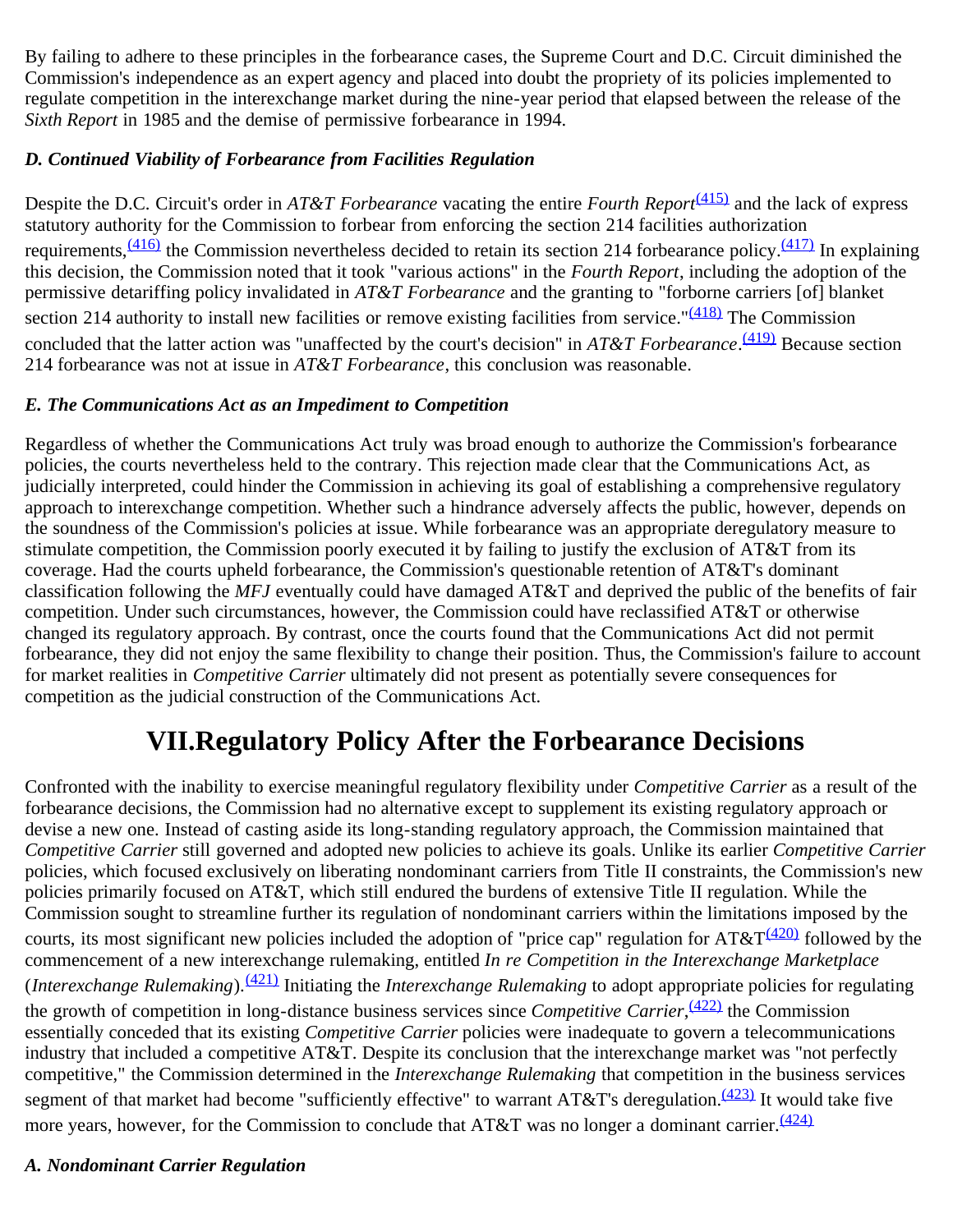By failing to adhere to these principles in the forbearance cases, the Supreme Court and D.C. Circuit diminished the Commission's independence as an expert agency and placed into doubt the propriety of its policies implemented to regulate competition in the interexchange market during the nine-year period that elapsed between the release of the *Sixth Report* in 1985 and the demise of permissive forbearance in 1994.

### *D. Continued Viability of Forbearance from Facilities Regulation*

Despite the D.C. Circuit's order in *AT&T Forbearance* vacating the entire *Fourth Report*[(415)] and the lack of express statutory authority for the Commission to forbear from enforcing the section 214 facilities authorization requirements,[(416)] the Commission nevertheless decided to retain its section 214 forbearance policy.[(417)] In explaining this decision, the Commission noted that it took "various actions" in the *Fourth Report*, including the adoption of the permissive detariffing policy invalidated in *AT&T Forbearance* and the granting to "forborne carriers [of] blanket section 214 authority to install new facilities or remove existing facilities from service."[(418)] The Commission concluded that the latter action was "unaffected by the court's decision" in *AT&T Forbearance*.[(419)] Because section 214 forbearance was not at issue in *AT&T Forbearance*, this conclusion was reasonable.

### *E. The Communications Act as an Impediment to Competition*

Regardless of whether the Communications Act truly was broad enough to authorize the Commission's forbearance policies, the courts nevertheless held to the contrary. This rejection made clear that the Communications Act, as judicially interpreted, could hinder the Commission in achieving its goal of establishing a comprehensive regulatory approach to interexchange competition. Whether such a hindrance adversely affects the public, however, depends on the soundness of the Commission's policies at issue. While forbearance was an appropriate deregulatory measure to stimulate competition, the Commission poorly executed it by failing to justify the exclusion of AT&T from its coverage. Had the courts upheld forbearance, the Commission's questionable retention of AT&T's dominant classification following the *MFJ* eventually could have damaged AT&T and deprived the public of the benefits of fair competition. Under such circumstances, however, the Commission could have reclassified AT&T or otherwise changed its regulatory approach. By contrast, once the courts found that the Communications Act did not permit forbearance, they did not enjoy the same flexibility to change their position. Thus, the Commission's failure to account for market realities in *Competitive Carrier* ultimately did not present as potentially severe consequences for competition as the judicial construction of the Communications Act.

## VII.Regulatory Policy After the Forbearance Decisions

Confronted with the inability to exercise meaningful regulatory flexibility under *Competitive Carrier* as a result of the forbearance decisions, the Commission had no alternative except to supplement its existing regulatory approach or devise a new one. Instead of casting aside its long-standing regulatory approach, the Commission maintained that *Competitive Carrier* still governed and adopted new policies to achieve its goals. Unlike its earlier *Competitive Carrier* policies, which focused exclusively on liberating nondominant carriers from Title II constraints, the Commission's new policies primarily focused on AT&T, which still endured the burdens of extensive Title II regulation. While the Commission sought to streamline further its regulation of nondominant carriers within the limitations imposed by the courts, its most significant new policies included the adoption of "price cap" regulation for AT&T[(420)] followed by the commencement of a new interexchange rulemaking, entitled *In re Competition in the Interexchange Marketplace* (*Interexchange Rulemaking*).[(421)] Initiating the *Interexchange Rulemaking* to adopt appropriate policies for regulating the growth of competition in long-distance business services since *Competitive Carrier*,[(422)] the Commission essentially conceded that its existing *Competitive Carrier* policies were inadequate to govern a telecommunications industry that included a competitive AT&T. Despite its conclusion that the interexchange market was "not perfectly competitive," the Commission determined in the *Interexchange Rulemaking* that competition in the business services segment of that market had become "sufficiently effective" to warrant AT&T's deregulation.[(423)] It would take five more years, however, for the Commission to conclude that AT&T was no longer a dominant carrier.[(424)]

### *A. Nondominant Carrier Regulation*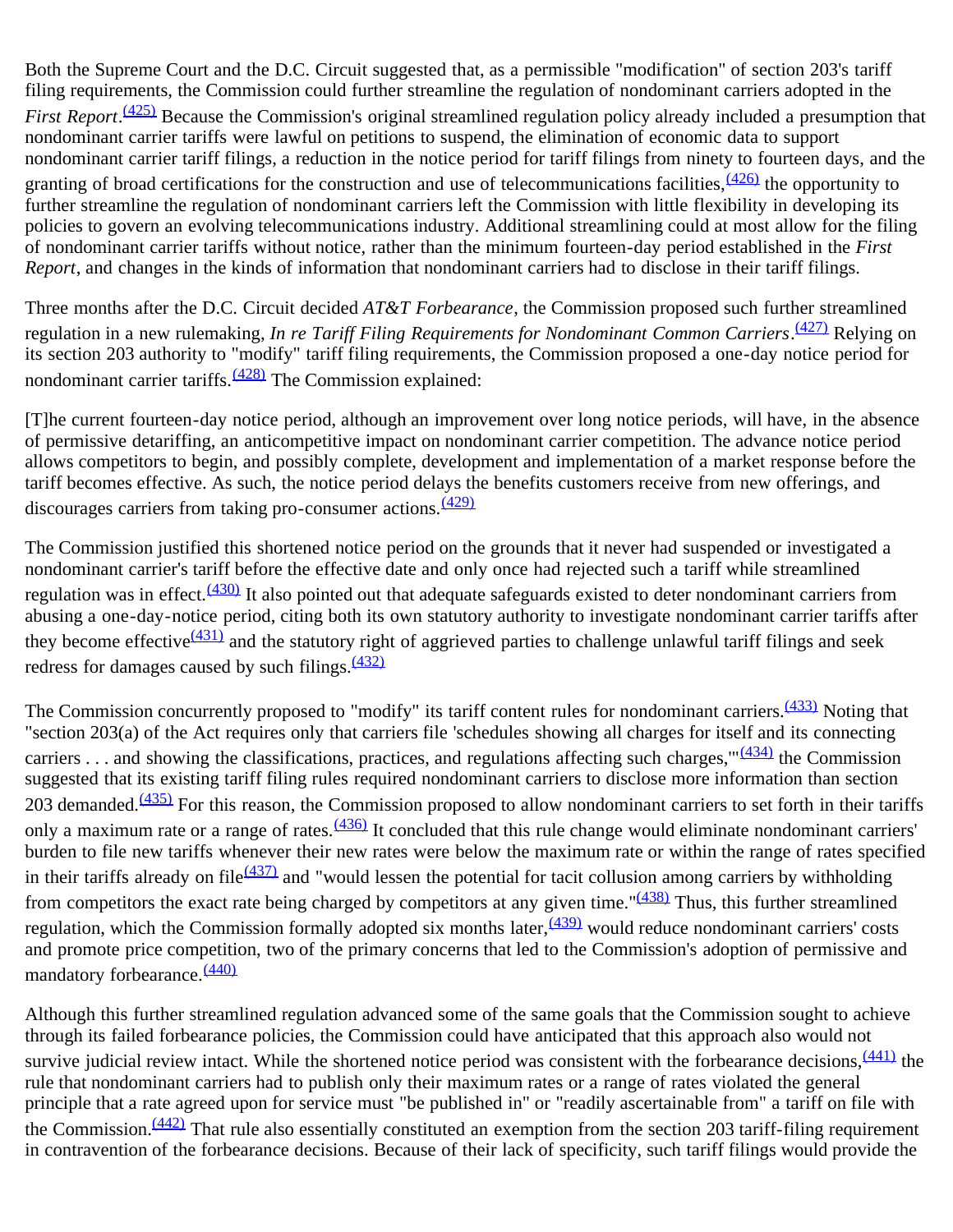Both the Supreme Court and the D.C. Circuit suggested that, as a permissible "modification" of section 203's tariff filing requirements, the Commission could further streamline the regulation of nondominant carriers adopted in the *First Report*.[(425)] Because the Commission's original streamlined regulation policy already included a presumption that nondominant carrier tariffs were lawful on petitions to suspend, the elimination of economic data to support nondominant carrier tariff filings, a reduction in the notice period for tariff filings from ninety to fourteen days, and the granting of broad certifications for the construction and use of telecommunications facilities,[(426)] the opportunity to further streamline the regulation of nondominant carriers left the Commission with little flexibility in developing its policies to govern an evolving telecommunications industry. Additional streamlining could at most allow for the filing of nondominant carrier tariffs without notice, rather than the minimum fourteen-day period established in the *First Report*, and changes in the kinds of information that nondominant carriers had to disclose in their tariff filings.

Three months after the D.C. Circuit decided *AT&T Forbearance*, the Commission proposed such further streamlined regulation in a new rulemaking, *In re Tariff Filing Requirements for Nondominant Common Carriers*.[(427)] Relying on its section 203 authority to "modify" tariff filing requirements, the Commission proposed a one-day notice period for nondominant carrier tariffs.[(428)] The Commission explained:

[T]he current fourteen-day notice period, although an improvement over long notice periods, will have, in the absence of permissive detariffing, an anticompetitive impact on nondominant carrier competition. The advance notice period allows competitors to begin, and possibly complete, development and implementation of a market response before the tariff becomes effective. As such, the notice period delays the benefits customers receive from new offerings, and discourages carriers from taking pro-consumer actions.[(429)]

The Commission justified this shortened notice period on the grounds that it never had suspended or investigated a nondominant carrier's tariff before the effective date and only once had rejected such a tariff while streamlined regulation was in effect.[(430)] It also pointed out that adequate safeguards existed to deter nondominant carriers from abusing a one-day-notice period, citing both its own statutory authority to investigate nondominant carrier tariffs after they become effective[(431)] and the statutory right of aggrieved parties to challenge unlawful tariff filings and seek redress for damages caused by such filings.[(432)]

The Commission concurrently proposed to "modify" its tariff content rules for nondominant carriers.[(433)] Noting that "section 203(a) of the Act requires only that carriers file 'schedules showing all charges for itself and its connecting carriers . . . and showing the classifications, practices, and regulations affecting such charges,'"[(434)] the Commission suggested that its existing tariff filing rules required nondominant carriers to disclose more information than section 203 demanded.[(435)] For this reason, the Commission proposed to allow nondominant carriers to set forth in their tariffs only a maximum rate or a range of rates.[(436)] It concluded that this rule change would eliminate nondominant carriers' burden to file new tariffs whenever their new rates were below the maximum rate or within the range of rates specified in their tariffs already on file[(437)] and "would lessen the potential for tacit collusion among carriers by withholding from competitors the exact rate being charged by competitors at any given time."[(438)] Thus, this further streamlined regulation, which the Commission formally adopted six months later,[(439)] would reduce nondominant carriers' costs and promote price competition, two of the primary concerns that led to the Commission's adoption of permissive and mandatory forbearance.[(440)]

Although this further streamlined regulation advanced some of the same goals that the Commission sought to achieve through its failed forbearance policies, the Commission could have anticipated that this approach also would not survive judicial review intact. While the shortened notice period was consistent with the forbearance decisions,[(441)] the rule that nondominant carriers had to publish only their maximum rates or a range of rates violated the general principle that a rate agreed upon for service must "be published in" or "readily ascertainable from" a tariff on file with the Commission.[(442)] That rule also essentially constituted an exemption from the section 203 tariff-filing requirement in contravention of the forbearance decisions. Because of their lack of specificity, such tariff filings would provide the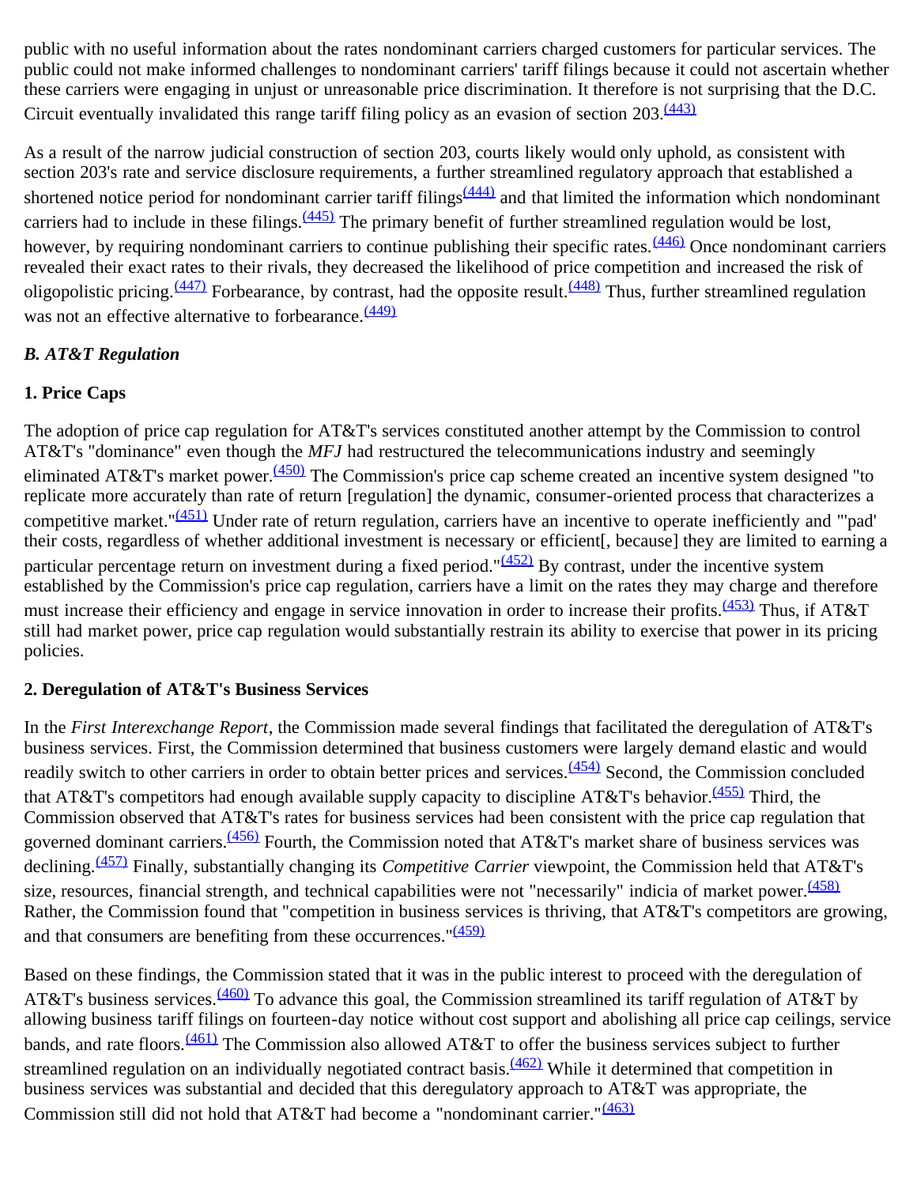public with no useful information about the rates nondominant carriers charged customers for particular services. The public could not make informed challenges to nondominant carriers' tariff filings because it could not ascertain whether these carriers were engaging in unjust or unreasonable price discrimination. It therefore is not surprising that the D.C. Circuit eventually invalidated this range tariff filing policy as an evasion of section 203.[(443)]

As a result of the narrow judicial construction of section 203, courts likely would only uphold, as consistent with section 203's rate and service disclosure requirements, a further streamlined regulatory approach that established a shortened notice period for nondominant carrier tariff filings[(444)] and that limited the information which nondominant carriers had to include in these filings.[(445)] The primary benefit of further streamlined regulation would be lost, however, by requiring nondominant carriers to continue publishing their specific rates.[(446)] Once nondominant carriers revealed their exact rates to their rivals, they decreased the likelihood of price competition and increased the risk of oligopolistic pricing.[(447)] Forbearance, by contrast, had the opposite result.[(448)] Thus, further streamlined regulation was not an effective alternative to forbearance.[(449)]

### *B. AT&T Regulation*

#### 1. Price Caps

The adoption of price cap regulation for AT&T's services constituted another attempt by the Commission to control AT&T's "dominance" even though the *MFJ* had restructured the telecommunications industry and seemingly eliminated AT&T's market power.[(450)] The Commission's price cap scheme created an incentive system designed "to replicate more accurately than rate of return [regulation] the dynamic, consumer-oriented process that characterizes a competitive market."[(451)] Under rate of return regulation, carriers have an incentive to operate inefficiently and "'pad' their costs, regardless of whether additional investment is necessary or efficient[, because] they are limited to earning a particular percentage return on investment during a fixed period."[(452)] By contrast, under the incentive system established by the Commission's price cap regulation, carriers have a limit on the rates they may charge and therefore must increase their efficiency and engage in service innovation in order to increase their profits.[(453)] Thus, if AT&T still had market power, price cap regulation would substantially restrain its ability to exercise that power in its pricing policies.

#### 2. Deregulation of AT&T's Business Services

In the *First Interexchange Report*, the Commission made several findings that facilitated the deregulation of AT&T's business services. First, the Commission determined that business customers were largely demand elastic and would readily switch to other carriers in order to obtain better prices and services.[(454)] Second, the Commission concluded that AT&T's competitors had enough available supply capacity to discipline AT&T's behavior.[(455)] Third, the Commission observed that AT&T's rates for business services had been consistent with the price cap regulation that governed dominant carriers.[(456)] Fourth, the Commission noted that AT&T's market share of business services was declining.[(457)] Finally, substantially changing its *Competitive Carrier* viewpoint, the Commission held that AT&T's size, resources, financial strength, and technical capabilities were not "necessarily" indicia of market power.[(458)] Rather, the Commission found that "competition in business services is thriving, that AT&T's competitors are growing, and that consumers are benefiting from these occurrences."[(459)]

Based on these findings, the Commission stated that it was in the public interest to proceed with the deregulation of AT&T's business services.[(460)] To advance this goal, the Commission streamlined its tariff regulation of AT&T by allowing business tariff filings on fourteen-day notice without cost support and abolishing all price cap ceilings, service bands, and rate floors.[(461)] The Commission also allowed AT&T to offer the business services subject to further streamlined regulation on an individually negotiated contract basis.[(462)] While it determined that competition in business services was substantial and decided that this deregulatory approach to AT&T was appropriate, the Commission still did not hold that AT&T had become a "nondominant carrier."[(463)]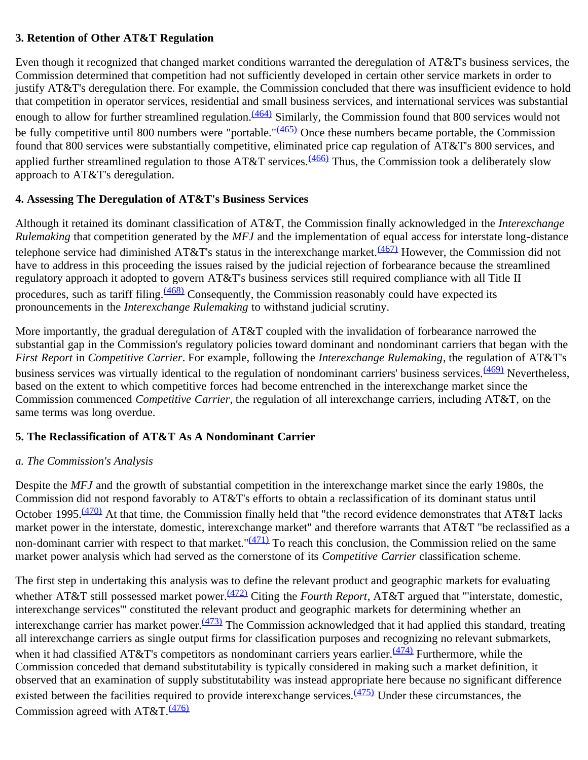### 3. Retention of Other AT&T Regulation

Even though it recognized that changed market conditions warranted the deregulation of AT&T's business services, the Commission determined that competition had not sufficiently developed in certain other service markets in order to justify AT&T's deregulation there. For example, the Commission concluded that there was insufficient evidence to hold that competition in operator services, residential and small business services, and international services was substantial enough to allow for further streamlined regulation.[(464)] Similarly, the Commission found that 800 services would not be fully competitive until 800 numbers were "portable."[(465)] Once these numbers became portable, the Commission found that 800 services were substantially competitive, eliminated price cap regulation of AT&T's 800 services, and applied further streamlined regulation to those AT&T services.[(466)] Thus, the Commission took a deliberately slow approach to AT&T's deregulation.

### 4. Assessing The Deregulation of AT&T's Business Services

Although it retained its dominant classification of AT&T, the Commission finally acknowledged in the *Interexchange Rulemaking* that competition generated by the *MFJ* and the implementation of equal access for interstate long-distance telephone service had diminished AT&T's status in the interexchange market.[(467)] However, the Commission did not have to address in this proceeding the issues raised by the judicial rejection of forbearance because the streamlined regulatory approach it adopted to govern AT&T's business services still required compliance with all Title II procedures, such as tariff filing.[(468)] Consequently, the Commission reasonably could have expected its pronouncements in the *Interexchange Rulemaking* to withstand judicial scrutiny.

More importantly, the gradual deregulation of AT&T coupled with the invalidation of forbearance narrowed the substantial gap in the Commission's regulatory policies toward dominant and nondominant carriers that began with the *First Report* in *Competitive Carrier*. For example, following the *Interexchange Rulemaking*, the regulation of AT&T's business services was virtually identical to the regulation of nondominant carriers' business services.[(469)] Nevertheless, based on the extent to which competitive forces had become entrenched in the interexchange market since the Commission commenced *Competitive Carrier*, the regulation of all interexchange carriers, including AT&T, on the same terms was long overdue.

### 5. The Reclassification of AT&T As A Nondominant Carrier

#### *a. The Commission's Analysis*

Despite the *MFJ* and the growth of substantial competition in the interexchange market since the early 1980s, the Commission did not respond favorably to AT&T's efforts to obtain a reclassification of its dominant status until October 1995.[(470)] At that time, the Commission finally held that "the record evidence demonstrates that AT&T lacks market power in the interstate, domestic, interexchange market" and therefore warrants that AT&T "be reclassified as a non-dominant carrier with respect to that market."[(471)] To reach this conclusion, the Commission relied on the same market power analysis which had served as the cornerstone of its *Competitive Carrier* classification scheme.

The first step in undertaking this analysis was to define the relevant product and geographic markets for evaluating whether AT&T still possessed market power.[(472)] Citing the *Fourth Report*, AT&T argued that "'interstate, domestic, interexchange services'" constituted the relevant product and geographic markets for determining whether an interexchange carrier has market power.[(473)] The Commission acknowledged that it had applied this standard, treating all interexchange carriers as single output firms for classification purposes and recognizing no relevant submarkets, when it had classified AT&T's competitors as nondominant carriers years earlier.[(474)] Furthermore, while the Commission conceded that demand substitutability is typically considered in making such a market definition, it observed that an examination of supply substitutability was instead appropriate here because no significant difference existed between the facilities required to provide interexchange services.[(475)] Under these circumstances, the Commission agreed with AT&T.[(476)]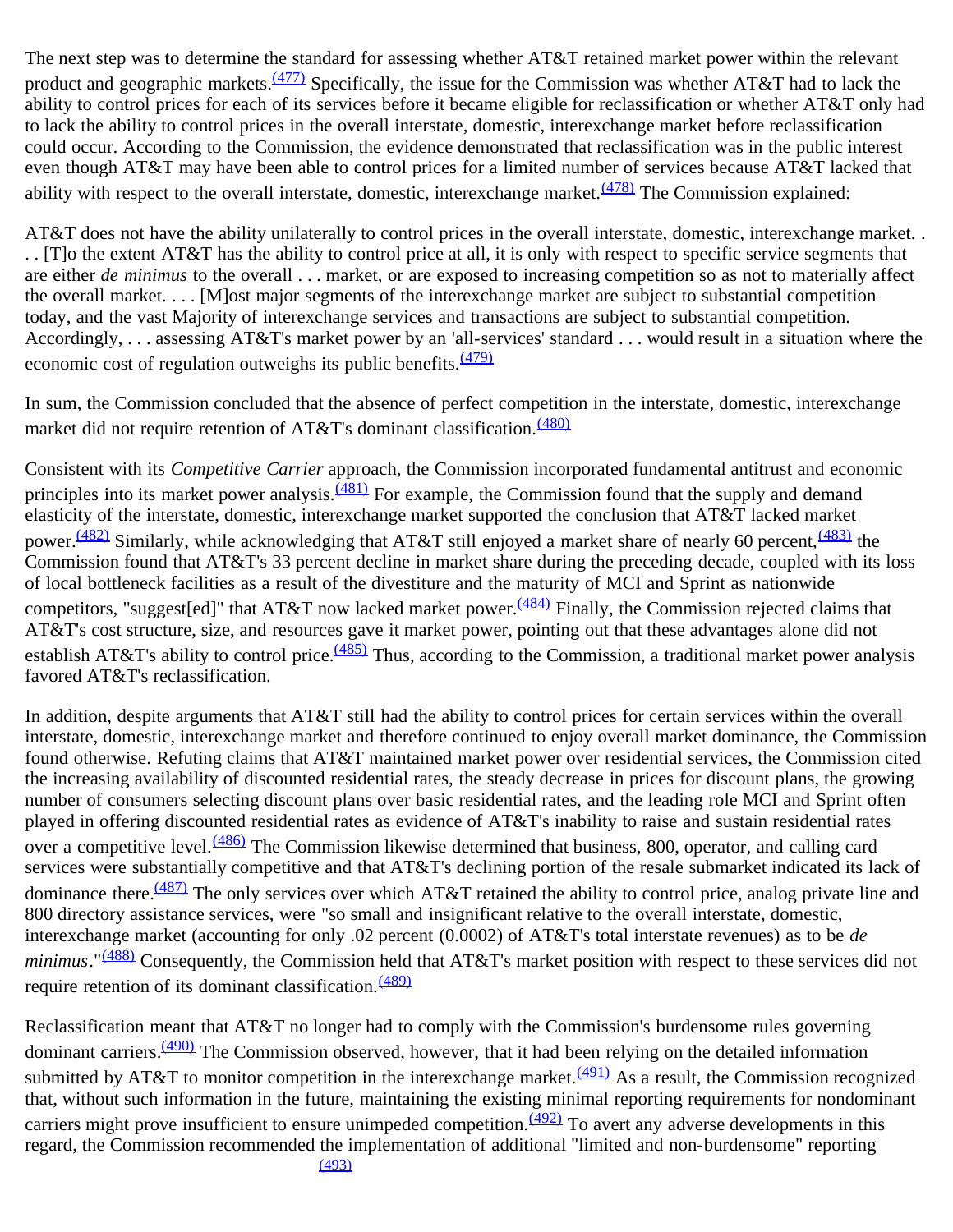The next step was to determine the standard for assessing whether AT&T retained market power within the relevant product and geographic markets.[(477)] Specifically, the issue for the Commission was whether AT&T had to lack the ability to control prices for each of its services before it became eligible for reclassification or whether AT&T only had to lack the ability to control prices in the overall interstate, domestic, interexchange market before reclassification could occur. According to the Commission, the evidence demonstrated that reclassification was in the public interest even though AT&T may have been able to control prices for a limited number of services because AT&T lacked that ability with respect to the overall interstate, domestic, interexchange market.[(478)] The Commission explained:

AT&T does not have the ability unilaterally to control prices in the overall interstate, domestic, interexchange market. . . . [T]o the extent AT&T has the ability to control price at all, it is only with respect to specific service segments that are either *de minimus* to the overall . . . market, or are exposed to increasing competition so as not to materially affect the overall market. . . . [M]ost major segments of the interexchange market are subject to substantial competition today, and the vast Majority of interexchange services and transactions are subject to substantial competition. Accordingly, . . . assessing AT&T's market power by an 'all-services' standard . . . would result in a situation where the economic cost of regulation outweighs its public benefits.[(479)]

In sum, the Commission concluded that the absence of perfect competition in the interstate, domestic, interexchange market did not require retention of AT&T's dominant classification.[(480)]

Consistent with its *Competitive Carrier* approach, the Commission incorporated fundamental antitrust and economic principles into its market power analysis.[(481)] For example, the Commission found that the supply and demand elasticity of the interstate, domestic, interexchange market supported the conclusion that AT&T lacked market power.[(482)] Similarly, while acknowledging that AT&T still enjoyed a market share of nearly 60 percent,[(483)] the Commission found that AT&T's 33 percent decline in market share during the preceding decade, coupled with its loss of local bottleneck facilities as a result of the divestiture and the maturity of MCI and Sprint as nationwide competitors, "suggest[ed]" that AT&T now lacked market power.[(484)] Finally, the Commission rejected claims that AT&T's cost structure, size, and resources gave it market power, pointing out that these advantages alone did not establish AT&T's ability to control price.[(485)] Thus, according to the Commission, a traditional market power analysis favored AT&T's reclassification.

In addition, despite arguments that AT&T still had the ability to control prices for certain services within the overall interstate, domestic, interexchange market and therefore continued to enjoy overall market dominance, the Commission found otherwise. Refuting claims that AT&T maintained market power over residential services, the Commission cited the increasing availability of discounted residential rates, the steady decrease in prices for discount plans, the growing number of consumers selecting discount plans over basic residential rates, and the leading role MCI and Sprint often played in offering discounted residential rates as evidence of AT&T's inability to raise and sustain residential rates over a competitive level.[(486)] The Commission likewise determined that business, 800, operator, and calling card services were substantially competitive and that AT&T's declining portion of the resale submarket indicated its lack of dominance there.[(487)] The only services over which AT&T retained the ability to control price, analog private line and 800 directory assistance services, were "so small and insignificant relative to the overall interstate, domestic, interexchange market (accounting for only .02 percent (0.0002) of AT&T's total interstate revenues) as to be *de minimus*."[(488)] Consequently, the Commission held that AT&T's market position with respect to these services did not require retention of its dominant classification.[(489)]

Reclassification meant that AT&T no longer had to comply with the Commission's burdensome rules governing dominant carriers.[(490)] The Commission observed, however, that it had been relying on the detailed information submitted by AT&T to monitor competition in the interexchange market.[(491)] As a result, the Commission recognized that, without such information in the future, maintaining the existing minimal reporting requirements for nondominant carriers might prove insufficient to ensure unimpeded competition.[(492)] To avert any adverse developments in this regard, the Commission recommended the implementation of additional "limited and non-burdensome" reporting [(493)]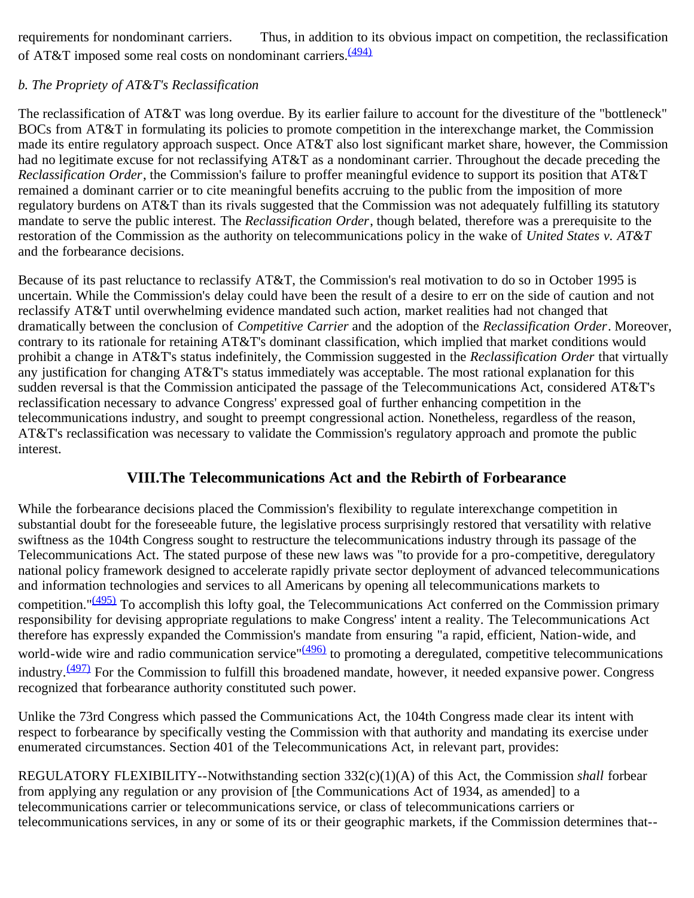requirements for nondominant carriers. Thus, in addition to its obvious impact on competition, the reclassification of AT&T imposed some real costs on nondominant carriers.[(494)]

### *b. The Propriety of AT&T's Reclassification*

The reclassification of AT&T was long overdue. By its earlier failure to account for the divestiture of the "bottleneck" BOCs from AT&T in formulating its policies to promote competition in the interexchange market, the Commission made its entire regulatory approach suspect. Once AT&T also lost significant market share, however, the Commission had no legitimate excuse for not reclassifying AT&T as a nondominant carrier. Throughout the decade preceding the *Reclassification Order*, the Commission's failure to proffer meaningful evidence to support its position that AT&T remained a dominant carrier or to cite meaningful benefits accruing to the public from the imposition of more regulatory burdens on AT&T than its rivals suggested that the Commission was not adequately fulfilling its statutory mandate to serve the public interest. The *Reclassification Order*, though belated, therefore was a prerequisite to the restoration of the Commission as the authority on telecommunications policy in the wake of *United States v. AT&T* and the forbearance decisions.

Because of its past reluctance to reclassify AT&T, the Commission's real motivation to do so in October 1995 is uncertain. While the Commission's delay could have been the result of a desire to err on the side of caution and not reclassify AT&T until overwhelming evidence mandated such action, market realities had not changed that dramatically between the conclusion of *Competitive Carrier* and the adoption of the *Reclassification Order*. Moreover, contrary to its rationale for retaining AT&T's dominant classification, which implied that market conditions would prohibit a change in AT&T's status indefinitely, the Commission suggested in the *Reclassification Order* that virtually any justification for changing AT&T's status immediately was acceptable. The most rational explanation for this sudden reversal is that the Commission anticipated the passage of the Telecommunications Act, considered AT&T's reclassification necessary to advance Congress' expressed goal of further enhancing competition in the telecommunications industry, and sought to preempt congressional action. Nonetheless, regardless of the reason, AT&T's reclassification was necessary to validate the Commission's regulatory approach and promote the public interest.

## VIII.The Telecommunications Act and the Rebirth of Forbearance

While the forbearance decisions placed the Commission's flexibility to regulate interexchange competition in substantial doubt for the foreseeable future, the legislative process surprisingly restored that versatility with relative swiftness as the 104th Congress sought to restructure the telecommunications industry through its passage of the Telecommunications Act. The stated purpose of these new laws was "to provide for a pro-competitive, deregulatory national policy framework designed to accelerate rapidly private sector deployment of advanced telecommunications and information technologies and services to all Americans by opening all telecommunications markets to competition."[(495)] To accomplish this lofty goal, the Telecommunications Act conferred on the Commission primary responsibility for devising appropriate regulations to make Congress' intent a reality. The Telecommunications Act therefore has expressly expanded the Commission's mandate from ensuring "a rapid, efficient, Nation-wide, and world-wide wire and radio communication service"[(496)] to promoting a deregulated, competitive telecommunications industry.[(497)] For the Commission to fulfill this broadened mandate, however, it needed expansive power. Congress recognized that forbearance authority constituted such power.

Unlike the 73rd Congress which passed the Communications Act, the 104th Congress made clear its intent with respect to forbearance by specifically vesting the Commission with that authority and mandating its exercise under enumerated circumstances. Section 401 of the Telecommunications Act, in relevant part, provides:

REGULATORY FLEXIBILITY--Notwithstanding section 332(c)(1)(A) of this Act, the Commission *shall* forbear from applying any regulation or any provision of [the Communications Act of 1934, as amended] to a telecommunications carrier or telecommunications service, or class of telecommunications carriers or telecommunications services, in any or some of its or their geographic markets, if the Commission determines that--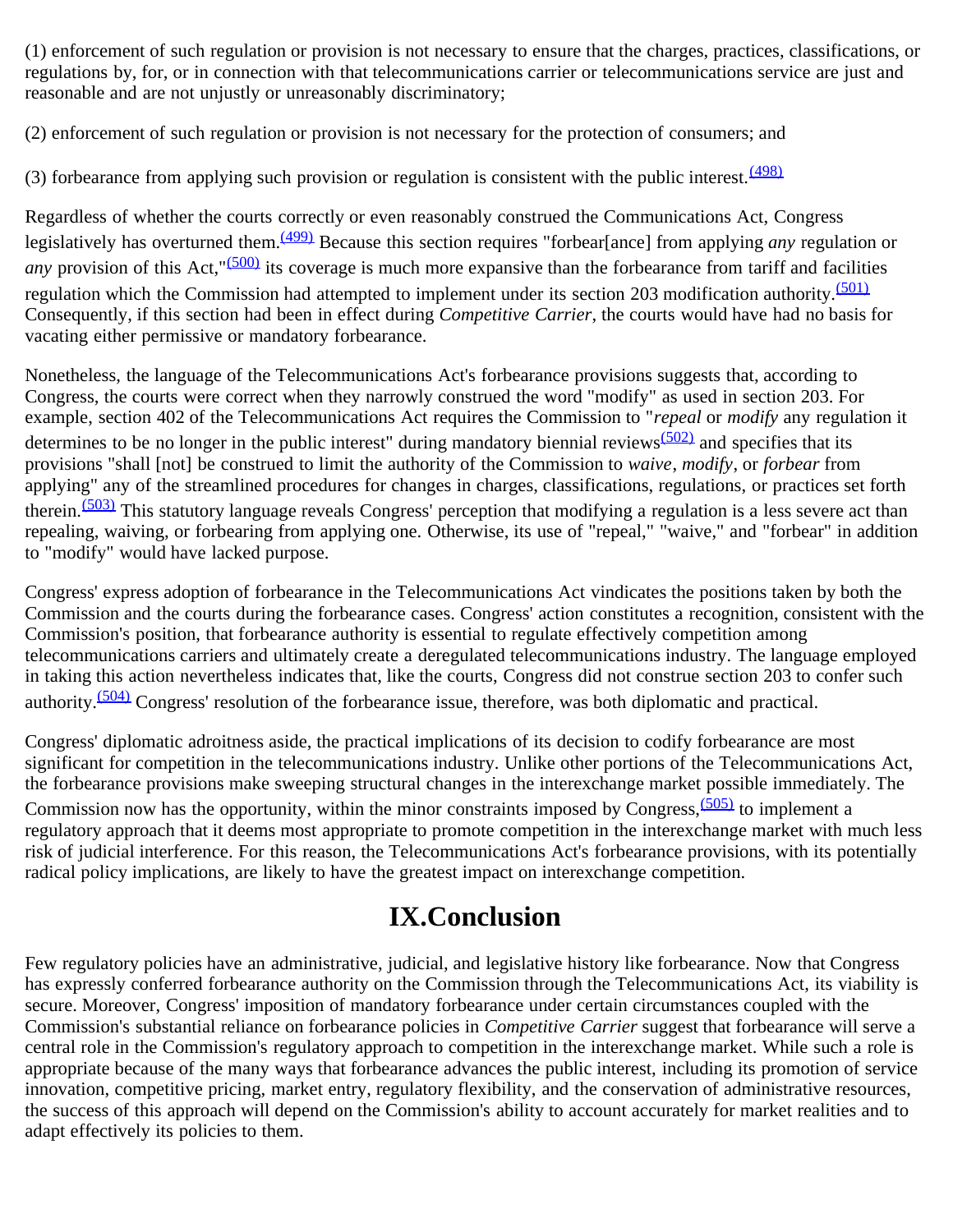(1) enforcement of such regulation or provision is not necessary to ensure that the charges, practices, classifications, or regulations by, for, or in connection with that telecommunications carrier or telecommunications service are just and reasonable and are not unjustly or unreasonably discriminatory;

(2) enforcement of such regulation or provision is not necessary for the protection of consumers; and

(3) forbearance from applying such provision or regulation is consistent with the public interest.[(498)]

Regardless of whether the courts correctly or even reasonably construed the Communications Act, Congress legislatively has overturned them.[(499)] Because this section requires "forbear[ance] from applying *any* regulation or *any* provision of this Act,"[(500)] its coverage is much more expansive than the forbearance from tariff and facilities regulation which the Commission had attempted to implement under its section 203 modification authority.[(501)] Consequently, if this section had been in effect during *Competitive Carrier*, the courts would have had no basis for vacating either permissive or mandatory forbearance.

Nonetheless, the language of the Telecommunications Act's forbearance provisions suggests that, according to Congress, the courts were correct when they narrowly construed the word "modify" as used in section 203. For example, section 402 of the Telecommunications Act requires the Commission to "*repeal* or *modify* any regulation it determines to be no longer in the public interest" during mandatory biennial reviews[(502)] and specifies that its provisions "shall [not] be construed to limit the authority of the Commission to *waive*, *modify*, or *forbear* from applying" any of the streamlined procedures for changes in charges, classifications, regulations, or practices set forth therein.[(503)] This statutory language reveals Congress' perception that modifying a regulation is a less severe act than repealing, waiving, or forbearing from applying one. Otherwise, its use of "repeal," "waive," and "forbear" in addition to "modify" would have lacked purpose.

Congress' express adoption of forbearance in the Telecommunications Act vindicates the positions taken by both the Commission and the courts during the forbearance cases. Congress' action constitutes a recognition, consistent with the Commission's position, that forbearance authority is essential to regulate effectively competition among telecommunications carriers and ultimately create a deregulated telecommunications industry. The language employed in taking this action nevertheless indicates that, like the courts, Congress did not construe section 203 to confer such authority.[(504)] Congress' resolution of the forbearance issue, therefore, was both diplomatic and practical.

Congress' diplomatic adroitness aside, the practical implications of its decision to codify forbearance are most significant for competition in the telecommunications industry. Unlike other portions of the Telecommunications Act, the forbearance provisions make sweeping structural changes in the interexchange market possible immediately. The Commission now has the opportunity, within the minor constraints imposed by Congress,[(505)] to implement a regulatory approach that it deems most appropriate to promote competition in the interexchange market with much less risk of judicial interference. For this reason, the Telecommunications Act's forbearance provisions, with its potentially radical policy implications, are likely to have the greatest impact on interexchange competition.

## IX.Conclusion

Few regulatory policies have an administrative, judicial, and legislative history like forbearance. Now that Congress has expressly conferred forbearance authority on the Commission through the Telecommunications Act, its viability is secure. Moreover, Congress' imposition of mandatory forbearance under certain circumstances coupled with the Commission's substantial reliance on forbearance policies in *Competitive Carrier* suggest that forbearance will serve a central role in the Commission's regulatory approach to competition in the interexchange market. While such a role is appropriate because of the many ways that forbearance advances the public interest, including its promotion of service innovation, competitive pricing, market entry, regulatory flexibility, and the conservation of administrative resources, the success of this approach will depend on the Commission's ability to account accurately for market realities and to adapt effectively its policies to them.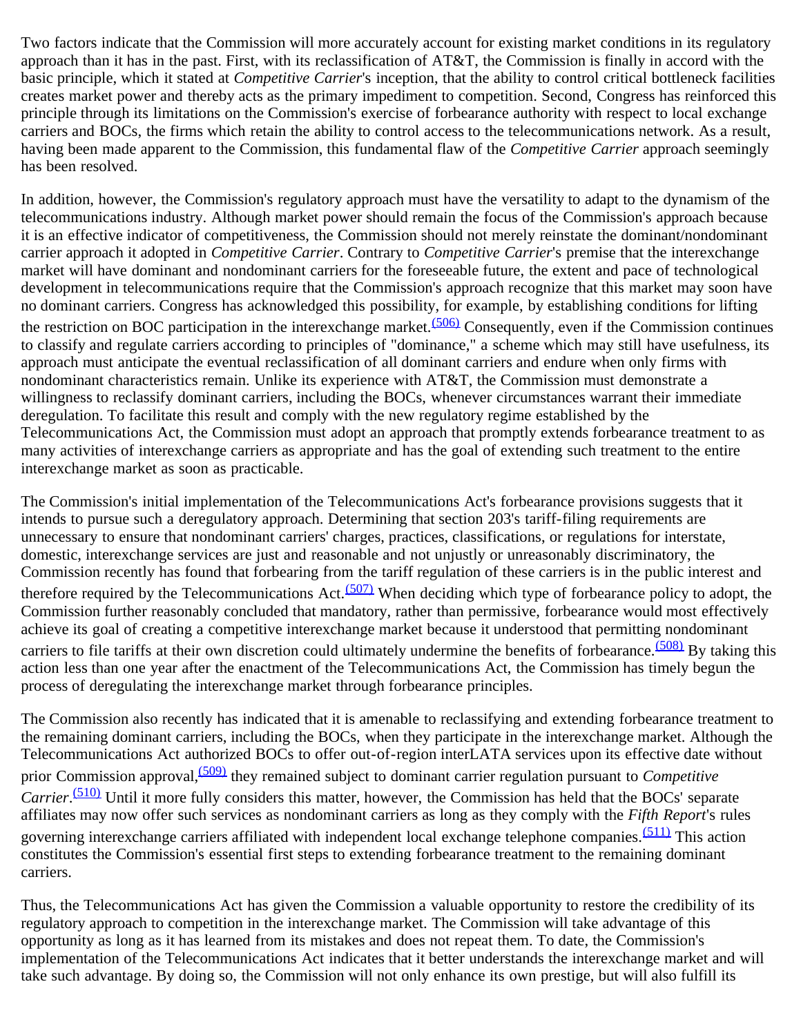Two factors indicate that the Commission will more accurately account for existing market conditions in its regulatory approach than it has in the past. First, with its reclassification of AT&T, the Commission is finally in accord with the basic principle, which it stated at *Competitive Carrier*'s inception, that the ability to control critical bottleneck facilities creates market power and thereby acts as the primary impediment to competition. Second, Congress has reinforced this principle through its limitations on the Commission's exercise of forbearance authority with respect to local exchange carriers and BOCs, the firms which retain the ability to control access to the telecommunications network. As a result, having been made apparent to the Commission, this fundamental flaw of the *Competitive Carrier* approach seemingly has been resolved.

In addition, however, the Commission's regulatory approach must have the versatility to adapt to the dynamism of the telecommunications industry. Although market power should remain the focus of the Commission's approach because it is an effective indicator of competitiveness, the Commission should not merely reinstate the dominant/nondominant carrier approach it adopted in *Competitive Carrier*. Contrary to *Competitive Carrier*'s premise that the interexchange market will have dominant and nondominant carriers for the foreseeable future, the extent and pace of technological development in telecommunications require that the Commission's approach recognize that this market may soon have no dominant carriers. Congress has acknowledged this possibility, for example, by establishing conditions for lifting the restriction on BOC participation in the interexchange market.[(506)] Consequently, even if the Commission continues to classify and regulate carriers according to principles of "dominance," a scheme which may still have usefulness, its approach must anticipate the eventual reclassification of all dominant carriers and endure when only firms with nondominant characteristics remain. Unlike its experience with AT&T, the Commission must demonstrate a willingness to reclassify dominant carriers, including the BOCs, whenever circumstances warrant their immediate deregulation. To facilitate this result and comply with the new regulatory regime established by the Telecommunications Act, the Commission must adopt an approach that promptly extends forbearance treatment to as many activities of interexchange carriers as appropriate and has the goal of extending such treatment to the entire interexchange market as soon as practicable.

The Commission's initial implementation of the Telecommunications Act's forbearance provisions suggests that it intends to pursue such a deregulatory approach. Determining that section 203's tariff-filing requirements are unnecessary to ensure that nondominant carriers' charges, practices, classifications, or regulations for interstate, domestic, interexchange services are just and reasonable and not unjustly or unreasonably discriminatory, the Commission recently has found that forbearing from the tariff regulation of these carriers is in the public interest and therefore required by the Telecommunications Act.[(507)] When deciding which type of forbearance policy to adopt, the Commission further reasonably concluded that mandatory, rather than permissive, forbearance would most effectively achieve its goal of creating a competitive interexchange market because it understood that permitting nondominant carriers to file tariffs at their own discretion could ultimately undermine the benefits of forbearance.[(508)] By taking this action less than one year after the enactment of the Telecommunications Act, the Commission has timely begun the process of deregulating the interexchange market through forbearance principles.

The Commission also recently has indicated that it is amenable to reclassifying and extending forbearance treatment to the remaining dominant carriers, including the BOCs, when they participate in the interexchange market. Although the Telecommunications Act authorized BOCs to offer out-of-region interLATA services upon its effective date without prior Commission approval,[(509)] they remained subject to dominant carrier regulation pursuant to *Competitive Carrier*.[(510)] Until it more fully considers this matter, however, the Commission has held that the BOCs' separate affiliates may now offer such services as nondominant carriers as long as they comply with the *Fifth Report*'s rules governing interexchange carriers affiliated with independent local exchange telephone companies.[(511)] This action constitutes the Commission's essential first steps to extending forbearance treatment to the remaining dominant carriers.

Thus, the Telecommunications Act has given the Commission a valuable opportunity to restore the credibility of its regulatory approach to competition in the interexchange market. The Commission will take advantage of this opportunity as long as it has learned from its mistakes and does not repeat them. To date, the Commission's implementation of the Telecommunications Act indicates that it better understands the interexchange market and will take such advantage. By doing so, the Commission will not only enhance its own prestige, but will also fulfill its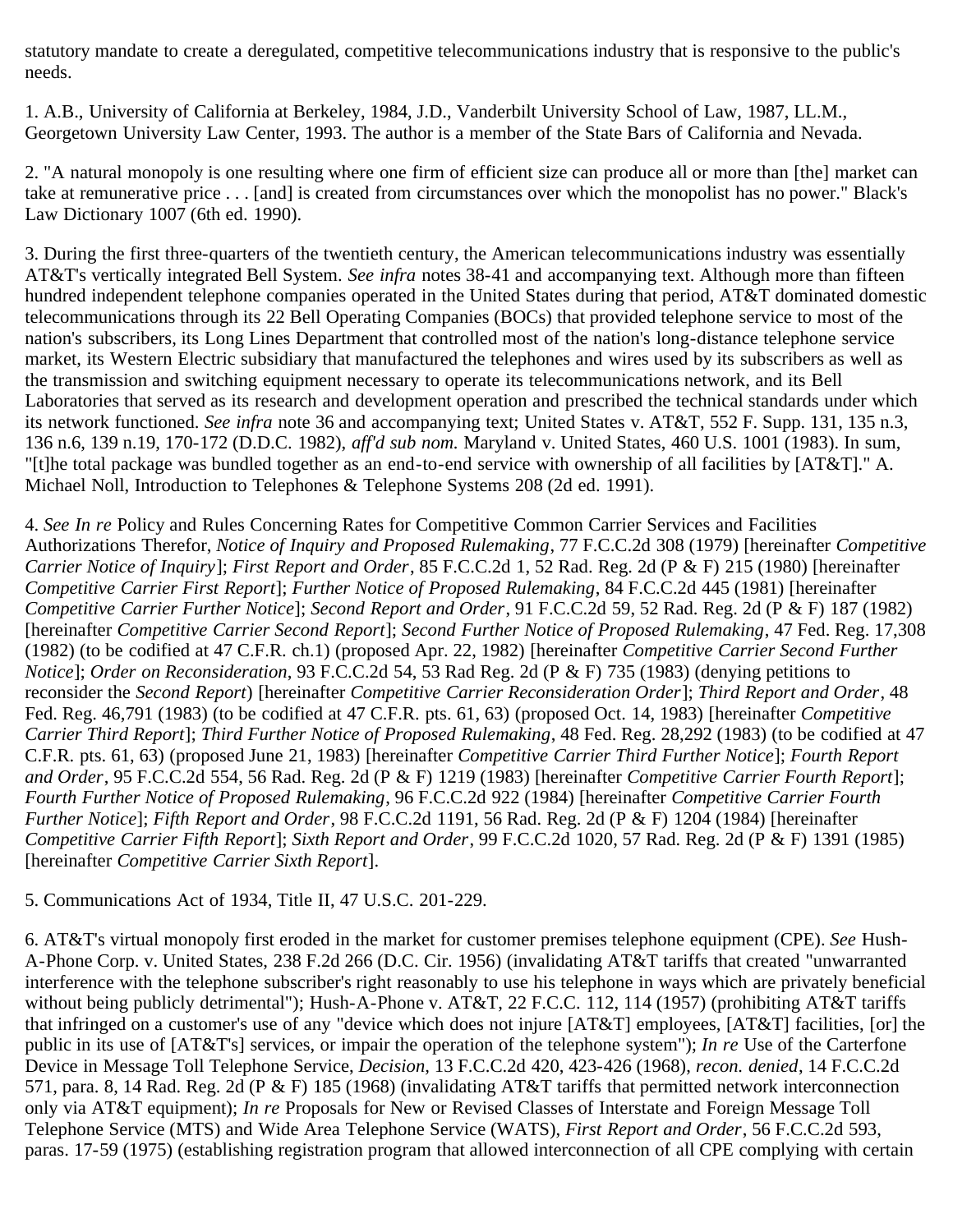statutory mandate to create a deregulated, competitive telecommunications industry that is responsive to the public's needs.

1. A.B., University of California at Berkeley, 1984, J.D., Vanderbilt University School of Law, 1987, LL.M., Georgetown University Law Center, 1993. The author is a member of the State Bars of California and Nevada.

2. "A natural monopoly is one resulting where one firm of efficient size can produce all or more than [the] market can take at remunerative price . . . [and] is created from circumstances over which the monopolist has no power." Black's Law Dictionary 1007 (6th ed. 1990).

3. During the first three-quarters of the twentieth century, the American telecommunications industry was essentially AT&T's vertically integrated Bell System. *See infra* notes 38-41 and accompanying text. Although more than fifteen hundred independent telephone companies operated in the United States during that period, AT&T dominated domestic telecommunications through its 22 Bell Operating Companies (BOCs) that provided telephone service to most of the nation's subscribers, its Long Lines Department that controlled most of the nation's long-distance telephone service market, its Western Electric subsidiary that manufactured the telephones and wires used by its subscribers as well as the transmission and switching equipment necessary to operate its telecommunications network, and its Bell Laboratories that served as its research and development operation and prescribed the technical standards under which its network functioned. *See infra* note 36 and accompanying text; United States v. AT&T, 552 F. Supp. 131, 135 n.3, 136 n.6, 139 n.19, 170-172 (D.D.C. 1982), *aff'd sub nom.* Maryland v. United States, 460 U.S. 1001 (1983). In sum, "[t]he total package was bundled together as an end-to-end service with ownership of all facilities by [AT&T]." A. Michael Noll, Introduction to Telephones & Telephone Systems 208 (2d ed. 1991).

4. *See In re* Policy and Rules Concerning Rates for Competitive Common Carrier Services and Facilities Authorizations Therefor, *Notice of Inquiry and Proposed Rulemaking*, 77 F.C.C.2d 308 (1979) [hereinafter *Competitive Carrier Notice of Inquiry*]; *First Report and Order*, 85 F.C.C.2d 1, 52 Rad. Reg. 2d (P & F) 215 (1980) [hereinafter *Competitive Carrier First Report*]; *Further Notice of Proposed Rulemaking*, 84 F.C.C.2d 445 (1981) [hereinafter *Competitive Carrier Further Notice*]; *Second Report and Order*, 91 F.C.C.2d 59, 52 Rad. Reg. 2d (P & F) 187 (1982) [hereinafter *Competitive Carrier Second Report*]; *Second Further Notice of Proposed Rulemaking*, 47 Fed. Reg. 17,308 (1982) (to be codified at 47 C.F.R. ch.1) (proposed Apr. 22, 1982) [hereinafter *Competitive Carrier Second Further Notice*]; *Order on Reconsideration*, 93 F.C.C.2d 54, 53 Rad Reg. 2d (P & F) 735 (1983) (denying petitions to reconsider the *Second Report*) [hereinafter *Competitive Carrier Reconsideration Order*]; *Third Report and Order*, 48 Fed. Reg. 46,791 (1983) (to be codified at 47 C.F.R. pts. 61, 63) (proposed Oct. 14, 1983) [hereinafter *Competitive Carrier Third Report*]; *Third Further Notice of Proposed Rulemaking*, 48 Fed. Reg. 28,292 (1983) (to be codified at 47 C.F.R. pts. 61, 63) (proposed June 21, 1983) [hereinafter *Competitive Carrier Third Further Notice*]; *Fourth Report and Order*, 95 F.C.C.2d 554, 56 Rad. Reg. 2d (P & F) 1219 (1983) [hereinafter *Competitive Carrier Fourth Report*]; *Fourth Further Notice of Proposed Rulemaking*, 96 F.C.C.2d 922 (1984) [hereinafter *Competitive Carrier Fourth Further Notice*]; *Fifth Report and Order*, 98 F.C.C.2d 1191, 56 Rad. Reg. 2d (P & F) 1204 (1984) [hereinafter *Competitive Carrier Fifth Report*]; *Sixth Report and Order*, 99 F.C.C.2d 1020, 57 Rad. Reg. 2d (P & F) 1391 (1985) [hereinafter *Competitive Carrier Sixth Report*].

5. Communications Act of 1934, Title II, 47 U.S.C. 201-229.

6. AT&T's virtual monopoly first eroded in the market for customer premises telephone equipment (CPE). *See* Hush-A-Phone Corp. v. United States, 238 F.2d 266 (D.C. Cir. 1956) (invalidating AT&T tariffs that created "unwarranted interference with the telephone subscriber's right reasonably to use his telephone in ways which are privately beneficial without being publicly detrimental"); Hush-A-Phone v. AT&T, 22 F.C.C. 112, 114 (1957) (prohibiting AT&T tariffs that infringed on a customer's use of any "device which does not injure [AT&T] employees, [AT&T] facilities, [or] the public in its use of [AT&T's] services, or impair the operation of the telephone system"); *In re* Use of the Carterfone Device in Message Toll Telephone Service, *Decision*, 13 F.C.C.2d 420, 423-426 (1968), *recon. denied*, 14 F.C.C.2d 571, para. 8, 14 Rad. Reg. 2d (P & F) 185 (1968) (invalidating AT&T tariffs that permitted network interconnection only via AT&T equipment); *In re* Proposals for New or Revised Classes of Interstate and Foreign Message Toll Telephone Service (MTS) and Wide Area Telephone Service (WATS), *First Report and Order*, 56 F.C.C.2d 593, paras. 17-59 (1975) (establishing registration program that allowed interconnection of all CPE complying with certain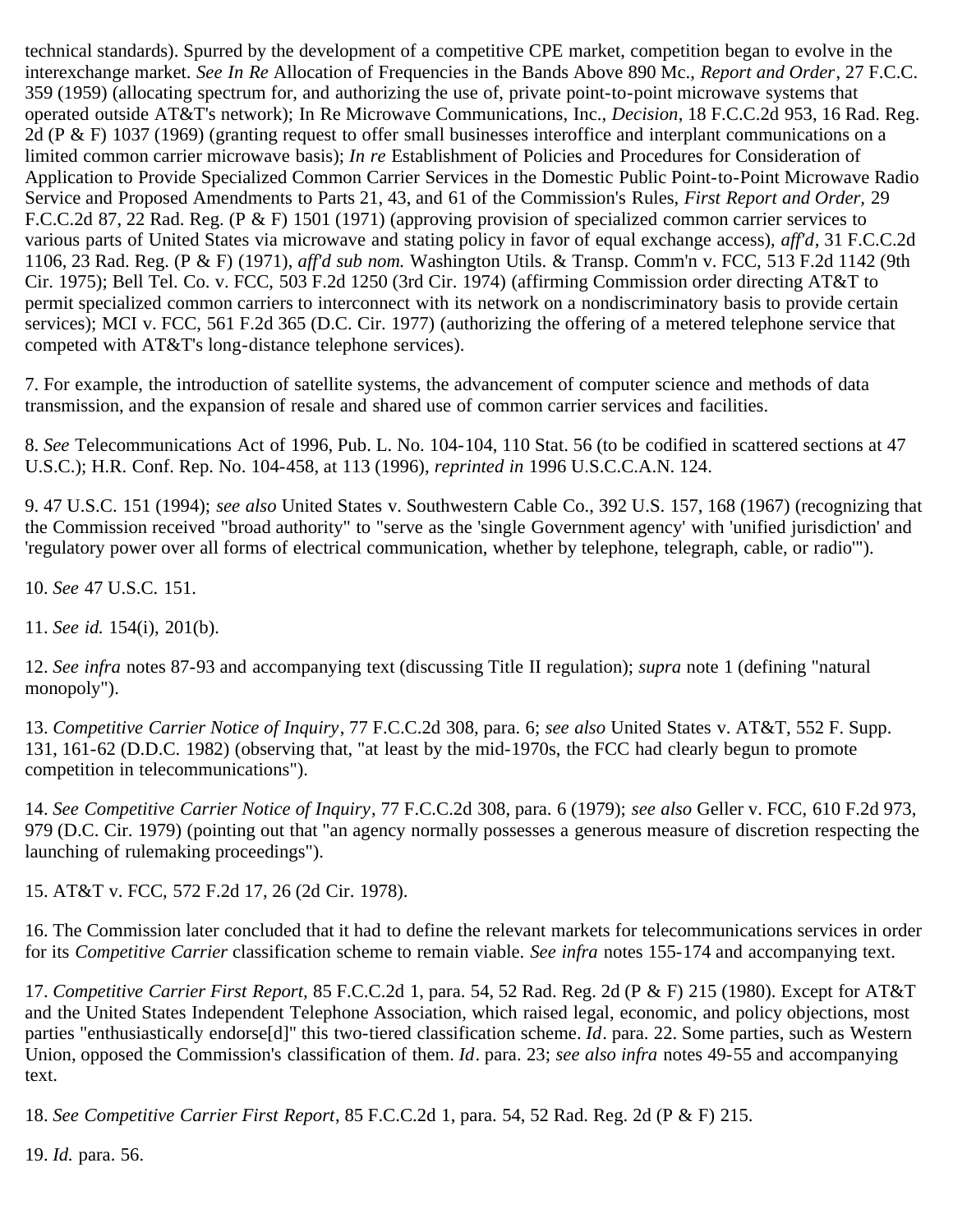technical standards). Spurred by the development of a competitive CPE market, competition began to evolve in the interexchange market. *See In Re* Allocation of Frequencies in the Bands Above 890 Mc., *Report and Order*, 27 F.C.C. 359 (1959) (allocating spectrum for, and authorizing the use of, private point-to-point microwave systems that operated outside AT&T's network); In Re Microwave Communications, Inc., *Decision*, 18 F.C.C.2d 953, 16 Rad. Reg. 2d (P & F) 1037 (1969) (granting request to offer small businesses interoffice and interplant communications on a limited common carrier microwave basis); *In re* Establishment of Policies and Procedures for Consideration of Application to Provide Specialized Common Carrier Services in the Domestic Public Point-to-Point Microwave Radio Service and Proposed Amendments to Parts 21, 43, and 61 of the Commission's Rules, *First Report and Order,* 29 F.C.C.2d 87, 22 Rad. Reg. (P & F) 1501 (1971) (approving provision of specialized common carrier services to various parts of United States via microwave and stating policy in favor of equal exchange access), *aff'd*, 31 F.C.C.2d 1106, 23 Rad. Reg. (P & F) (1971), *aff'd sub nom.* Washington Utils. & Transp. Comm'n v. FCC, 513 F.2d 1142 (9th Cir. 1975); Bell Tel. Co. v. FCC, 503 F.2d 1250 (3rd Cir. 1974) (affirming Commission order directing AT&T to permit specialized common carriers to interconnect with its network on a nondiscriminatory basis to provide certain services); MCI v. FCC, 561 F.2d 365 (D.C. Cir. 1977) (authorizing the offering of a metered telephone service that competed with AT&T's long-distance telephone services).

7. For example, the introduction of satellite systems, the advancement of computer science and methods of data transmission, and the expansion of resale and shared use of common carrier services and facilities.

8. *See* Telecommunications Act of 1996, Pub. L. No. 104-104, 110 Stat. 56 (to be codified in scattered sections at 47 U.S.C.); H.R. Conf. Rep. No. 104-458, at 113 (1996), *reprinted in* 1996 U.S.C.C.A.N. 124.

9. 47 U.S.C. 151 (1994); *see also* United States v. Southwestern Cable Co., 392 U.S. 157, 168 (1967) (recognizing that the Commission received "broad authority" to "serve as the 'single Government agency' with 'unified jurisdiction' and 'regulatory power over all forms of electrical communication, whether by telephone, telegraph, cable, or radio'").

10. *See* 47 U.S.C. 151.

11. *See id.* 154(i), 201(b).

12. *See infra* notes 87-93 and accompanying text (discussing Title II regulation); *supra* note 1 (defining "natural monopoly").

13. *Competitive Carrier Notice of Inquiry*, 77 F.C.C.2d 308, para. 6; *see also* United States v. AT&T, 552 F. Supp. 131, 161-62 (D.D.C. 1982) (observing that, "at least by the mid-1970s, the FCC had clearly begun to promote competition in telecommunications").

14. *See Competitive Carrier Notice of Inquiry*, 77 F.C.C.2d 308, para. 6 (1979); *see also* Geller v. FCC, 610 F.2d 973, 979 (D.C. Cir. 1979) (pointing out that "an agency normally possesses a generous measure of discretion respecting the launching of rulemaking proceedings").

15. AT&T v. FCC, 572 F.2d 17, 26 (2d Cir. 1978).

16. The Commission later concluded that it had to define the relevant markets for telecommunications services in order for its *Competitive Carrier* classification scheme to remain viable. *See infra* notes 155-174 and accompanying text.

17. *Competitive Carrier First Report,* 85 F.C.C.2d 1, para. 54, 52 Rad. Reg. 2d (P & F) 215 (1980). Except for AT&T and the United States Independent Telephone Association, which raised legal, economic, and policy objections, most parties "enthusiastically endorse[d]" this two-tiered classification scheme. *Id*. para. 22. Some parties, such as Western Union, opposed the Commission's classification of them. *Id*. para. 23; *see also infra* notes 49-55 and accompanying text.

18. *See Competitive Carrier First Report*, 85 F.C.C.2d 1, para. 54, 52 Rad. Reg. 2d (P & F) 215.

19. *Id.* para. 56.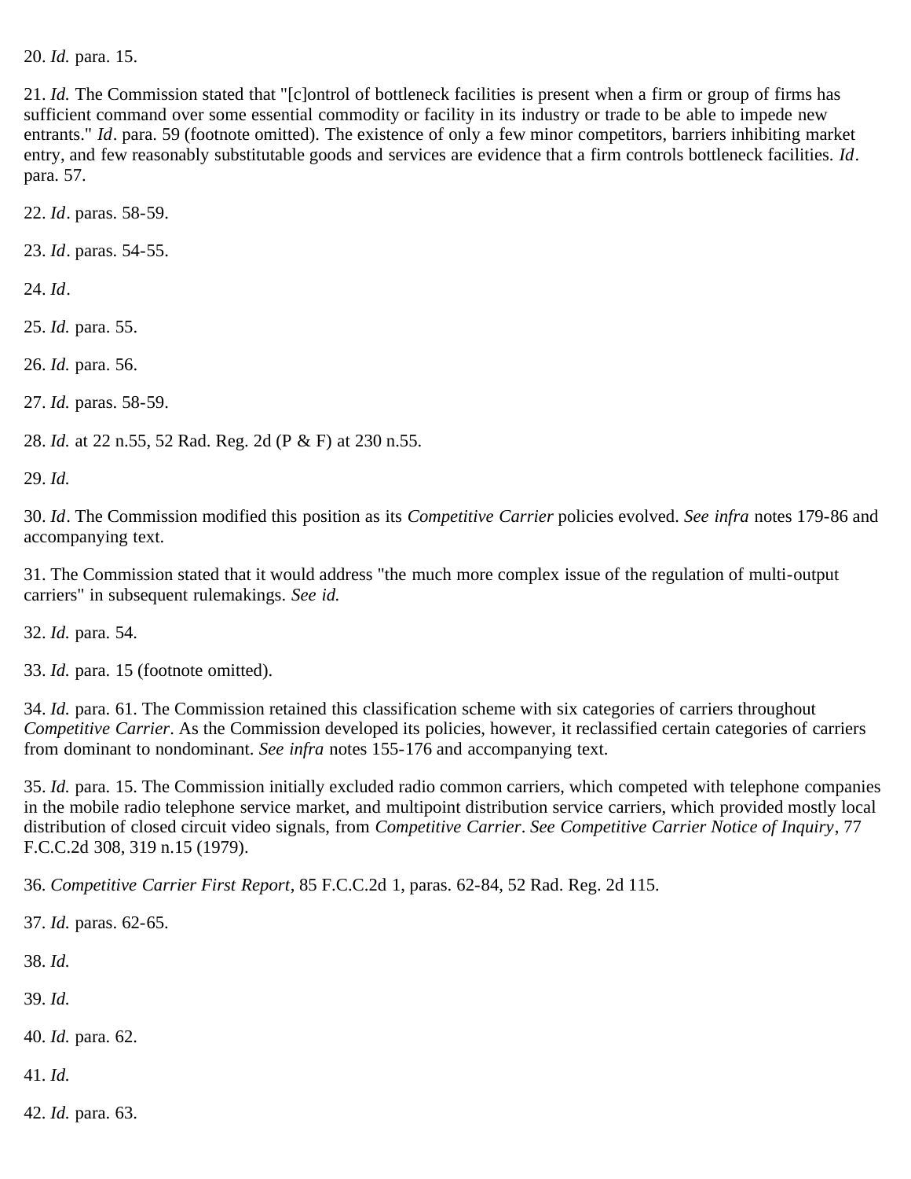20. *Id.* para. 15.

21. *Id.* The Commission stated that "[c]ontrol of bottleneck facilities is present when a firm or group of firms has sufficient command over some essential commodity or facility in its industry or trade to be able to impede new entrants." *Id*. para. 59 (footnote omitted). The existence of only a few minor competitors, barriers inhibiting market entry, and few reasonably substitutable goods and services are evidence that a firm controls bottleneck facilities. *Id*. para. 57.

22. *Id*. paras. 58-59.

23. *Id*. paras. 54-55.

24. *Id*.

25. *Id.* para. 55.

26. *Id.* para. 56.

27. *Id.* paras. 58-59.

28. *Id.* at 22 n.55, 52 Rad. Reg. 2d (P & F) at 230 n.55.

29. *Id.*

30. *Id*. The Commission modified this position as its *Competitive Carrier* policies evolved. *See infra* notes 179-86 and accompanying text.

31. The Commission stated that it would address "the much more complex issue of the regulation of multi-output carriers" in subsequent rulemakings. *See id.*

32. *Id.* para. 54.

33. *Id.* para. 15 (footnote omitted).

34. *Id.* para. 61. The Commission retained this classification scheme with six categories of carriers throughout *Competitive Carrier*. As the Commission developed its policies, however, it reclassified certain categories of carriers from dominant to nondominant. *See infra* notes 155-176 and accompanying text.

35. *Id.* para. 15. The Commission initially excluded radio common carriers, which competed with telephone companies in the mobile radio telephone service market, and multipoint distribution service carriers, which provided mostly local distribution of closed circuit video signals, from *Competitive Carrier*. *See Competitive Carrier Notice of Inquiry*, 77 F.C.C.2d 308, 319 n.15 (1979).

36. *Competitive Carrier First Report*, 85 F.C.C.2d 1, paras. 62-84, 52 Rad. Reg. 2d 115.

37. *Id.* paras. 62-65.

38. *Id.*

39. *Id.*

40. *Id.* para. 62.

41. *Id.*

42. *Id.* para. 63.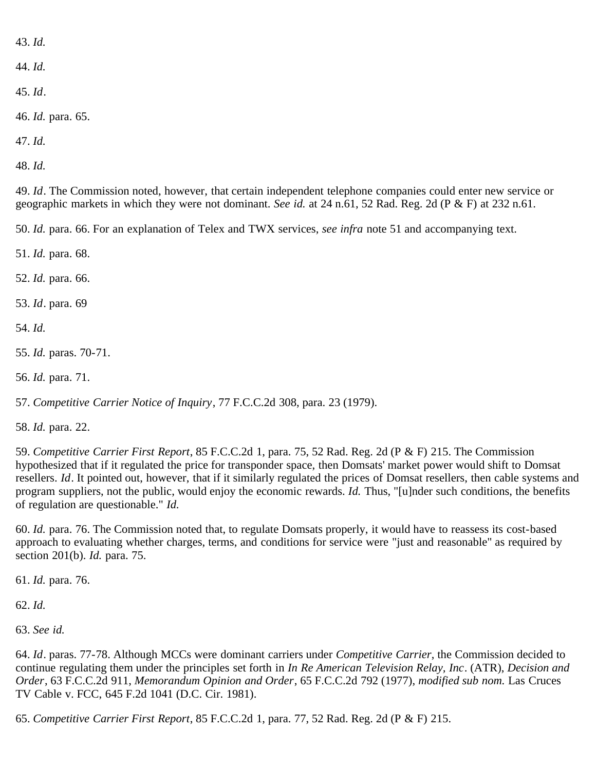43. *Id.*

44. *Id.*

45. *Id*.

46. *Id.* para. 65.

47. *Id.*

48. *Id.*

49. *Id*. The Commission noted, however, that certain independent telephone companies could enter new service or geographic markets in which they were not dominant. *See id.* at 24 n.61, 52 Rad. Reg. 2d (P & F) at 232 n.61.

50. *Id.* para. 66. For an explanation of Telex and TWX services, *see infra* note 51 and accompanying text.

51. *Id.* para. 68.

52. *Id.* para. 66.

53. *Id*. para. 69

54. *Id.*

55. *Id.* paras. 70-71.

56. *Id.* para. 71.

57. *Competitive Carrier Notice of Inquiry*, 77 F.C.C.2d 308, para. 23 (1979).

58. *Id.* para. 22.

59. *Competitive Carrier First Report*, 85 F.C.C.2d 1, para. 75, 52 Rad. Reg. 2d (P & F) 215. The Commission hypothesized that if it regulated the price for transponder space, then Domsats' market power would shift to Domsat resellers. *Id*. It pointed out, however, that if it similarly regulated the prices of Domsat resellers, then cable systems and program suppliers, not the public, would enjoy the economic rewards. *Id.* Thus, "[u]nder such conditions, the benefits of regulation are questionable." *Id.*

60. *Id.* para. 76. The Commission noted that, to regulate Domsats properly, it would have to reassess its cost-based approach to evaluating whether charges, terms, and conditions for service were "just and reasonable" as required by section 201(b). *Id.* para. 75.

61. *Id.* para. 76.

62. *Id.*

63. *See id.*

64. *Id*. paras. 77-78. Although MCCs were dominant carriers under *Competitive Carrier*, the Commission decided to continue regulating them under the principles set forth in *In Re American Television Relay, Inc*. (ATR), *Decision and Order*, 63 F.C.C.2d 911, *Memorandum Opinion and Order*, 65 F.C.C.2d 792 (1977), *modified sub nom.* Las Cruces TV Cable v. FCC, 645 F.2d 1041 (D.C. Cir. 1981).

65. *Competitive Carrier First Report*, 85 F.C.C.2d 1, para. 77, 52 Rad. Reg. 2d (P & F) 215.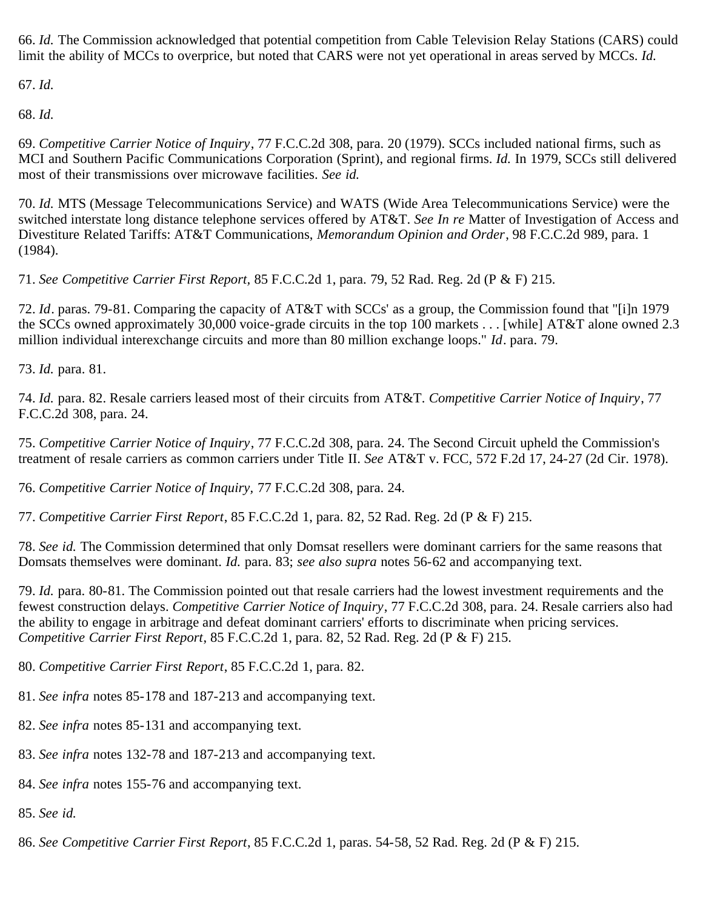66. *Id.* The Commission acknowledged that potential competition from Cable Television Relay Stations (CARS) could limit the ability of MCCs to overprice, but noted that CARS were not yet operational in areas served by MCCs. *Id.*

67. *Id.*

68. *Id.*

69. *Competitive Carrier Notice of Inquiry*, 77 F.C.C.2d 308, para. 20 (1979). SCCs included national firms, such as MCI and Southern Pacific Communications Corporation (Sprint), and regional firms. *Id.* In 1979, SCCs still delivered most of their transmissions over microwave facilities. *See id.*

70. *Id.* MTS (Message Telecommunications Service) and WATS (Wide Area Telecommunications Service) were the switched interstate long distance telephone services offered by AT&T. *See In re* Matter of Investigation of Access and Divestiture Related Tariffs: AT&T Communications, *Memorandum Opinion and Order*, 98 F.C.C.2d 989, para. 1 (1984).

71. *See Competitive Carrier First Report*, 85 F.C.C.2d 1, para. 79, 52 Rad. Reg. 2d (P & F) 215.

72. *Id*. paras. 79-81. Comparing the capacity of AT&T with SCCs' as a group, the Commission found that "[i]n 1979 the SCCs owned approximately 30,000 voice-grade circuits in the top 100 markets . . . [while] AT&T alone owned 2.3 million individual interexchange circuits and more than 80 million exchange loops." *Id*. para. 79.

73. *Id.* para. 81.

74. *Id.* para. 82. Resale carriers leased most of their circuits from AT&T. *Competitive Carrier Notice of Inquiry*, 77 F.C.C.2d 308, para. 24.

75. *Competitive Carrier Notice of Inquiry*, 77 F.C.C.2d 308, para. 24. The Second Circuit upheld the Commission's treatment of resale carriers as common carriers under Title II. *See* AT&T v. FCC, 572 F.2d 17, 24-27 (2d Cir. 1978).

76. *Competitive Carrier Notice of Inquiry,* 77 F.C.C.2d 308, para. 24.

77. *Competitive Carrier First Report*, 85 F.C.C.2d 1, para. 82, 52 Rad. Reg. 2d (P & F) 215.

78. *See id.* The Commission determined that only Domsat resellers were dominant carriers for the same reasons that Domsats themselves were dominant. *Id.* para. 83; *see also supra* notes 56-62 and accompanying text.

79. *Id.* para. 80-81. The Commission pointed out that resale carriers had the lowest investment requirements and the fewest construction delays. *Competitive Carrier Notice of Inquiry*, 77 F.C.C.2d 308, para. 24. Resale carriers also had the ability to engage in arbitrage and defeat dominant carriers' efforts to discriminate when pricing services. *Competitive Carrier First Report*, 85 F.C.C.2d 1, para. 82, 52 Rad. Reg. 2d (P & F) 215.

80. *Competitive Carrier First Report*, 85 F.C.C.2d 1, para. 82.

81. *See infra* notes 85-178 and 187-213 and accompanying text.

82. *See infra* notes 85-131 and accompanying text.

83. *See infra* notes 132-78 and 187-213 and accompanying text.

84. *See infra* notes 155-76 and accompanying text.

85. *See id.*

86. *See Competitive Carrier First Report*, 85 F.C.C.2d 1, paras. 54-58, 52 Rad. Reg. 2d (P & F) 215.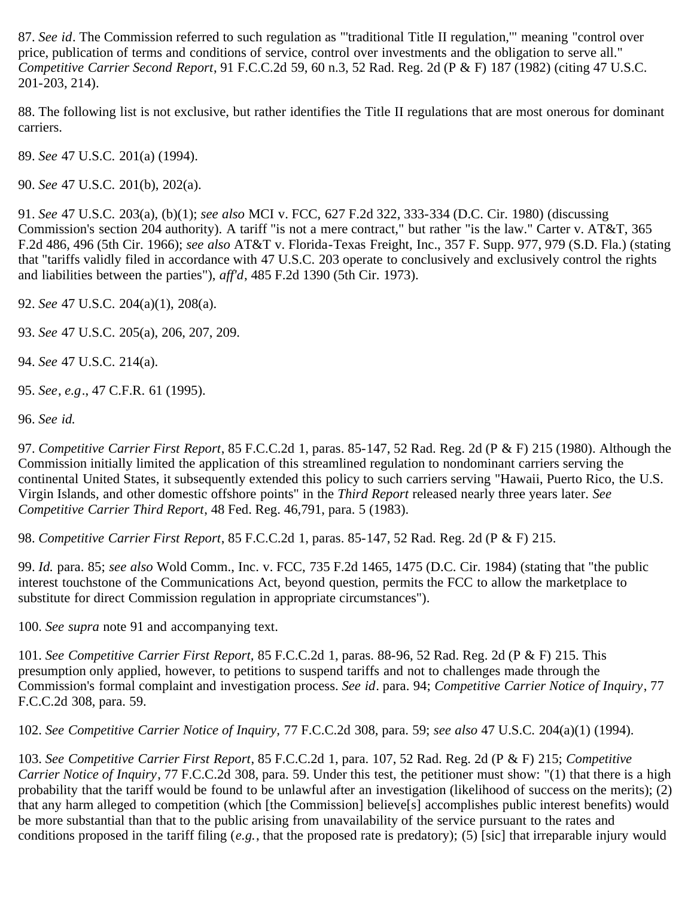87. *See id*. The Commission referred to such regulation as "'traditional Title II regulation,'" meaning "control over price, publication of terms and conditions of service, control over investments and the obligation to serve all." *Competitive Carrier Second Report*, 91 F.C.C.2d 59, 60 n.3, 52 Rad. Reg. 2d (P & F) 187 (1982) (citing 47 U.S.C. 201-203, 214).

88. The following list is not exclusive, but rather identifies the Title II regulations that are most onerous for dominant carriers.

89. *See* 47 U.S.C. 201(a) (1994).

90. *See* 47 U.S.C. 201(b), 202(a).

91. *See* 47 U.S.C. 203(a), (b)(1); *see also* MCI v. FCC, 627 F.2d 322, 333-334 (D.C. Cir. 1980) (discussing Commission's section 204 authority). A tariff "is not a mere contract," but rather "is the law." Carter v. AT&T, 365 F.2d 486, 496 (5th Cir. 1966); *see also* AT&T v. Florida-Texas Freight, Inc., 357 F. Supp. 977, 979 (S.D. Fla.) (stating that "tariffs validly filed in accordance with 47 U.S.C. 203 operate to conclusively and exclusively control the rights and liabilities between the parties"), *aff'd*, 485 F.2d 1390 (5th Cir. 1973).

92. *See* 47 U.S.C. 204(a)(1), 208(a).

93. *See* 47 U.S.C. 205(a), 206, 207, 209.

94. *See* 47 U.S.C. 214(a).

95. *See*, *e.g*., 47 C.F.R. 61 (1995).

96. *See id.*

97. *Competitive Carrier First Report*, 85 F.C.C.2d 1, paras. 85-147, 52 Rad. Reg. 2d (P & F) 215 (1980). Although the Commission initially limited the application of this streamlined regulation to nondominant carriers serving the continental United States, it subsequently extended this policy to such carriers serving "Hawaii, Puerto Rico, the U.S. Virgin Islands, and other domestic offshore points" in the *Third Report* released nearly three years later. *See Competitive Carrier Third Report*, 48 Fed. Reg. 46,791, para. 5 (1983).

98. *Competitive Carrier First Report*, 85 F.C.C.2d 1, paras. 85-147, 52 Rad. Reg. 2d (P & F) 215.

99. *Id.* para. 85; *see also* Wold Comm., Inc. v. FCC, 735 F.2d 1465, 1475 (D.C. Cir. 1984) (stating that "the public interest touchstone of the Communications Act, beyond question, permits the FCC to allow the marketplace to substitute for direct Commission regulation in appropriate circumstances").

100. *See supra* note 91 and accompanying text.

101. *See Competitive Carrier First Report*, 85 F.C.C.2d 1, paras. 88-96, 52 Rad. Reg. 2d (P & F) 215. This presumption only applied, however, to petitions to suspend tariffs and not to challenges made through the Commission's formal complaint and investigation process. *See id*. para. 94; *Competitive Carrier Notice of Inquiry*, 77 F.C.C.2d 308, para. 59.

102. *See Competitive Carrier Notice of Inquiry*, 77 F.C.C.2d 308, para. 59; *see also* 47 U.S.C. 204(a)(1) (1994).

103. *See Competitive Carrier First Report*, 85 F.C.C.2d 1, para. 107, 52 Rad. Reg. 2d (P & F) 215; *Competitive Carrier Notice of Inquiry*, 77 F.C.C.2d 308, para. 59. Under this test, the petitioner must show: "(1) that there is a high probability that the tariff would be found to be unlawful after an investigation (likelihood of success on the merits); (2) that any harm alleged to competition (which [the Commission] believe[s] accomplishes public interest benefits) would be more substantial than that to the public arising from unavailability of the service pursuant to the rates and conditions proposed in the tariff filing (*e.g.*, that the proposed rate is predatory); (5) [sic] that irreparable injury would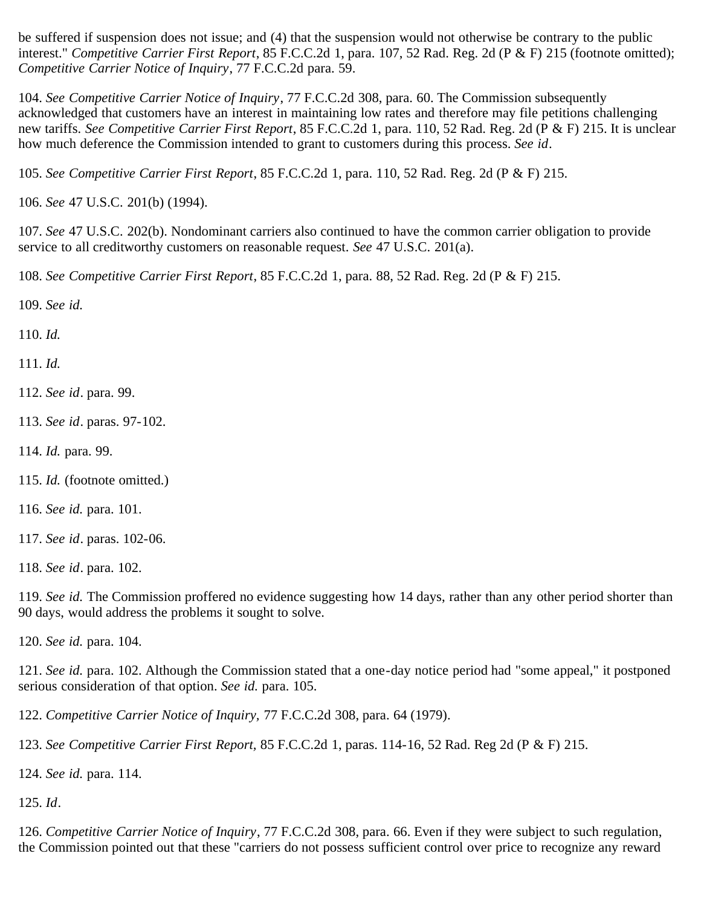be suffered if suspension does not issue; and (4) that the suspension would not otherwise be contrary to the public interest." *Competitive Carrier First Report*, 85 F.C.C.2d 1, para. 107, 52 Rad. Reg. 2d (P & F) 215 (footnote omitted); *Competitive Carrier Notice of Inquiry*, 77 F.C.C.2d para. 59.

104. *See Competitive Carrier Notice of Inquiry*, 77 F.C.C.2d 308, para. 60. The Commission subsequently acknowledged that customers have an interest in maintaining low rates and therefore may file petitions challenging new tariffs. *See Competitive Carrier First Report*, 85 F.C.C.2d 1, para. 110, 52 Rad. Reg. 2d (P & F) 215. It is unclear how much deference the Commission intended to grant to customers during this process. *See id*.

105. *See Competitive Carrier First Report*, 85 F.C.C.2d 1, para. 110, 52 Rad. Reg. 2d (P & F) 215.

106. *See* 47 U.S.C. 201(b) (1994).

107. *See* 47 U.S.C. 202(b). Nondominant carriers also continued to have the common carrier obligation to provide service to all creditworthy customers on reasonable request. *See* 47 U.S.C. 201(a).

108. *See Competitive Carrier First Report*, 85 F.C.C.2d 1, para. 88, 52 Rad. Reg. 2d (P & F) 215.

109. *See id.*

110. *Id.*

111. *Id.*

112. *See id*. para. 99.

113. *See id*. paras. 97-102.

114. *Id.* para. 99.

115. *Id.* (footnote omitted.)

116. *See id.* para. 101.

117. *See id*. paras. 102-06.

118. *See id*. para. 102.

119. *See id.* The Commission proffered no evidence suggesting how 14 days, rather than any other period shorter than 90 days, would address the problems it sought to solve.

120. *See id.* para. 104.

121. *See id.* para. 102. Although the Commission stated that a one-day notice period had "some appeal," it postponed serious consideration of that option. *See id.* para. 105.

122. *Competitive Carrier Notice of Inquiry,* 77 F.C.C.2d 308, para. 64 (1979).

123. *See Competitive Carrier First Report,* 85 F.C.C.2d 1, paras. 114-16, 52 Rad. Reg 2d (P & F) 215.

124. *See id.* para. 114.

125. *Id*.

126. *Competitive Carrier Notice of Inquiry*, 77 F.C.C.2d 308, para. 66. Even if they were subject to such regulation, the Commission pointed out that these "carriers do not possess sufficient control over price to recognize any reward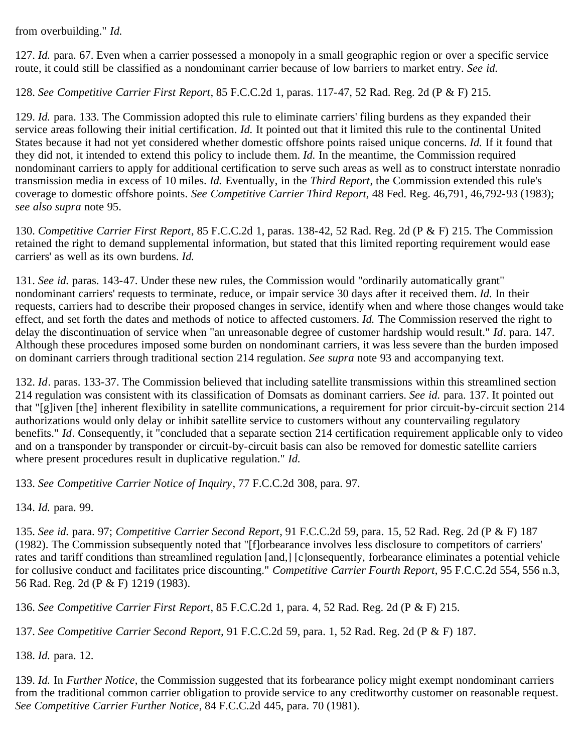from overbuilding." *Id.*

127. *Id.* para. 67. Even when a carrier possessed a monopoly in a small geographic region or over a specific service route, it could still be classified as a nondominant carrier because of low barriers to market entry. *See id.*

128. *See Competitive Carrier First Report*, 85 F.C.C.2d 1, paras. 117-47, 52 Rad. Reg. 2d (P & F) 215.

129. *Id.* para. 133. The Commission adopted this rule to eliminate carriers' filing burdens as they expanded their service areas following their initial certification. *Id.* It pointed out that it limited this rule to the continental United States because it had not yet considered whether domestic offshore points raised unique concerns. *Id.* If it found that they did not, it intended to extend this policy to include them. *Id.* In the meantime, the Commission required nondominant carriers to apply for additional certification to serve such areas as well as to construct interstate nonradio transmission media in excess of 10 miles. *Id.* Eventually, in the *Third Report*, the Commission extended this rule's coverage to domestic offshore points. *See Competitive Carrier Third Report,* 48 Fed. Reg. 46,791, 46,792-93 (1983); *see also supra* note 95.

130. *Competitive Carrier First Report*, 85 F.C.C.2d 1, paras. 138-42, 52 Rad. Reg. 2d (P & F) 215. The Commission retained the right to demand supplemental information, but stated that this limited reporting requirement would ease carriers' as well as its own burdens. *Id.*

131. *See id.* paras. 143-47. Under these new rules, the Commission would "ordinarily automatically grant" nondominant carriers' requests to terminate, reduce, or impair service 30 days after it received them. *Id.* In their requests, carriers had to describe their proposed changes in service, identify when and where those changes would take effect, and set forth the dates and methods of notice to affected customers. *Id.* The Commission reserved the right to delay the discontinuation of service when "an unreasonable degree of customer hardship would result." *Id*. para. 147. Although these procedures imposed some burden on nondominant carriers, it was less severe than the burden imposed on dominant carriers through traditional section 214 regulation. *See supra* note 93 and accompanying text.

132. *Id*. paras. 133-37. The Commission believed that including satellite transmissions within this streamlined section 214 regulation was consistent with its classification of Domsats as dominant carriers. *See id.* para. 137. It pointed out that "[g]iven [the] inherent flexibility in satellite communications, a requirement for prior circuit-by-circuit section 214 authorizations would only delay or inhibit satellite service to customers without any countervailing regulatory benefits." *Id*. Consequently, it "concluded that a separate section 214 certification requirement applicable only to video and on a transponder by transponder or circuit-by-circuit basis can also be removed for domestic satellite carriers where present procedures result in duplicative regulation." *Id.*

133. *See Competitive Carrier Notice of Inquiry*, 77 F.C.C.2d 308, para. 97.

134. *Id.* para. 99.

135. *See id.* para. 97; *Competitive Carrier Second Report*, 91 F.C.C.2d 59, para. 15, 52 Rad. Reg. 2d (P & F) 187 (1982). The Commission subsequently noted that "[f]orbearance involves less disclosure to competitors of carriers' rates and tariff conditions than streamlined regulation [and,] [c]onsequently, forbearance eliminates a potential vehicle for collusive conduct and facilitates price discounting." *Competitive Carrier Fourth Report*, 95 F.C.C.2d 554, 556 n.3, 56 Rad. Reg. 2d (P & F) 1219 (1983).

136. *See Competitive Carrier First Report*, 85 F.C.C.2d 1, para. 4, 52 Rad. Reg. 2d (P & F) 215.

137. *See Competitive Carrier Second Report,* 91 F.C.C.2d 59, para. 1, 52 Rad. Reg. 2d (P & F) 187.

138. *Id.* para. 12.

139. *Id.* In *Further Notice*, the Commission suggested that its forbearance policy might exempt nondominant carriers from the traditional common carrier obligation to provide service to any creditworthy customer on reasonable request. *See Competitive Carrier Further Notice*, 84 F.C.C.2d 445, para. 70 (1981).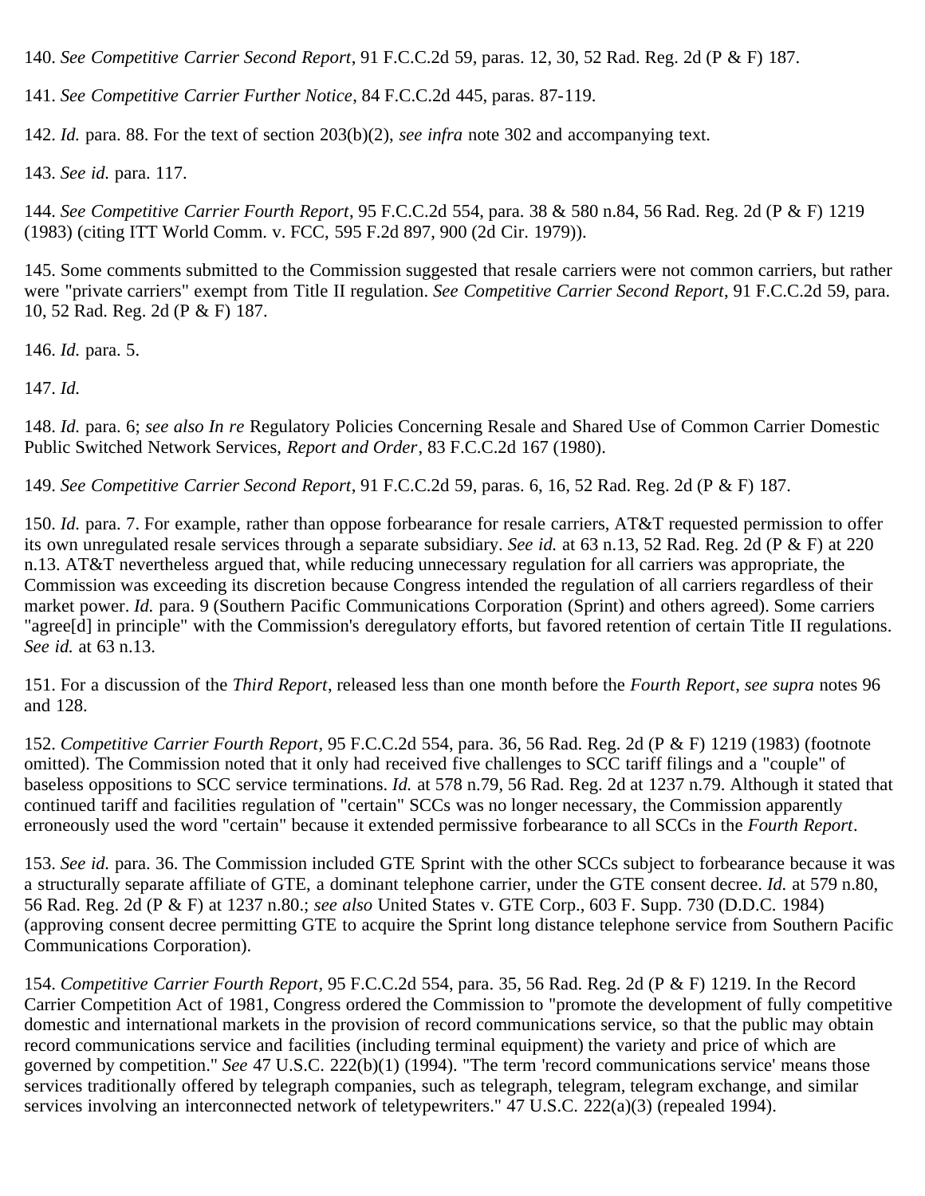140. *See Competitive Carrier Second Report*, 91 F.C.C.2d 59, paras. 12, 30, 52 Rad. Reg. 2d (P & F) 187.

141. *See Competitive Carrier Further Notice*, 84 F.C.C.2d 445, paras. 87-119.

142. *Id.* para. 88. For the text of section 203(b)(2), *see infra* note 302 and accompanying text.

143. *See id.* para. 117.

144. *See Competitive Carrier Fourth Report*, 95 F.C.C.2d 554, para. 38 & 580 n.84, 56 Rad. Reg. 2d (P & F) 1219 (1983) (citing ITT World Comm. v. FCC, 595 F.2d 897, 900 (2d Cir. 1979)).

145. Some comments submitted to the Commission suggested that resale carriers were not common carriers, but rather were "private carriers" exempt from Title II regulation. *See Competitive Carrier Second Report*, 91 F.C.C.2d 59, para. 10, 52 Rad. Reg. 2d (P & F) 187.

146. *Id.* para. 5.

147. *Id.*

148. *Id.* para. 6; *see also In re* Regulatory Policies Concerning Resale and Shared Use of Common Carrier Domestic Public Switched Network Services, *Report and Order*, 83 F.C.C.2d 167 (1980).

149. *See Competitive Carrier Second Report*, 91 F.C.C.2d 59, paras. 6, 16, 52 Rad. Reg. 2d (P & F) 187.

150. *Id.* para. 7. For example, rather than oppose forbearance for resale carriers, AT&T requested permission to offer its own unregulated resale services through a separate subsidiary. *See id.* at 63 n.13, 52 Rad. Reg. 2d (P & F) at 220 n.13. AT&T nevertheless argued that, while reducing unnecessary regulation for all carriers was appropriate, the Commission was exceeding its discretion because Congress intended the regulation of all carriers regardless of their market power. *Id.* para. 9 (Southern Pacific Communications Corporation (Sprint) and others agreed). Some carriers "agree[d] in principle" with the Commission's deregulatory efforts, but favored retention of certain Title II regulations. *See id.* at 63 n.13.

151. For a discussion of the *Third Report*, released less than one month before the *Fourth Report*, *see supra* notes 96 and 128.

152. *Competitive Carrier Fourth Report*, 95 F.C.C.2d 554, para. 36, 56 Rad. Reg. 2d (P & F) 1219 (1983) (footnote omitted). The Commission noted that it only had received five challenges to SCC tariff filings and a "couple" of baseless oppositions to SCC service terminations. *Id.* at 578 n.79, 56 Rad. Reg. 2d at 1237 n.79. Although it stated that continued tariff and facilities regulation of "certain" SCCs was no longer necessary, the Commission apparently erroneously used the word "certain" because it extended permissive forbearance to all SCCs in the *Fourth Report*.

153. *See id.* para. 36. The Commission included GTE Sprint with the other SCCs subject to forbearance because it was a structurally separate affiliate of GTE, a dominant telephone carrier, under the GTE consent decree. *Id.* at 579 n.80, 56 Rad. Reg. 2d (P & F) at 1237 n.80.; *see also* United States v. GTE Corp., 603 F. Supp. 730 (D.D.C. 1984) (approving consent decree permitting GTE to acquire the Sprint long distance telephone service from Southern Pacific Communications Corporation).

154. *Competitive Carrier Fourth Report*, 95 F.C.C.2d 554, para. 35, 56 Rad. Reg. 2d (P & F) 1219. In the Record Carrier Competition Act of 1981, Congress ordered the Commission to "promote the development of fully competitive domestic and international markets in the provision of record communications service, so that the public may obtain record communications service and facilities (including terminal equipment) the variety and price of which are governed by competition." *See* 47 U.S.C. 222(b)(1) (1994). "The term 'record communications service' means those services traditionally offered by telegraph companies, such as telegraph, telegram, telegram exchange, and similar services involving an interconnected network of teletypewriters." 47 U.S.C. 222(a)(3) (repealed 1994).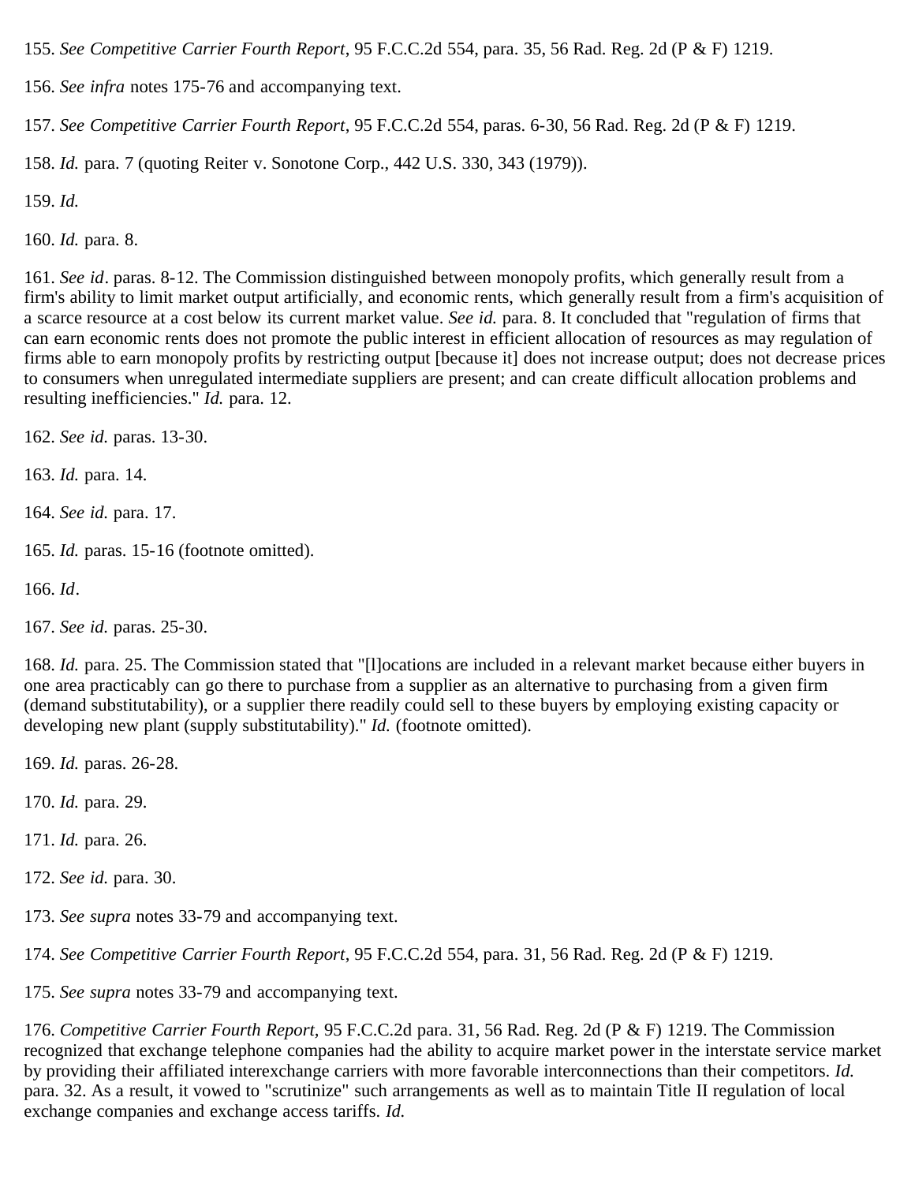155. *See Competitive Carrier Fourth Report*, 95 F.C.C.2d 554, para. 35, 56 Rad. Reg. 2d (P & F) 1219.

156. *See infra* notes 175-76 and accompanying text.

157. *See Competitive Carrier Fourth Report*, 95 F.C.C.2d 554, paras. 6-30, 56 Rad. Reg. 2d (P & F) 1219.

158. *Id.* para. 7 (quoting Reiter v. Sonotone Corp., 442 U.S. 330, 343 (1979)).

159. *Id.*

160. *Id.* para. 8.

161. *See id*. paras. 8-12. The Commission distinguished between monopoly profits, which generally result from a firm's ability to limit market output artificially, and economic rents, which generally result from a firm's acquisition of a scarce resource at a cost below its current market value. *See id.* para. 8. It concluded that "regulation of firms that can earn economic rents does not promote the public interest in efficient allocation of resources as may regulation of firms able to earn monopoly profits by restricting output [because it] does not increase output; does not decrease prices to consumers when unregulated intermediate suppliers are present; and can create difficult allocation problems and resulting inefficiencies." *Id.* para. 12.

162. *See id.* paras. 13-30.

163. *Id.* para. 14.

164. *See id.* para. 17.

165. *Id.* paras. 15-16 (footnote omitted).

166. *Id*.

167. *See id.* paras. 25-30.

168. *Id.* para. 25. The Commission stated that "[l]ocations are included in a relevant market because either buyers in one area practicably can go there to purchase from a supplier as an alternative to purchasing from a given firm (demand substitutability), or a supplier there readily could sell to these buyers by employing existing capacity or developing new plant (supply substitutability)." *Id.* (footnote omitted).

169. *Id.* paras. 26-28.

170. *Id.* para. 29.

171. *Id.* para. 26.

172. *See id.* para. 30.

173. *See supra* notes 33-79 and accompanying text.

174. *See Competitive Carrier Fourth Report*, 95 F.C.C.2d 554, para. 31, 56 Rad. Reg. 2d (P & F) 1219.

175. *See supra* notes 33-79 and accompanying text.

176. *Competitive Carrier Fourth Report*, 95 F.C.C.2d para. 31, 56 Rad. Reg. 2d (P & F) 1219. The Commission recognized that exchange telephone companies had the ability to acquire market power in the interstate service market by providing their affiliated interexchange carriers with more favorable interconnections than their competitors. *Id.* para. 32. As a result, it vowed to "scrutinize" such arrangements as well as to maintain Title II regulation of local exchange companies and exchange access tariffs. *Id.*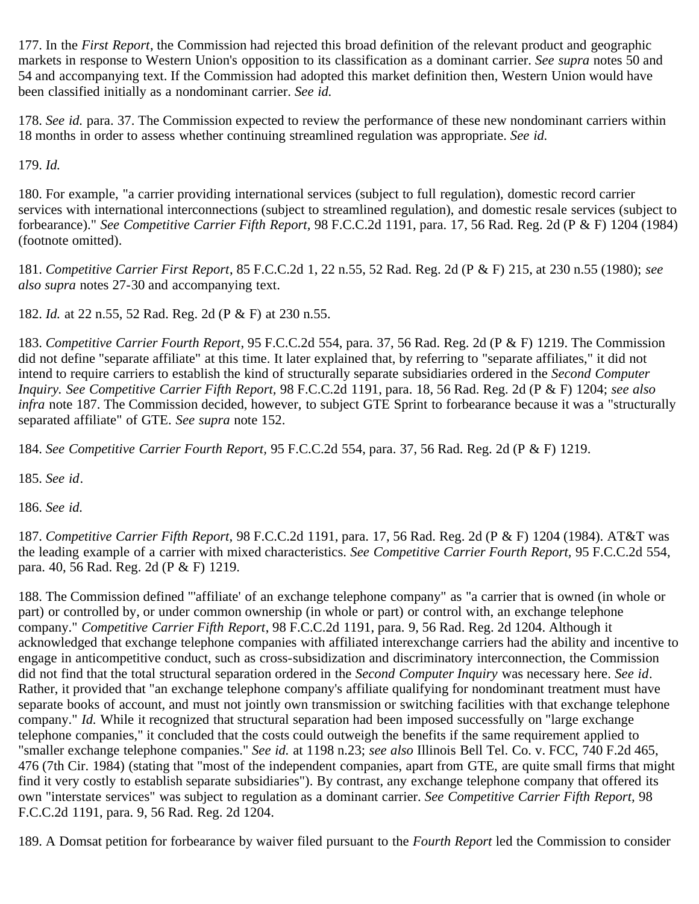177. In the *First Report*, the Commission had rejected this broad definition of the relevant product and geographic markets in response to Western Union's opposition to its classification as a dominant carrier. *See supra* notes 50 and 54 and accompanying text. If the Commission had adopted this market definition then, Western Union would have been classified initially as a nondominant carrier. *See id.*

178. *See id.* para. 37. The Commission expected to review the performance of these new nondominant carriers within 18 months in order to assess whether continuing streamlined regulation was appropriate. *See id.*

179. *Id.*

180. For example, "a carrier providing international services (subject to full regulation), domestic record carrier services with international interconnections (subject to streamlined regulation), and domestic resale services (subject to forbearance)." *See Competitive Carrier Fifth Report,* 98 F.C.C.2d 1191, para. 17, 56 Rad. Reg. 2d (P & F) 1204 (1984) (footnote omitted).

181. *Competitive Carrier First Report*, 85 F.C.C.2d 1, 22 n.55, 52 Rad. Reg. 2d (P & F) 215, at 230 n.55 (1980); *see also supra* notes 27-30 and accompanying text.

182. *Id.* at 22 n.55, 52 Rad. Reg. 2d (P & F) at 230 n.55.

183. *Competitive Carrier Fourth Report*, 95 F.C.C.2d 554, para. 37, 56 Rad. Reg. 2d (P & F) 1219. The Commission did not define "separate affiliate" at this time. It later explained that, by referring to "separate affiliates," it did not intend to require carriers to establish the kind of structurally separate subsidiaries ordered in the *Second Computer Inquiry. See Competitive Carrier Fifth Report,* 98 F.C.C.2d 1191, para. 18, 56 Rad. Reg. 2d (P & F) 1204; *see also infra* note 187. The Commission decided, however, to subject GTE Sprint to forbearance because it was a "structurally separated affiliate" of GTE. *See supra* note 152.

184. *See Competitive Carrier Fourth Report,* 95 F.C.C.2d 554, para. 37, 56 Rad. Reg. 2d (P & F) 1219.

185. *See id*.

186. *See id.*

187. *Competitive Carrier Fifth Report,* 98 F.C.C.2d 1191, para. 17, 56 Rad. Reg. 2d (P & F) 1204 (1984). AT&T was the leading example of a carrier with mixed characteristics. *See Competitive Carrier Fourth Report,* 95 F.C.C.2d 554, para. 40, 56 Rad. Reg. 2d (P & F) 1219.

188. The Commission defined "'affiliate' of an exchange telephone company" as "a carrier that is owned (in whole or part) or controlled by, or under common ownership (in whole or part) or control with, an exchange telephone company." *Competitive Carrier Fifth Report,* 98 F.C.C.2d 1191, para. 9, 56 Rad. Reg. 2d 1204. Although it acknowledged that exchange telephone companies with affiliated interexchange carriers had the ability and incentive to engage in anticompetitive conduct, such as cross-subsidization and discriminatory interconnection, the Commission did not find that the total structural separation ordered in the *Second Computer Inquiry* was necessary here. *See id*. Rather, it provided that "an exchange telephone company's affiliate qualifying for nondominant treatment must have separate books of account, and must not jointly own transmission or switching facilities with that exchange telephone company." *Id.* While it recognized that structural separation had been imposed successfully on "large exchange telephone companies," it concluded that the costs could outweigh the benefits if the same requirement applied to "smaller exchange telephone companies." *See id.* at 1198 n.23; *see also* Illinois Bell Tel. Co. v. FCC, 740 F.2d 465, 476 (7th Cir. 1984) (stating that "most of the independent companies, apart from GTE, are quite small firms that might find it very costly to establish separate subsidiaries"). By contrast, any exchange telephone company that offered its own "interstate services" was subject to regulation as a dominant carrier. *See Competitive Carrier Fifth Report,* 98 F.C.C.2d 1191, para. 9, 56 Rad. Reg. 2d 1204.

189. A Domsat petition for forbearance by waiver filed pursuant to the *Fourth Report* led the Commission to consider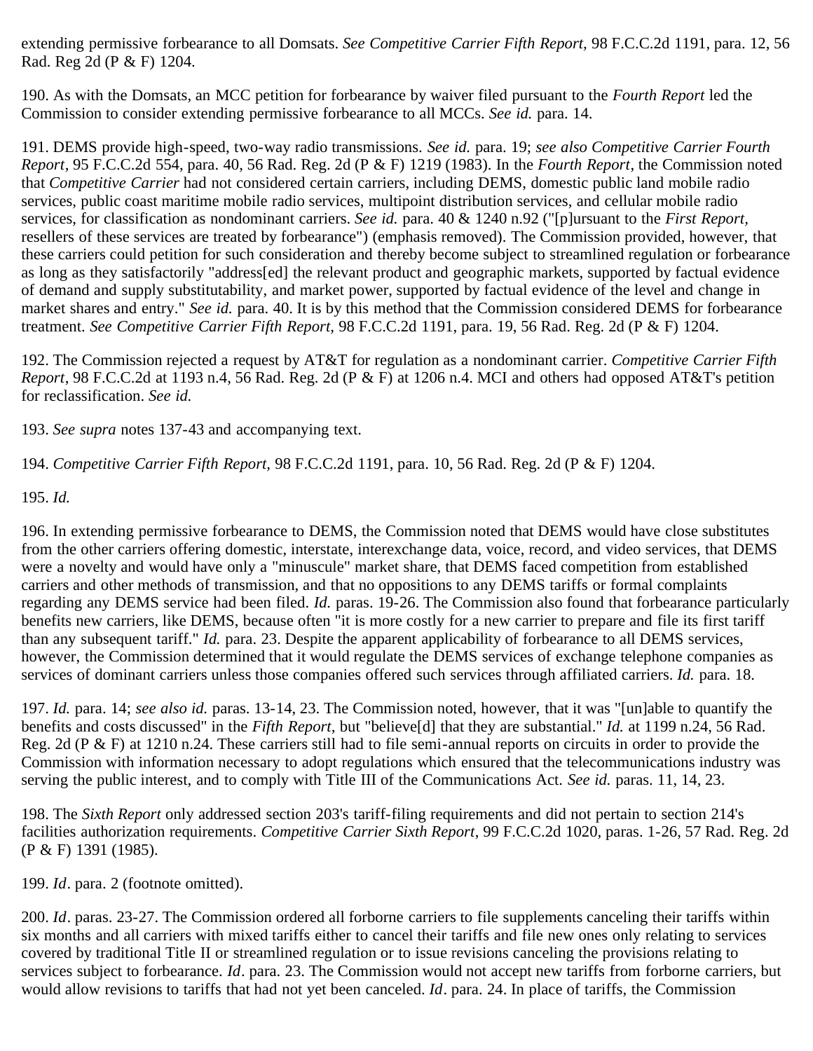extending permissive forbearance to all Domsats. *See Competitive Carrier Fifth Report,* 98 F.C.C.2d 1191, para. 12, 56 Rad. Reg 2d (P & F) 1204.

190. As with the Domsats, an MCC petition for forbearance by waiver filed pursuant to the *Fourth Report* led the Commission to consider extending permissive forbearance to all MCCs. *See id.* para. 14.

191. DEMS provide high-speed, two-way radio transmissions. *See id.* para. 19; *see also Competitive Carrier Fourth Report*, 95 F.C.C.2d 554, para. 40, 56 Rad. Reg. 2d (P & F) 1219 (1983). In the *Fourth Report*, the Commission noted that *Competitive Carrier* had not considered certain carriers, including DEMS, domestic public land mobile radio services, public coast maritime mobile radio services, multipoint distribution services, and cellular mobile radio services, for classification as nondominant carriers. *See id.* para. 40 & 1240 n.92 ("[p]ursuant to the *First Report*, resellers of these services are treated by forbearance") (emphasis removed). The Commission provided, however, that these carriers could petition for such consideration and thereby become subject to streamlined regulation or forbearance as long as they satisfactorily "address[ed] the relevant product and geographic markets, supported by factual evidence of demand and supply substitutability, and market power, supported by factual evidence of the level and change in market shares and entry." *See id.* para. 40. It is by this method that the Commission considered DEMS for forbearance treatment. *See Competitive Carrier Fifth Report,* 98 F.C.C.2d 1191, para. 19, 56 Rad. Reg. 2d (P & F) 1204.

192. The Commission rejected a request by AT&T for regulation as a nondominant carrier. *Competitive Carrier Fifth Report*, 98 F.C.C.2d at 1193 n.4, 56 Rad. Reg. 2d (P & F) at 1206 n.4. MCI and others had opposed AT&T's petition for reclassification. *See id.*

193. *See supra* notes 137-43 and accompanying text.

194. *Competitive Carrier Fifth Report,* 98 F.C.C.2d 1191, para. 10, 56 Rad. Reg. 2d (P & F) 1204.

195. *Id.*

196. In extending permissive forbearance to DEMS, the Commission noted that DEMS would have close substitutes from the other carriers offering domestic, interstate, interexchange data, voice, record, and video services, that DEMS were a novelty and would have only a "minuscule" market share, that DEMS faced competition from established carriers and other methods of transmission, and that no oppositions to any DEMS tariffs or formal complaints regarding any DEMS service had been filed. *Id.* paras. 19-26. The Commission also found that forbearance particularly benefits new carriers, like DEMS, because often "it is more costly for a new carrier to prepare and file its first tariff than any subsequent tariff." *Id.* para. 23. Despite the apparent applicability of forbearance to all DEMS services, however, the Commission determined that it would regulate the DEMS services of exchange telephone companies as services of dominant carriers unless those companies offered such services through affiliated carriers. *Id.* para. 18.

197. *Id.* para. 14; *see also id.* paras. 13-14, 23. The Commission noted, however, that it was "[un]able to quantify the benefits and costs discussed" in the *Fifth Report,* but "believe[d] that they are substantial." *Id.* at 1199 n.24, 56 Rad. Reg. 2d (P & F) at 1210 n.24. These carriers still had to file semi-annual reports on circuits in order to provide the Commission with information necessary to adopt regulations which ensured that the telecommunications industry was serving the public interest, and to comply with Title III of the Communications Act. *See id.* paras. 11, 14, 23.

198. The *Sixth Report* only addressed section 203's tariff-filing requirements and did not pertain to section 214's facilities authorization requirements. *Competitive Carrier Sixth Report*, 99 F.C.C.2d 1020, paras. 1-26, 57 Rad. Reg. 2d (P & F) 1391 (1985).

199. *Id*. para. 2 (footnote omitted).

200. *Id*. paras. 23-27. The Commission ordered all forborne carriers to file supplements canceling their tariffs within six months and all carriers with mixed tariffs either to cancel their tariffs and file new ones only relating to services covered by traditional Title II or streamlined regulation or to issue revisions canceling the provisions relating to services subject to forbearance. *Id*. para. 23. The Commission would not accept new tariffs from forborne carriers, but would allow revisions to tariffs that had not yet been canceled. *Id*. para. 24. In place of tariffs, the Commission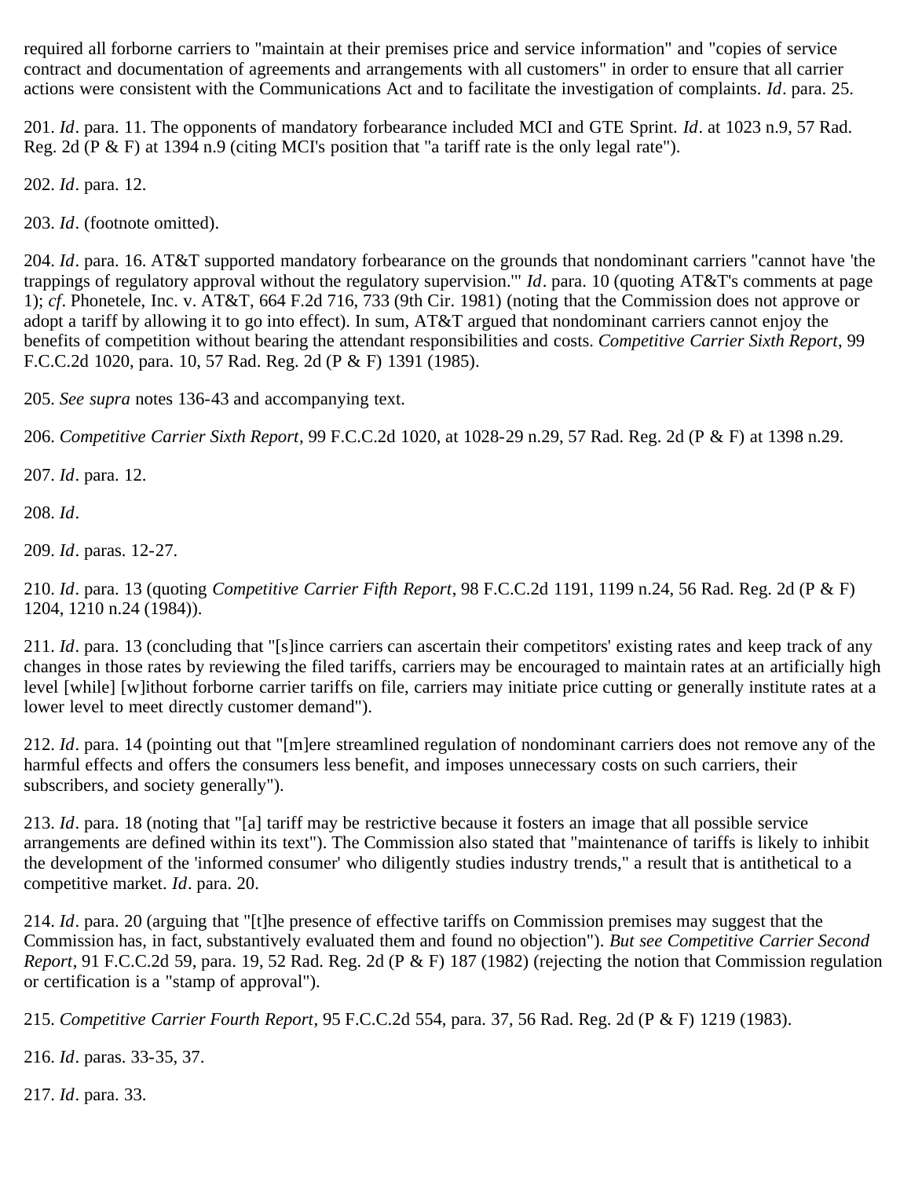required all forborne carriers to "maintain at their premises price and service information" and "copies of service contract and documentation of agreements and arrangements with all customers" in order to ensure that all carrier actions were consistent with the Communications Act and to facilitate the investigation of complaints. *Id*. para. 25.

201. *Id*. para. 11. The opponents of mandatory forbearance included MCI and GTE Sprint. *Id*. at 1023 n.9, 57 Rad. Reg. 2d (P & F) at 1394 n.9 (citing MCI's position that "a tariff rate is the only legal rate").

202. *Id*. para. 12.

203. *Id*. (footnote omitted).

204. *Id*. para. 16. AT&T supported mandatory forbearance on the grounds that nondominant carriers "cannot have 'the trappings of regulatory approval without the regulatory supervision.'" *Id*. para. 10 (quoting AT&T's comments at page 1); *cf*. Phonetele, Inc. v. AT&T, 664 F.2d 716, 733 (9th Cir. 1981) (noting that the Commission does not approve or adopt a tariff by allowing it to go into effect). In sum, AT&T argued that nondominant carriers cannot enjoy the benefits of competition without bearing the attendant responsibilities and costs. *Competitive Carrier Sixth Report*, 99 F.C.C.2d 1020, para. 10, 57 Rad. Reg. 2d (P & F) 1391 (1985).

205. *See supra* notes 136-43 and accompanying text.

206. *Competitive Carrier Sixth Report*, 99 F.C.C.2d 1020, at 1028-29 n.29, 57 Rad. Reg. 2d (P & F) at 1398 n.29.

207. *Id*. para. 12.

208. *Id*.

209. *Id*. paras. 12-27.

210. *Id*. para. 13 (quoting *Competitive Carrier Fifth Report*, 98 F.C.C.2d 1191, 1199 n.24, 56 Rad. Reg. 2d (P & F) 1204, 1210 n.24 (1984)).

211. *Id*. para. 13 (concluding that "[s]ince carriers can ascertain their competitors' existing rates and keep track of any changes in those rates by reviewing the filed tariffs, carriers may be encouraged to maintain rates at an artificially high level [while] [w]ithout forborne carrier tariffs on file, carriers may initiate price cutting or generally institute rates at a lower level to meet directly customer demand").

212. *Id*. para. 14 (pointing out that "[m]ere streamlined regulation of nondominant carriers does not remove any of the harmful effects and offers the consumers less benefit, and imposes unnecessary costs on such carriers, their subscribers, and society generally").

213. *Id*. para. 18 (noting that "[a] tariff may be restrictive because it fosters an image that all possible service arrangements are defined within its text"). The Commission also stated that "maintenance of tariffs is likely to inhibit the development of the 'informed consumer' who diligently studies industry trends," a result that is antithetical to a competitive market. *Id*. para. 20.

214. *Id*. para. 20 (arguing that "[t]he presence of effective tariffs on Commission premises may suggest that the Commission has, in fact, substantively evaluated them and found no objection"). *But see Competitive Carrier Second Report*, 91 F.C.C.2d 59, para. 19, 52 Rad. Reg. 2d (P & F) 187 (1982) (rejecting the notion that Commission regulation or certification is a "stamp of approval").

215. *Competitive Carrier Fourth Report*, 95 F.C.C.2d 554, para. 37, 56 Rad. Reg. 2d (P & F) 1219 (1983).

216. *Id*. paras. 33-35, 37.

217. *Id*. para. 33.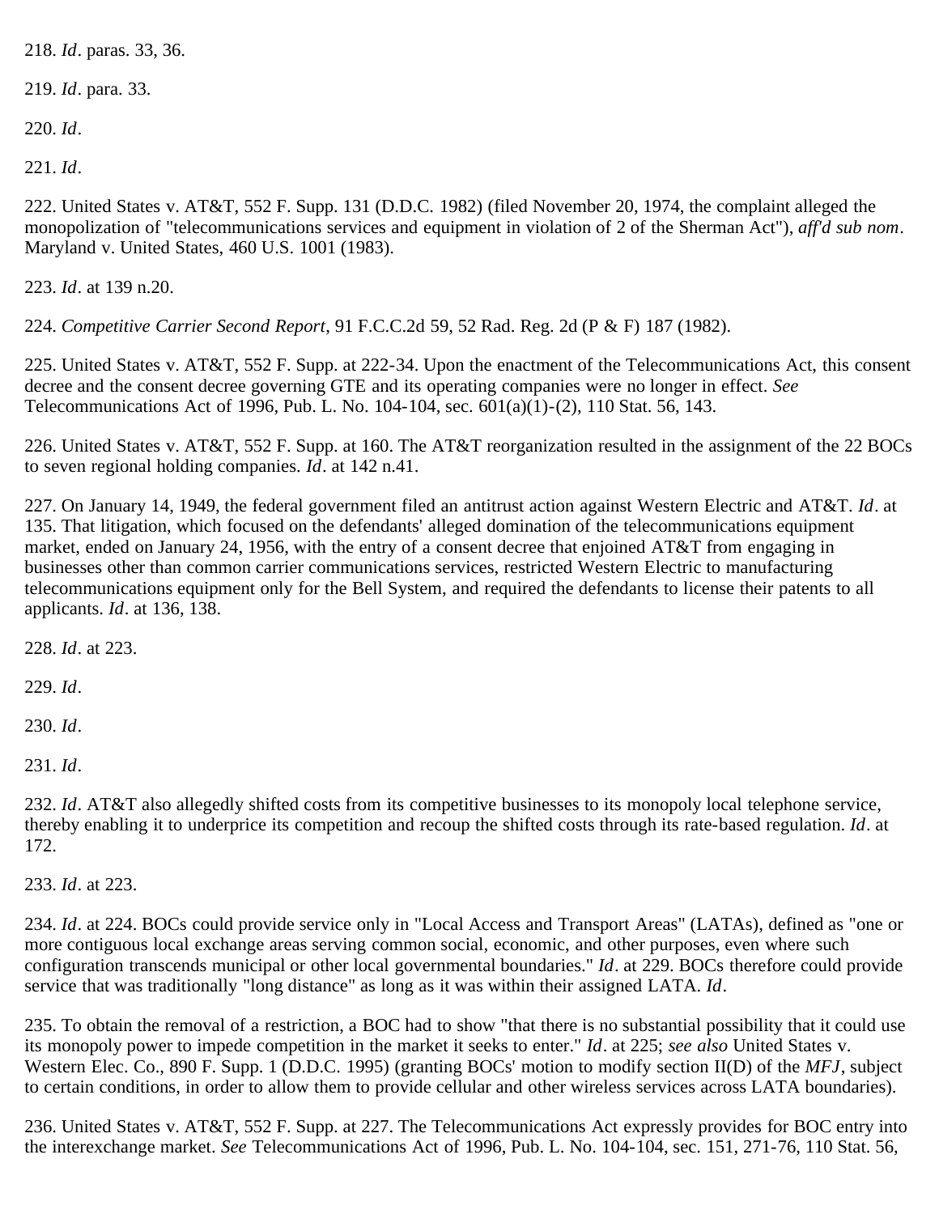218. *Id*. paras. 33, 36.

219. *Id*. para. 33.

220. *Id*.

221. *Id*.

222. United States v. AT&T, 552 F. Supp. 131 (D.D.C. 1982) (filed November 20, 1974, the complaint alleged the monopolization of "telecommunications services and equipment in violation of 2 of the Sherman Act"), *aff'd sub nom*. Maryland v. United States, 460 U.S. 1001 (1983).

223. *Id*. at 139 n.20.

224. *Competitive Carrier Second Report*, 91 F.C.C.2d 59, 52 Rad. Reg. 2d (P & F) 187 (1982).

225. United States v. AT&T, 552 F. Supp. at 222-34. Upon the enactment of the Telecommunications Act, this consent decree and the consent decree governing GTE and its operating companies were no longer in effect. *See* Telecommunications Act of 1996, Pub. L. No. 104-104, sec. 601(a)(1)-(2), 110 Stat. 56, 143.

226. United States v. AT&T, 552 F. Supp. at 160. The AT&T reorganization resulted in the assignment of the 22 BOCs to seven regional holding companies. *Id*. at 142 n.41.

227. On January 14, 1949, the federal government filed an antitrust action against Western Electric and AT&T. *Id*. at 135. That litigation, which focused on the defendants' alleged domination of the telecommunications equipment market, ended on January 24, 1956, with the entry of a consent decree that enjoined AT&T from engaging in businesses other than common carrier communications services, restricted Western Electric to manufacturing telecommunications equipment only for the Bell System, and required the defendants to license their patents to all applicants. *Id*. at 136, 138.

228. *Id*. at 223.

229. *Id*.

230. *Id*.

231. *Id*.

232. *Id*. AT&T also allegedly shifted costs from its competitive businesses to its monopoly local telephone service, thereby enabling it to underprice its competition and recoup the shifted costs through its rate-based regulation. *Id*. at 172.

233. *Id*. at 223.

234. *Id*. at 224. BOCs could provide service only in "Local Access and Transport Areas" (LATAs), defined as "one or more contiguous local exchange areas serving common social, economic, and other purposes, even where such configuration transcends municipal or other local governmental boundaries." *Id*. at 229. BOCs therefore could provide service that was traditionally "long distance" as long as it was within their assigned LATA. *Id*.

235. To obtain the removal of a restriction, a BOC had to show "that there is no substantial possibility that it could use its monopoly power to impede competition in the market it seeks to enter." *Id*. at 225; *see also* United States v. Western Elec. Co., 890 F. Supp. 1 (D.D.C. 1995) (granting BOCs' motion to modify section II(D) of the *MFJ*, subject to certain conditions, in order to allow them to provide cellular and other wireless services across LATA boundaries).

236. United States v. AT&T, 552 F. Supp. at 227. The Telecommunications Act expressly provides for BOC entry into the interexchange market. *See* Telecommunications Act of 1996, Pub. L. No. 104-104, sec. 151, 271-76, 110 Stat. 56,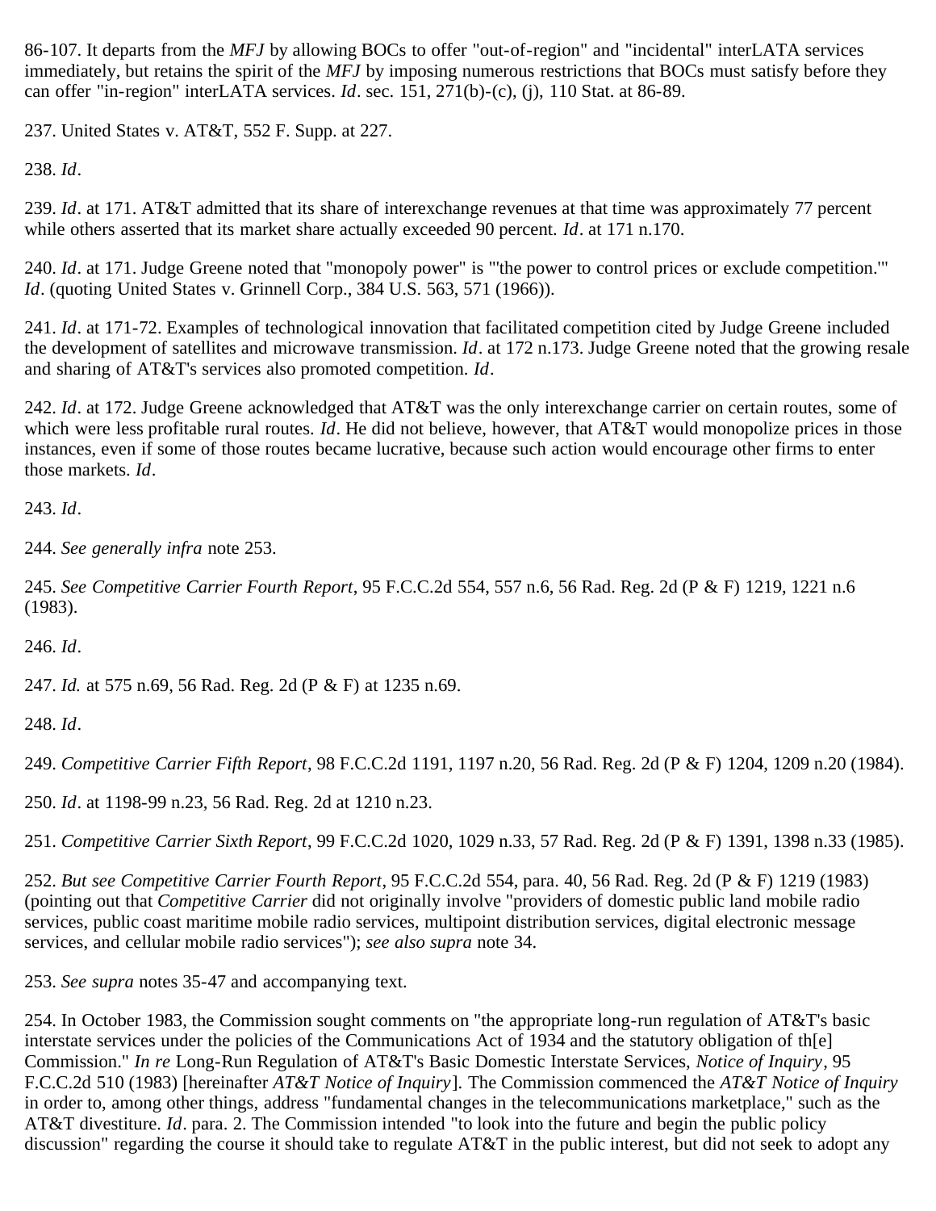86-107. It departs from the *MFJ* by allowing BOCs to offer "out-of-region" and "incidental" interLATA services immediately, but retains the spirit of the *MFJ* by imposing numerous restrictions that BOCs must satisfy before they can offer "in-region" interLATA services. *Id*. sec. 151, 271(b)-(c), (j), 110 Stat. at 86-89.

237. United States v. AT&T, 552 F. Supp. at 227.

238. *Id*.

239. *Id*. at 171. AT&T admitted that its share of interexchange revenues at that time was approximately 77 percent while others asserted that its market share actually exceeded 90 percent. *Id*. at 171 n.170.

240. *Id*. at 171. Judge Greene noted that "monopoly power" is "'the power to control prices or exclude competition.'" *Id*. (quoting United States v. Grinnell Corp., 384 U.S. 563, 571 (1966)).

241. *Id*. at 171-72. Examples of technological innovation that facilitated competition cited by Judge Greene included the development of satellites and microwave transmission. *Id*. at 172 n.173. Judge Greene noted that the growing resale and sharing of AT&T's services also promoted competition. *Id*.

242. *Id*. at 172. Judge Greene acknowledged that AT&T was the only interexchange carrier on certain routes, some of which were less profitable rural routes. *Id*. He did not believe, however, that AT&T would monopolize prices in those instances, even if some of those routes became lucrative, because such action would encourage other firms to enter those markets. *Id*.

243. *Id*.

244. *See generally infra* note 253.

245. *See Competitive Carrier Fourth Report*, 95 F.C.C.2d 554, 557 n.6, 56 Rad. Reg. 2d (P & F) 1219, 1221 n.6 (1983).

246. *Id*.

247. *Id.* at 575 n.69, 56 Rad. Reg. 2d (P & F) at 1235 n.69.

248. *Id*.

249. *Competitive Carrier Fifth Report*, 98 F.C.C.2d 1191, 1197 n.20, 56 Rad. Reg. 2d (P & F) 1204, 1209 n.20 (1984).

250. *Id*. at 1198-99 n.23, 56 Rad. Reg. 2d at 1210 n.23.

251. *Competitive Carrier Sixth Report*, 99 F.C.C.2d 1020, 1029 n.33, 57 Rad. Reg. 2d (P & F) 1391, 1398 n.33 (1985).

252. *But see Competitive Carrier Fourth Report*, 95 F.C.C.2d 554, para. 40, 56 Rad. Reg. 2d (P & F) 1219 (1983) (pointing out that *Competitive Carrier* did not originally involve "providers of domestic public land mobile radio services, public coast maritime mobile radio services, multipoint distribution services, digital electronic message services, and cellular mobile radio services"); *see also supra* note 34.

253. *See supra* notes 35-47 and accompanying text.

254. In October 1983, the Commission sought comments on "the appropriate long-run regulation of AT&T's basic interstate services under the policies of the Communications Act of 1934 and the statutory obligation of th[e] Commission." *In re* Long-Run Regulation of AT&T's Basic Domestic Interstate Services, *Notice of Inquiry*, 95 F.C.C.2d 510 (1983) [hereinafter *AT&T Notice of Inquiry*]. The Commission commenced the *AT&T Notice of Inquiry* in order to, among other things, address "fundamental changes in the telecommunications marketplace," such as the AT&T divestiture. *Id*. para. 2. The Commission intended "to look into the future and begin the public policy discussion" regarding the course it should take to regulate AT&T in the public interest, but did not seek to adopt any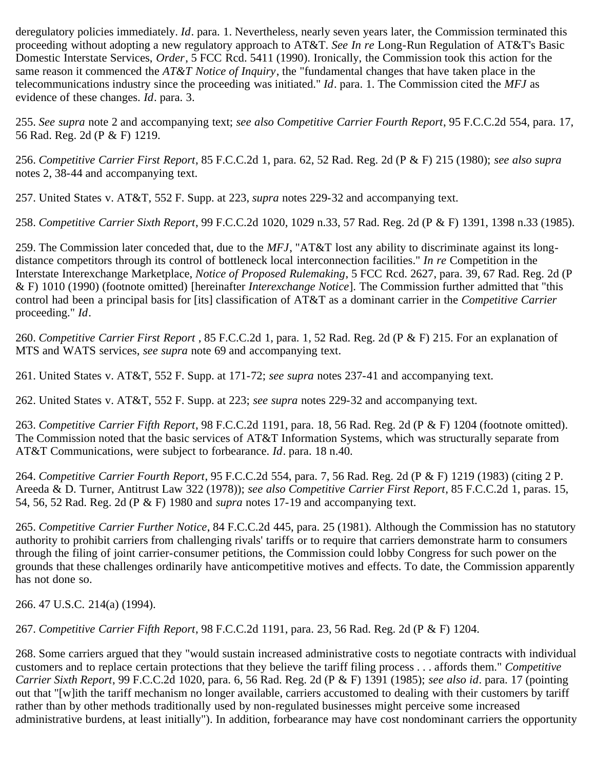deregulatory policies immediately. *Id*. para. 1. Nevertheless, nearly seven years later, the Commission terminated this proceeding without adopting a new regulatory approach to AT&T. *See In re* Long-Run Regulation of AT&T's Basic Domestic Interstate Services, *Order*, 5 FCC Rcd. 5411 (1990). Ironically, the Commission took this action for the same reason it commenced the *AT&T Notice of Inquiry*, the "fundamental changes that have taken place in the telecommunications industry since the proceeding was initiated." *Id*. para. 1. The Commission cited the *MFJ* as evidence of these changes. *Id*. para. 3.

255. *See supra* note 2 and accompanying text; *see also Competitive Carrier Fourth Report*, 95 F.C.C.2d 554, para. 17, 56 Rad. Reg. 2d (P & F) 1219.

256. *Competitive Carrier First Report*, 85 F.C.C.2d 1, para. 62, 52 Rad. Reg. 2d (P & F) 215 (1980); *see also supra* notes 2, 38-44 and accompanying text.

257. United States v. AT&T, 552 F. Supp. at 223, *supra* notes 229-32 and accompanying text.

258. *Competitive Carrier Sixth Report*, 99 F.C.C.2d 1020, 1029 n.33, 57 Rad. Reg. 2d (P & F) 1391, 1398 n.33 (1985).

259. The Commission later conceded that, due to the *MFJ*, "AT&T lost any ability to discriminate against its long-distance competitors through its control of bottleneck local interconnection facilities." *In re* Competition in the Interstate Interexchange Marketplace, *Notice of Proposed Rulemaking*, 5 FCC Rcd. 2627, para. 39, 67 Rad. Reg. 2d (P & F) 1010 (1990) (footnote omitted) [hereinafter *Interexchange Notice*]. The Commission further admitted that "this control had been a principal basis for [its] classification of AT&T as a dominant carrier in the *Competitive Carrier* proceeding." *Id*.

260. *Competitive Carrier First Report* , 85 F.C.C.2d 1, para. 1, 52 Rad. Reg. 2d (P & F) 215. For an explanation of MTS and WATS services, *see supra* note 69 and accompanying text.

261. United States v. AT&T, 552 F. Supp. at 171-72; *see supra* notes 237-41 and accompanying text.

262. United States v. AT&T, 552 F. Supp. at 223; *see supra* notes 229-32 and accompanying text.

263. *Competitive Carrier Fifth Report*, 98 F.C.C.2d 1191, para. 18, 56 Rad. Reg. 2d (P & F) 1204 (footnote omitted). The Commission noted that the basic services of AT&T Information Systems, which was structurally separate from AT&T Communications, were subject to forbearance. *Id*. para. 18 n.40.

264. *Competitive Carrier Fourth Report*, 95 F.C.C.2d 554, para. 7, 56 Rad. Reg. 2d (P & F) 1219 (1983) (citing 2 P. Areeda & D. Turner, Antitrust Law 322 (1978)); *see also Competitive Carrier First Report*, 85 F.C.C.2d 1, paras. 15, 54, 56, 52 Rad. Reg. 2d (P & F) 1980 and *supra* notes 17-19 and accompanying text.

265. *Competitive Carrier Further Notice*, 84 F.C.C.2d 445, para. 25 (1981). Although the Commission has no statutory authority to prohibit carriers from challenging rivals' tariffs or to require that carriers demonstrate harm to consumers through the filing of joint carrier-consumer petitions, the Commission could lobby Congress for such power on the grounds that these challenges ordinarily have anticompetitive motives and effects. To date, the Commission apparently has not done so.

266. 47 U.S.C. 214(a) (1994).

267. *Competitive Carrier Fifth Report*, 98 F.C.C.2d 1191, para. 23, 56 Rad. Reg. 2d (P & F) 1204.

268. Some carriers argued that they "would sustain increased administrative costs to negotiate contracts with individual customers and to replace certain protections that they believe the tariff filing process . . . affords them." *Competitive Carrier Sixth Report*, 99 F.C.C.2d 1020, para. 6, 56 Rad. Reg. 2d (P & F) 1391 (1985); *see also id*. para. 17 (pointing out that "[w]ith the tariff mechanism no longer available, carriers accustomed to dealing with their customers by tariff rather than by other methods traditionally used by non-regulated businesses might perceive some increased administrative burdens, at least initially"). In addition, forbearance may have cost nondominant carriers the opportunity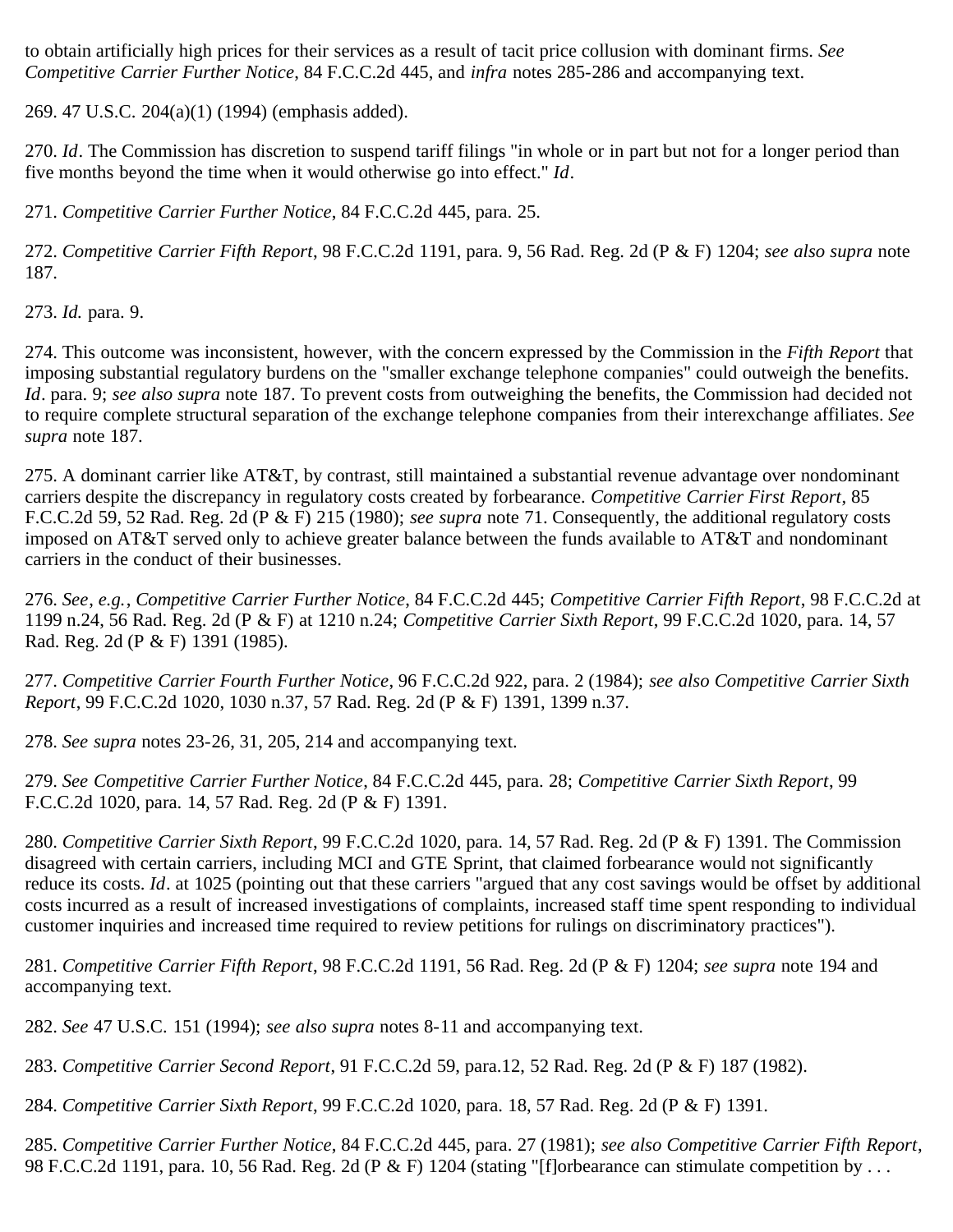to obtain artificially high prices for their services as a result of tacit price collusion with dominant firms. *See Competitive Carrier Further Notice*, 84 F.C.C.2d 445, and *infra* notes 285-286 and accompanying text.

269. 47 U.S.C. 204(a)(1) (1994) (emphasis added).

270. *Id*. The Commission has discretion to suspend tariff filings "in whole or in part but not for a longer period than five months beyond the time when it would otherwise go into effect." *Id*.

271. *Competitive Carrier Further Notice*, 84 F.C.C.2d 445, para. 25.

272. *Competitive Carrier Fifth Report*, 98 F.C.C.2d 1191, para. 9, 56 Rad. Reg. 2d (P & F) 1204; *see also supra* note 187.

273. *Id.* para. 9.

274. This outcome was inconsistent, however, with the concern expressed by the Commission in the *Fifth Report* that imposing substantial regulatory burdens on the "smaller exchange telephone companies" could outweigh the benefits. *Id*. para. 9; *see also supra* note 187. To prevent costs from outweighing the benefits, the Commission had decided not to require complete structural separation of the exchange telephone companies from their interexchange affiliates. *See supra* note 187.

275. A dominant carrier like AT&T, by contrast, still maintained a substantial revenue advantage over nondominant carriers despite the discrepancy in regulatory costs created by forbearance. *Competitive Carrier First Report*, 85 F.C.C.2d 59, 52 Rad. Reg. 2d (P & F) 215 (1980); *see supra* note 71. Consequently, the additional regulatory costs imposed on AT&T served only to achieve greater balance between the funds available to AT&T and nondominant carriers in the conduct of their businesses.

276. *See*, *e.g.*, *Competitive Carrier Further Notice*, 84 F.C.C.2d 445; *Competitive Carrier Fifth Report*, 98 F.C.C.2d at 1199 n.24, 56 Rad. Reg. 2d (P & F) at 1210 n.24; *Competitive Carrier Sixth Report*, 99 F.C.C.2d 1020, para. 14, 57 Rad. Reg. 2d (P & F) 1391 (1985).

277. *Competitive Carrier Fourth Further Notice*, 96 F.C.C.2d 922, para. 2 (1984); *see also Competitive Carrier Sixth Report*, 99 F.C.C.2d 1020, 1030 n.37, 57 Rad. Reg. 2d (P & F) 1391, 1399 n.37.

278. *See supra* notes 23-26, 31, 205, 214 and accompanying text.

279. *See Competitive Carrier Further Notice*, 84 F.C.C.2d 445, para. 28; *Competitive Carrier Sixth Report*, 99 F.C.C.2d 1020, para. 14, 57 Rad. Reg. 2d (P & F) 1391.

280. *Competitive Carrier Sixth Report*, 99 F.C.C.2d 1020, para. 14, 57 Rad. Reg. 2d (P & F) 1391. The Commission disagreed with certain carriers, including MCI and GTE Sprint, that claimed forbearance would not significantly reduce its costs. *Id*. at 1025 (pointing out that these carriers "argued that any cost savings would be offset by additional costs incurred as a result of increased investigations of complaints, increased staff time spent responding to individual customer inquiries and increased time required to review petitions for rulings on discriminatory practices").

281. *Competitive Carrier Fifth Report*, 98 F.C.C.2d 1191, 56 Rad. Reg. 2d (P & F) 1204; *see supra* note 194 and accompanying text.

282. *See* 47 U.S.C. 151 (1994); *see also supra* notes 8-11 and accompanying text.

283. *Competitive Carrier Second Report*, 91 F.C.C.2d 59, para.12, 52 Rad. Reg. 2d (P & F) 187 (1982).

284. *Competitive Carrier Sixth Report*, 99 F.C.C.2d 1020, para. 18, 57 Rad. Reg. 2d (P & F) 1391.

285. *Competitive Carrier Further Notice*, 84 F.C.C.2d 445, para. 27 (1981); *see also Competitive Carrier Fifth Report*, 98 F.C.C.2d 1191, para. 10, 56 Rad. Reg. 2d (P & F) 1204 (stating "[f]orbearance can stimulate competition by . . .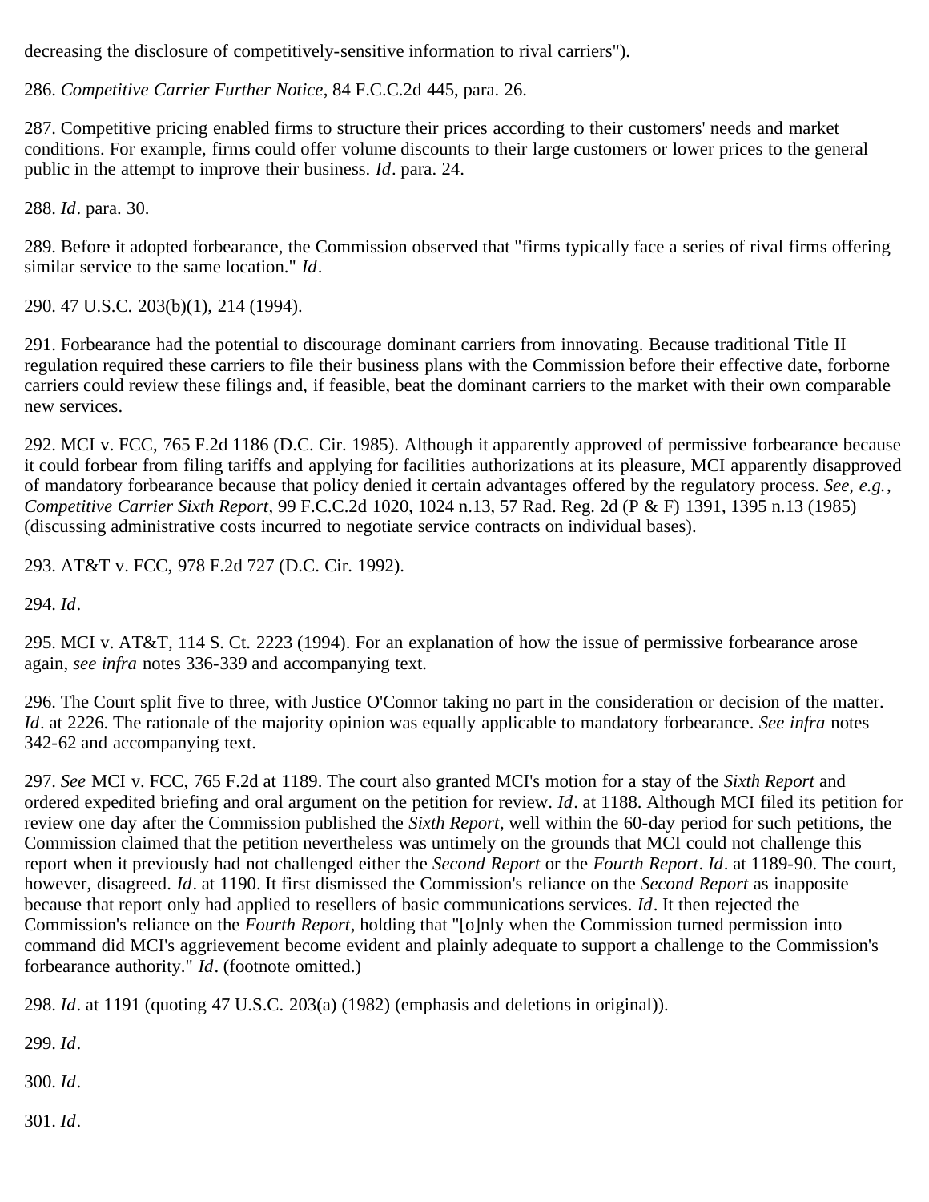decreasing the disclosure of competitively-sensitive information to rival carriers").

286. *Competitive Carrier Further Notice*, 84 F.C.C.2d 445, para. 26.

287. Competitive pricing enabled firms to structure their prices according to their customers' needs and market conditions. For example, firms could offer volume discounts to their large customers or lower prices to the general public in the attempt to improve their business. *Id*. para. 24.

288. *Id*. para. 30.

289. Before it adopted forbearance, the Commission observed that "firms typically face a series of rival firms offering similar service to the same location." *Id*.

290. 47 U.S.C. 203(b)(1), 214 (1994).

291. Forbearance had the potential to discourage dominant carriers from innovating. Because traditional Title II regulation required these carriers to file their business plans with the Commission before their effective date, forborne carriers could review these filings and, if feasible, beat the dominant carriers to the market with their own comparable new services.

292. MCI v. FCC, 765 F.2d 1186 (D.C. Cir. 1985). Although it apparently approved of permissive forbearance because it could forbear from filing tariffs and applying for facilities authorizations at its pleasure, MCI apparently disapproved of mandatory forbearance because that policy denied it certain advantages offered by the regulatory process. *See, e.g.*, *Competitive Carrier Sixth Report*, 99 F.C.C.2d 1020, 1024 n.13, 57 Rad. Reg. 2d (P & F) 1391, 1395 n.13 (1985) (discussing administrative costs incurred to negotiate service contracts on individual bases).

293. AT&T v. FCC, 978 F.2d 727 (D.C. Cir. 1992).

294. *Id*.

295. MCI v. AT&T, 114 S. Ct. 2223 (1994). For an explanation of how the issue of permissive forbearance arose again, *see infra* notes 336-339 and accompanying text.

296. The Court split five to three, with Justice O'Connor taking no part in the consideration or decision of the matter. *Id*. at 2226. The rationale of the majority opinion was equally applicable to mandatory forbearance. *See infra* notes 342-62 and accompanying text.

297. *See* MCI v. FCC, 765 F.2d at 1189. The court also granted MCI's motion for a stay of the *Sixth Report* and ordered expedited briefing and oral argument on the petition for review. *Id*. at 1188. Although MCI filed its petition for review one day after the Commission published the *Sixth Report*, well within the 60-day period for such petitions, the Commission claimed that the petition nevertheless was untimely on the grounds that MCI could not challenge this report when it previously had not challenged either the *Second Report* or the *Fourth Report*. *Id*. at 1189-90. The court, however, disagreed. *Id*. at 1190. It first dismissed the Commission's reliance on the *Second Report* as inapposite because that report only had applied to resellers of basic communications services. *Id*. It then rejected the Commission's reliance on the *Fourth Report*, holding that "[o]nly when the Commission turned permission into command did MCI's aggrievement become evident and plainly adequate to support a challenge to the Commission's forbearance authority." *Id*. (footnote omitted.)

298. *Id*. at 1191 (quoting 47 U.S.C. 203(a) (1982) (emphasis and deletions in original)).

299. *Id*.

300. *Id*.

301. *Id*.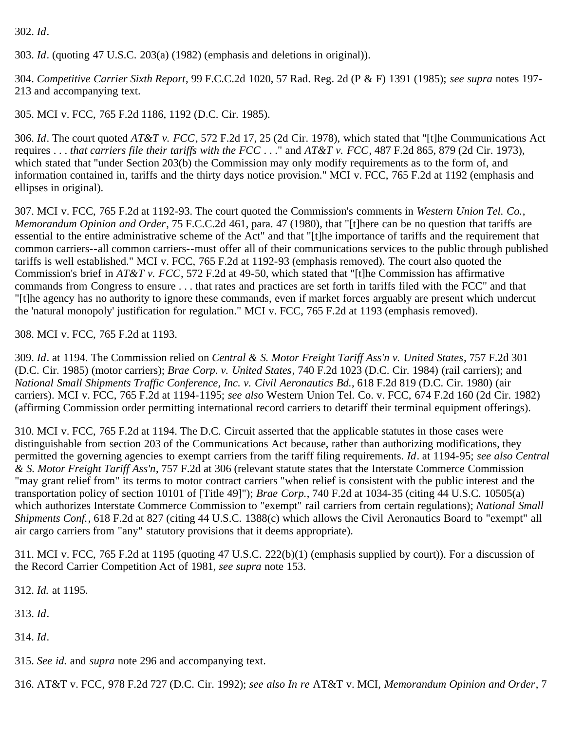302. *Id*.

303. *Id*. (quoting 47 U.S.C. 203(a) (1982) (emphasis and deletions in original)).

304. *Competitive Carrier Sixth Report*, 99 F.C.C.2d 1020, 57 Rad. Reg. 2d (P & F) 1391 (1985); *see supra* notes 197-213 and accompanying text.

305. MCI v. FCC, 765 F.2d 1186, 1192 (D.C. Cir. 1985).

306. *Id*. The court quoted *AT&T v. FCC*, 572 F.2d 17, 25 (2d Cir. 1978), which stated that "[t]he Communications Act requires . . . *that carriers file their tariffs with the FCC* . . ." and *AT&T v. FCC*, 487 F.2d 865, 879 (2d Cir. 1973), which stated that "under Section 203(b) the Commission may only modify requirements as to the form of, and information contained in, tariffs and the thirty days notice provision." MCI v. FCC, 765 F.2d at 1192 (emphasis and ellipses in original).

307. MCI v. FCC, 765 F.2d at 1192-93. The court quoted the Commission's comments in *Western Union Tel. Co., Memorandum Opinion and Order*, 75 F.C.C.2d 461, para. 47 (1980), that "[t]here can be no question that tariffs are essential to the entire administrative scheme of the Act" and that "[t]he importance of tariffs and the requirement that common carriers--all common carriers--must offer all of their communications services to the public through published tariffs is well established." MCI v. FCC, 765 F.2d at 1192-93 (emphasis removed). The court also quoted the Commission's brief in *AT&T v. FCC*, 572 F.2d at 49-50, which stated that "[t]he Commission has affirmative commands from Congress to ensure . . . that rates and practices are set forth in tariffs filed with the FCC" and that "[t]he agency has no authority to ignore these commands, even if market forces arguably are present which undercut the 'natural monopoly' justification for regulation." MCI v. FCC, 765 F.2d at 1193 (emphasis removed).

308. MCI v. FCC, 765 F.2d at 1193.

309. *Id*. at 1194. The Commission relied on *Central & S. Motor Freight Tariff Ass'n v. United States*, 757 F.2d 301 (D.C. Cir. 1985) (motor carriers); *Brae Corp. v. United States*, 740 F.2d 1023 (D.C. Cir. 1984) (rail carriers); and *National Small Shipments Traffic Conference, Inc. v. Civil Aeronautics Bd.*, 618 F.2d 819 (D.C. Cir. 1980) (air carriers). MCI v. FCC, 765 F.2d at 1194-1195; *see also* Western Union Tel. Co. v. FCC, 674 F.2d 160 (2d Cir. 1982) (affirming Commission order permitting international record carriers to detariff their terminal equipment offerings).

310. MCI v. FCC, 765 F.2d at 1194. The D.C. Circuit asserted that the applicable statutes in those cases were distinguishable from section 203 of the Communications Act because, rather than authorizing modifications, they permitted the governing agencies to exempt carriers from the tariff filing requirements. *Id*. at 1194-95; *see also Central & S. Motor Freight Tariff Ass'n*, 757 F.2d at 306 (relevant statute states that the Interstate Commerce Commission "may grant relief from" its terms to motor contract carriers "when relief is consistent with the public interest and the transportation policy of section 10101 of [Title 49]"); *Brae Corp.*, 740 F.2d at 1034-35 (citing 44 U.S.C. 10505(a) which authorizes Interstate Commerce Commission to "exempt" rail carriers from certain regulations); *National Small Shipments Conf.*, 618 F.2d at 827 (citing 44 U.S.C. 1388(c) which allows the Civil Aeronautics Board to "exempt" all air cargo carriers from "any" statutory provisions that it deems appropriate).

311. MCI v. FCC, 765 F.2d at 1195 (quoting 47 U.S.C. 222(b)(1) (emphasis supplied by court)). For a discussion of the Record Carrier Competition Act of 1981, *see supra* note 153.

312. *Id.* at 1195.

313. *Id*.

314. *Id*.

315. *See id.* and *supra* note 296 and accompanying text.

316. AT&T v. FCC, 978 F.2d 727 (D.C. Cir. 1992); *see also In re* AT&T v. MCI, *Memorandum Opinion and Order*, 7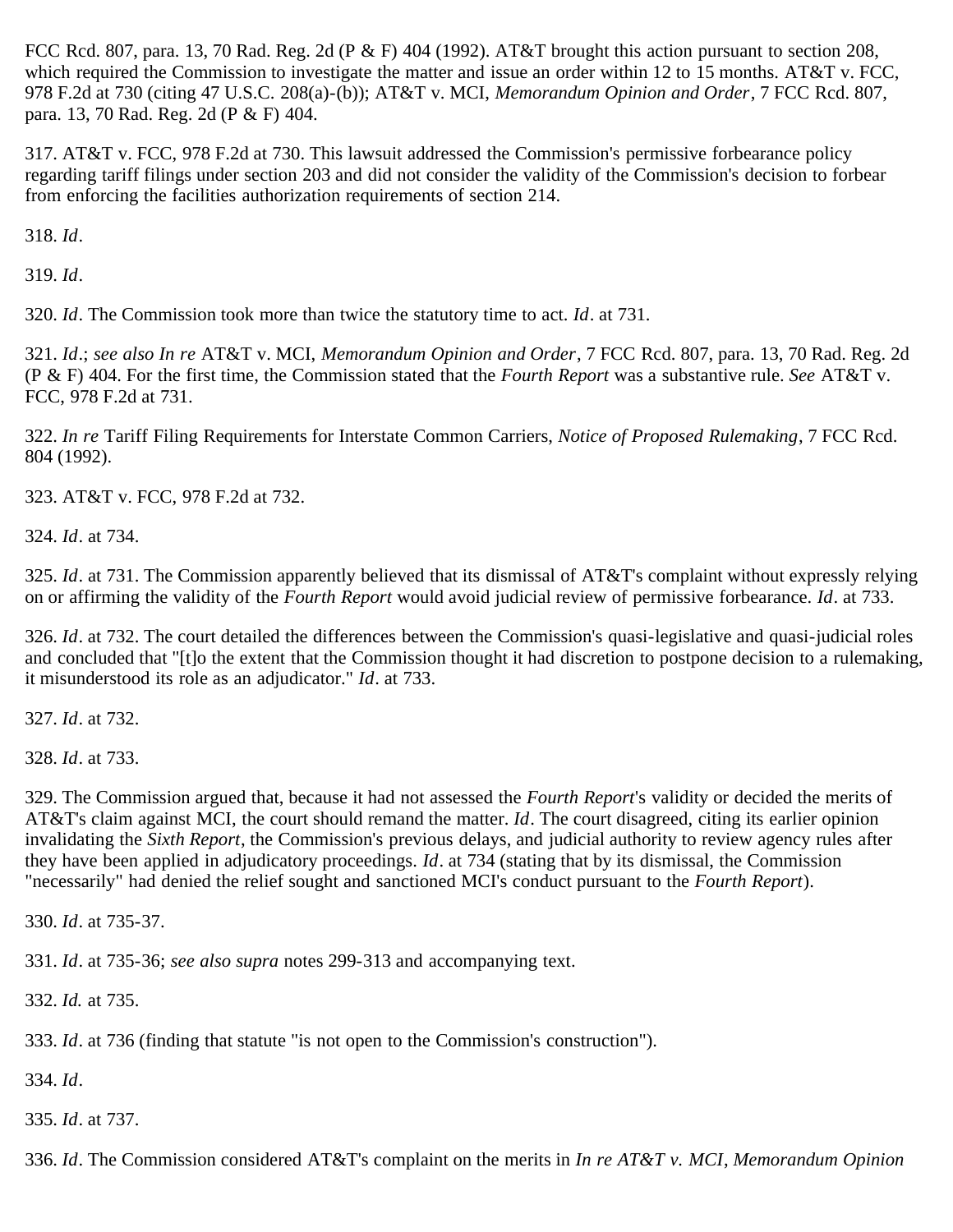FCC Rcd. 807, para. 13, 70 Rad. Reg. 2d (P & F) 404 (1992). AT&T brought this action pursuant to section 208, which required the Commission to investigate the matter and issue an order within 12 to 15 months. AT&T v. FCC, 978 F.2d at 730 (citing 47 U.S.C. 208(a)-(b)); AT&T v. MCI, *Memorandum Opinion and Order*, 7 FCC Rcd. 807, para. 13, 70 Rad. Reg. 2d (P & F) 404.

317. AT&T v. FCC, 978 F.2d at 730. This lawsuit addressed the Commission's permissive forbearance policy regarding tariff filings under section 203 and did not consider the validity of the Commission's decision to forbear from enforcing the facilities authorization requirements of section 214.

318. *Id*.

319. *Id*.

320. *Id*. The Commission took more than twice the statutory time to act. *Id*. at 731.

321. *Id*.; *see also In re* AT&T v. MCI, *Memorandum Opinion and Order*, 7 FCC Rcd. 807, para. 13, 70 Rad. Reg. 2d (P & F) 404. For the first time, the Commission stated that the *Fourth Report* was a substantive rule. *See* AT&T v. FCC, 978 F.2d at 731.

322. *In re* Tariff Filing Requirements for Interstate Common Carriers, *Notice of Proposed Rulemaking*, 7 FCC Rcd. 804 (1992).

323. AT&T v. FCC, 978 F.2d at 732.

324. *Id*. at 734.

325. *Id*. at 731. The Commission apparently believed that its dismissal of AT&T's complaint without expressly relying on or affirming the validity of the *Fourth Report* would avoid judicial review of permissive forbearance. *Id*. at 733.

326. *Id*. at 732. The court detailed the differences between the Commission's quasi-legislative and quasi-judicial roles and concluded that "[t]o the extent that the Commission thought it had discretion to postpone decision to a rulemaking, it misunderstood its role as an adjudicator." *Id*. at 733.

327. *Id*. at 732.

328. *Id*. at 733.

329. The Commission argued that, because it had not assessed the *Fourth Report*'s validity or decided the merits of AT&T's claim against MCI, the court should remand the matter. *Id*. The court disagreed, citing its earlier opinion invalidating the *Sixth Report*, the Commission's previous delays, and judicial authority to review agency rules after they have been applied in adjudicatory proceedings. *Id*. at 734 (stating that by its dismissal, the Commission "necessarily" had denied the relief sought and sanctioned MCI's conduct pursuant to the *Fourth Report*).

330. *Id*. at 735-37.

331. *Id*. at 735-36; *see also supra* notes 299-313 and accompanying text.

332. *Id.* at 735.

333. *Id*. at 736 (finding that statute "is not open to the Commission's construction").

334. *Id*.

335. *Id*. at 737.

336. *Id*. The Commission considered AT&T's complaint on the merits in *In re AT&T v. MCI*, *Memorandum Opinion*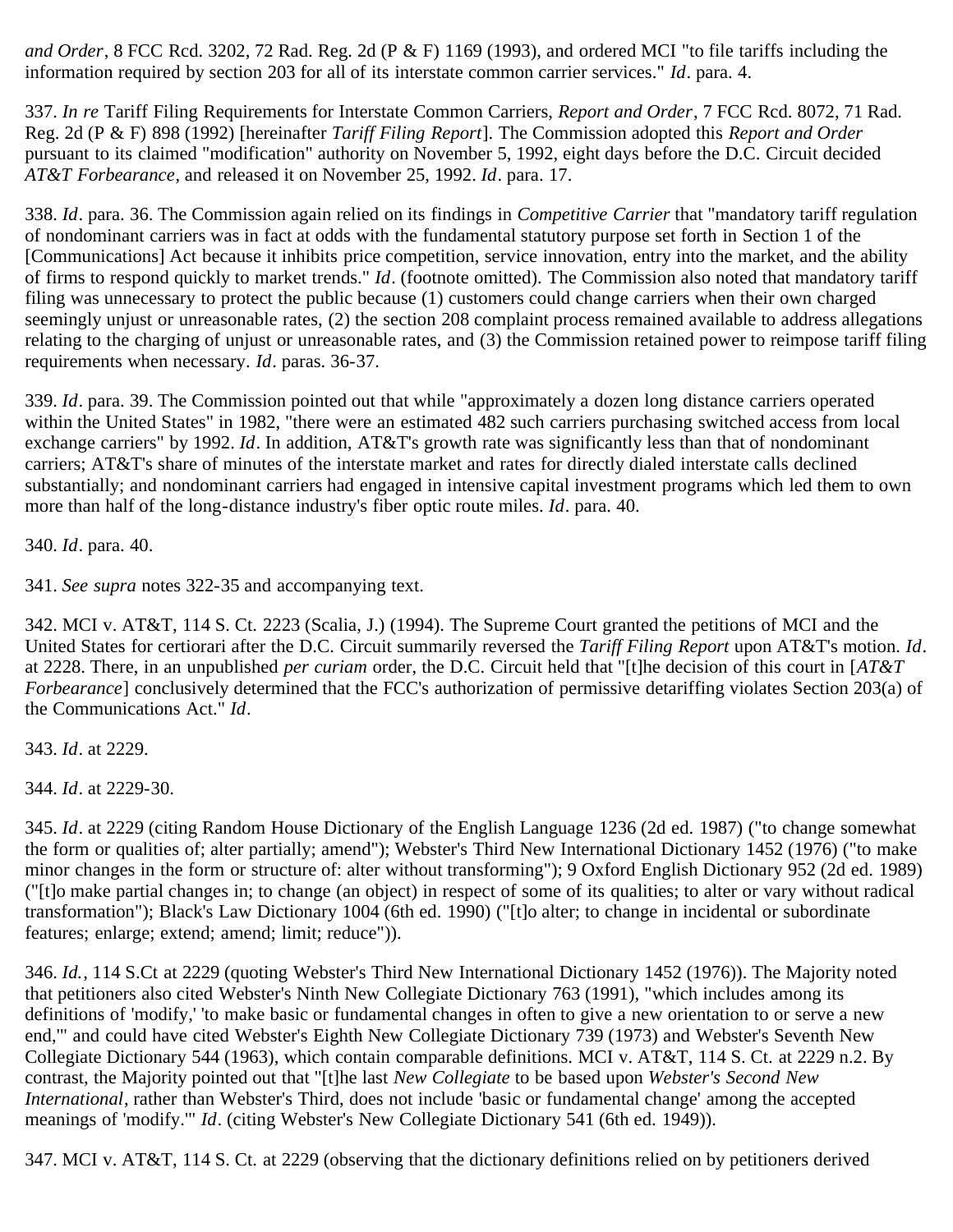*and Order*, 8 FCC Rcd. 3202, 72 Rad. Reg. 2d (P & F) 1169 (1993), and ordered MCI "to file tariffs including the information required by section 203 for all of its interstate common carrier services." *Id*. para. 4.

337. *In re* Tariff Filing Requirements for Interstate Common Carriers, *Report and Order*, 7 FCC Rcd. 8072, 71 Rad. Reg. 2d (P & F) 898 (1992) [hereinafter *Tariff Filing Report*]. The Commission adopted this *Report and Order* pursuant to its claimed "modification" authority on November 5, 1992, eight days before the D.C. Circuit decided *AT&T Forbearance*, and released it on November 25, 1992. *Id*. para. 17.

338. *Id*. para. 36. The Commission again relied on its findings in *Competitive Carrier* that "mandatory tariff regulation of nondominant carriers was in fact at odds with the fundamental statutory purpose set forth in Section 1 of the [Communications] Act because it inhibits price competition, service innovation, entry into the market, and the ability of firms to respond quickly to market trends." *Id*. (footnote omitted). The Commission also noted that mandatory tariff filing was unnecessary to protect the public because (1) customers could change carriers when their own charged seemingly unjust or unreasonable rates, (2) the section 208 complaint process remained available to address allegations relating to the charging of unjust or unreasonable rates, and (3) the Commission retained power to reimpose tariff filing requirements when necessary. *Id*. paras. 36-37.

339. *Id*. para. 39. The Commission pointed out that while "approximately a dozen long distance carriers operated within the United States" in 1982, "there were an estimated 482 such carriers purchasing switched access from local exchange carriers" by 1992. *Id*. In addition, AT&T's growth rate was significantly less than that of nondominant carriers; AT&T's share of minutes of the interstate market and rates for directly dialed interstate calls declined substantially; and nondominant carriers had engaged in intensive capital investment programs which led them to own more than half of the long-distance industry's fiber optic route miles. *Id*. para. 40.

340. *Id*. para. 40.

341. *See supra* notes 322-35 and accompanying text.

342. MCI v. AT&T, 114 S. Ct. 2223 (Scalia, J.) (1994). The Supreme Court granted the petitions of MCI and the United States for certiorari after the D.C. Circuit summarily reversed the *Tariff Filing Report* upon AT&T's motion. *Id*. at 2228. There, in an unpublished *per curiam* order, the D.C. Circuit held that "[t]he decision of this court in [*AT&T Forbearance*] conclusively determined that the FCC's authorization of permissive detariffing violates Section 203(a) of the Communications Act." *Id*.

343. *Id*. at 2229.

344. *Id*. at 2229-30.

345. *Id*. at 2229 (citing Random House Dictionary of the English Language 1236 (2d ed. 1987) ("to change somewhat the form or qualities of; alter partially; amend"); Webster's Third New International Dictionary 1452 (1976) ("to make minor changes in the form or structure of: alter without transforming"); 9 Oxford English Dictionary 952 (2d ed. 1989) ("[t]o make partial changes in; to change (an object) in respect of some of its qualities; to alter or vary without radical transformation"); Black's Law Dictionary 1004 (6th ed. 1990) ("[t]o alter; to change in incidental or subordinate features; enlarge; extend; amend; limit; reduce")).

346. *Id.*, 114 S.Ct at 2229 (quoting Webster's Third New International Dictionary 1452 (1976)). The Majority noted that petitioners also cited Webster's Ninth New Collegiate Dictionary 763 (1991), "which includes among its definitions of 'modify,' 'to make basic or fundamental changes in often to give a new orientation to or serve a new end,'" and could have cited Webster's Eighth New Collegiate Dictionary 739 (1973) and Webster's Seventh New Collegiate Dictionary 544 (1963), which contain comparable definitions. MCI v. AT&T, 114 S. Ct. at 2229 n.2. By contrast, the Majority pointed out that "[t]he last *New Collegiate* to be based upon *Webster's Second New International*, rather than Webster's Third, does not include 'basic or fundamental change' among the accepted meanings of 'modify.'" *Id*. (citing Webster's New Collegiate Dictionary 541 (6th ed. 1949)).

347. MCI v. AT&T, 114 S. Ct. at 2229 (observing that the dictionary definitions relied on by petitioners derived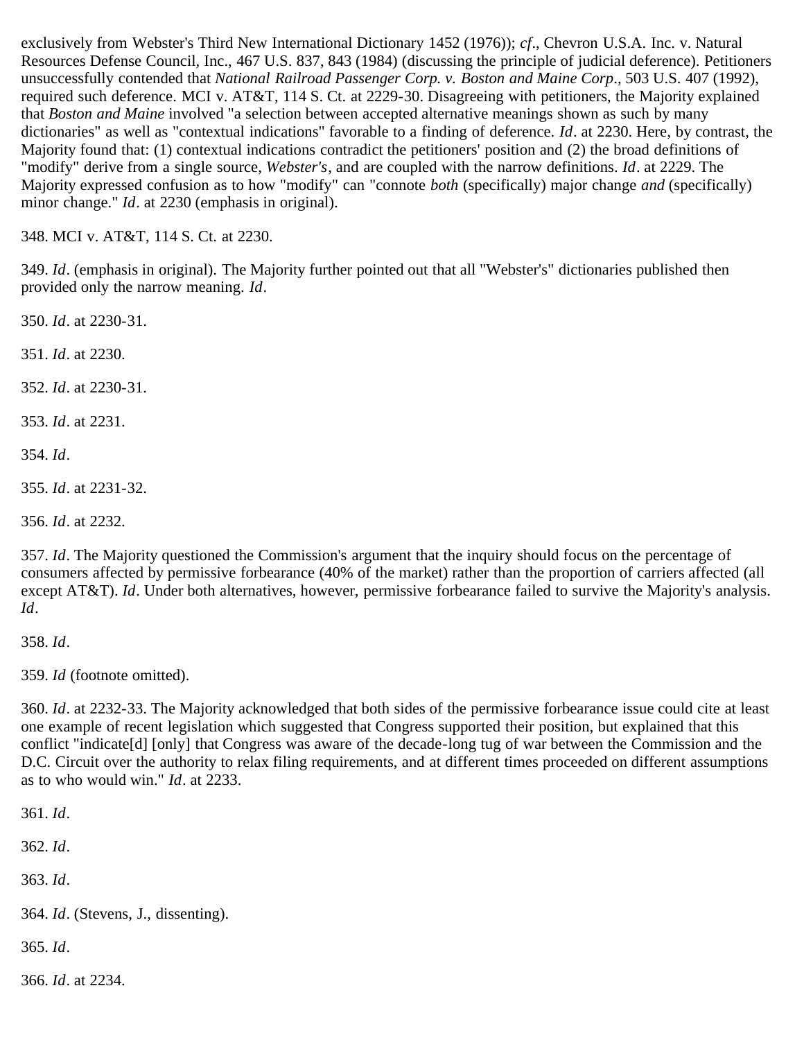exclusively from Webster's Third New International Dictionary 1452 (1976)); *cf*., Chevron U.S.A. Inc. v. Natural Resources Defense Council, Inc., 467 U.S. 837, 843 (1984) (discussing the principle of judicial deference). Petitioners unsuccessfully contended that *National Railroad Passenger Corp. v. Boston and Maine Corp*., 503 U.S. 407 (1992), required such deference. MCI v. AT&T, 114 S. Ct. at 2229-30. Disagreeing with petitioners, the Majority explained that *Boston and Maine* involved "a selection between accepted alternative meanings shown as such by many dictionaries" as well as "contextual indications" favorable to a finding of deference. *Id*. at 2230. Here, by contrast, the Majority found that: (1) contextual indications contradict the petitioners' position and (2) the broad definitions of "modify" derive from a single source, *Webster's,* and are coupled with the narrow definitions. *Id*. at 2229. The Majority expressed confusion as to how "modify" can "connote *both* (specifically) major change *and* (specifically) minor change." *Id*. at 2230 (emphasis in original).

348. MCI v. AT&T, 114 S. Ct. at 2230.

349. *Id*. (emphasis in original). The Majority further pointed out that all "Webster's" dictionaries published then provided only the narrow meaning. *Id*.

350. *Id*. at 2230-31.

351. *Id*. at 2230.

352. *Id*. at 2230-31.

353. *Id*. at 2231.

354. *Id*.

355. *Id*. at 2231-32.

356. *Id*. at 2232.

357. *Id*. The Majority questioned the Commission's argument that the inquiry should focus on the percentage of consumers affected by permissive forbearance (40% of the market) rather than the proportion of carriers affected (all except AT&T). *Id*. Under both alternatives, however, permissive forbearance failed to survive the Majority's analysis. *Id*.

358. *Id*.

359. *Id* (footnote omitted).

360. *Id*. at 2232-33. The Majority acknowledged that both sides of the permissive forbearance issue could cite at least one example of recent legislation which suggested that Congress supported their position, but explained that this conflict "indicate[d] [only] that Congress was aware of the decade-long tug of war between the Commission and the D.C. Circuit over the authority to relax filing requirements, and at different times proceeded on different assumptions as to who would win." *Id*. at 2233.

361. *Id*.

362. *Id*.

363. *Id*.

364. *Id*. (Stevens, J., dissenting).

365. *Id*.

366. *Id*. at 2234.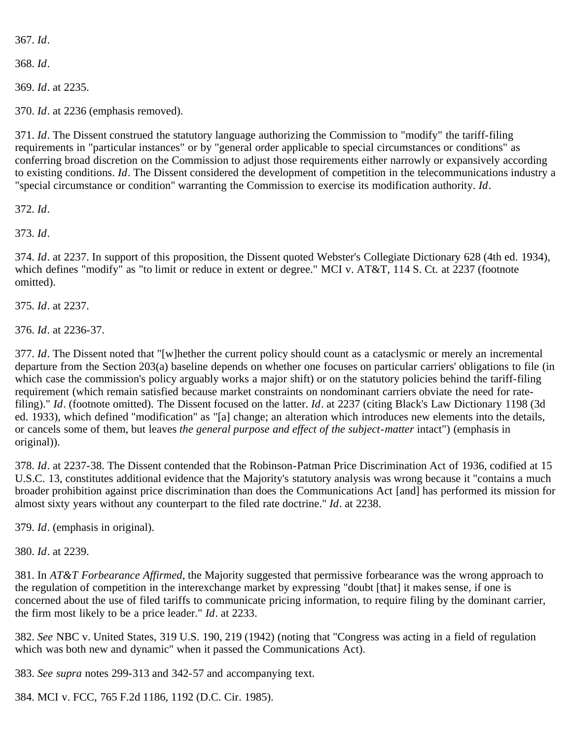367. *Id*.

368. *Id*.

369. *Id*. at 2235.

370. *Id*. at 2236 (emphasis removed).

371. *Id*. The Dissent construed the statutory language authorizing the Commission to "modify" the tariff-filing requirements in "particular instances" or by "general order applicable to special circumstances or conditions" as conferring broad discretion on the Commission to adjust those requirements either narrowly or expansively according to existing conditions. *Id*. The Dissent considered the development of competition in the telecommunications industry a "special circumstance or condition" warranting the Commission to exercise its modification authority. *Id*.

372. *Id*.

373. *Id*.

374. *Id*. at 2237. In support of this proposition, the Dissent quoted Webster's Collegiate Dictionary 628 (4th ed. 1934), which defines "modify" as "to limit or reduce in extent or degree." MCI v. AT&T, 114 S. Ct. at 2237 (footnote omitted).

375. *Id*. at 2237.

376. *Id*. at 2236-37.

377. *Id*. The Dissent noted that "[w]hether the current policy should count as a cataclysmic or merely an incremental departure from the Section 203(a) baseline depends on whether one focuses on particular carriers' obligations to file (in which case the commission's policy arguably works a major shift) or on the statutory policies behind the tariff-filing requirement (which remain satisfied because market constraints on nondominant carriers obviate the need for rate-filing)." *Id*. (footnote omitted). The Dissent focused on the latter. *Id*. at 2237 (citing Black's Law Dictionary 1198 (3d ed. 1933), which defined "modification" as "[a] change; an alteration which introduces new elements into the details, or cancels some of them, but leaves *the general purpose and effect of the subject-matter* intact") (emphasis in original)).

378. *Id*. at 2237-38. The Dissent contended that the Robinson-Patman Price Discrimination Act of 1936, codified at 15 U.S.C. 13, constitutes additional evidence that the Majority's statutory analysis was wrong because it "contains a much broader prohibition against price discrimination than does the Communications Act [and] has performed its mission for almost sixty years without any counterpart to the filed rate doctrine." *Id*. at 2238.

379. *Id*. (emphasis in original).

380. *Id*. at 2239.

381. In *AT&T Forbearance Affirmed*, the Majority suggested that permissive forbearance was the wrong approach to the regulation of competition in the interexchange market by expressing "doubt [that] it makes sense, if one is concerned about the use of filed tariffs to communicate pricing information, to require filing by the dominant carrier, the firm most likely to be a price leader." *Id*. at 2233.

382. *See* NBC v. United States, 319 U.S. 190, 219 (1942) (noting that "Congress was acting in a field of regulation which was both new and dynamic" when it passed the Communications Act).

383. *See supra* notes 299-313 and 342-57 and accompanying text.

384. MCI v. FCC, 765 F.2d 1186, 1192 (D.C. Cir. 1985).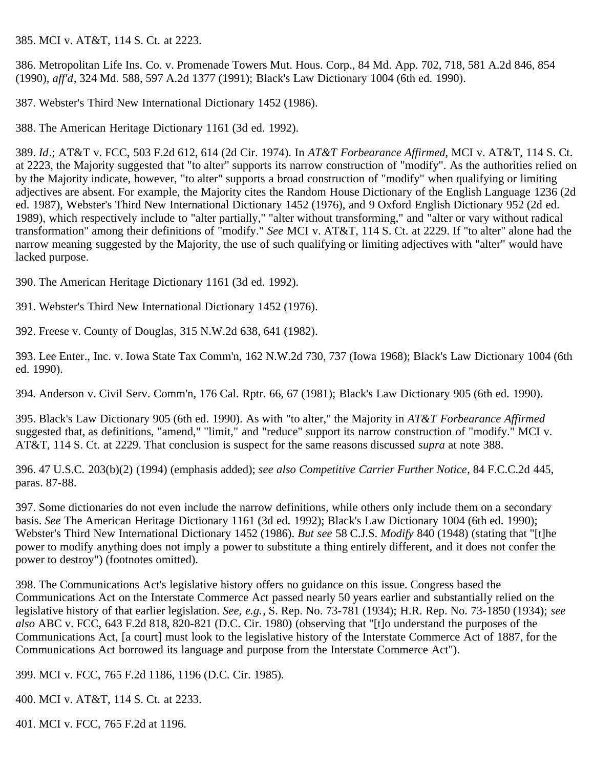385. MCI v. AT&T, 114 S. Ct. at 2223.

386. Metropolitan Life Ins. Co. v. Promenade Towers Mut. Hous. Corp., 84 Md. App. 702, 718, 581 A.2d 846, 854 (1990), *aff'd*, 324 Md. 588, 597 A.2d 1377 (1991); Black's Law Dictionary 1004 (6th ed. 1990).

387. Webster's Third New International Dictionary 1452 (1986).

388. The American Heritage Dictionary 1161 (3d ed. 1992).

389. *Id*.; AT&T v. FCC, 503 F.2d 612, 614 (2d Cir. 1974). In *AT&T Forbearance Affirmed*, MCI v. AT&T, 114 S. Ct. at 2223, the Majority suggested that "to alter" supports its narrow construction of "modify". As the authorities relied on by the Majority indicate, however, "to alter" supports a broad construction of "modify" when qualifying or limiting adjectives are absent. For example, the Majority cites the Random House Dictionary of the English Language 1236 (2d ed. 1987), Webster's Third New International Dictionary 1452 (1976), and 9 Oxford English Dictionary 952 (2d ed. 1989), which respectively include to "alter partially," "alter without transforming," and "alter or vary without radical transformation" among their definitions of "modify." *See* MCI v. AT&T, 114 S. Ct. at 2229. If "to alter" alone had the narrow meaning suggested by the Majority, the use of such qualifying or limiting adjectives with "alter" would have lacked purpose.

390. The American Heritage Dictionary 1161 (3d ed. 1992).

391. Webster's Third New International Dictionary 1452 (1976).

392. Freese v. County of Douglas, 315 N.W.2d 638, 641 (1982).

393. Lee Enter., Inc. v. Iowa State Tax Comm'n, 162 N.W.2d 730, 737 (Iowa 1968); Black's Law Dictionary 1004 (6th ed. 1990).

394. Anderson v. Civil Serv. Comm'n, 176 Cal. Rptr. 66, 67 (1981); Black's Law Dictionary 905 (6th ed. 1990).

395. Black's Law Dictionary 905 (6th ed. 1990). As with "to alter," the Majority in *AT&T Forbearance Affirmed* suggested that, as definitions, "amend," "limit," and "reduce" support its narrow construction of "modify." MCI v. AT&T, 114 S. Ct. at 2229. That conclusion is suspect for the same reasons discussed *supra* at note 388.

396. 47 U.S.C. 203(b)(2) (1994) (emphasis added); *see also Competitive Carrier Further Notice*, 84 F.C.C.2d 445, paras. 87-88.

397. Some dictionaries do not even include the narrow definitions, while others only include them on a secondary basis. *See* The American Heritage Dictionary 1161 (3d ed. 1992); Black's Law Dictionary 1004 (6th ed. 1990); Webster's Third New International Dictionary 1452 (1986). *But see* 58 C.J.S. *Modify* 840 (1948) (stating that "[t]he power to modify anything does not imply a power to substitute a thing entirely different, and it does not confer the power to destroy") (footnotes omitted).

398. The Communications Act's legislative history offers no guidance on this issue. Congress based the Communications Act on the Interstate Commerce Act passed nearly 50 years earlier and substantially relied on the legislative history of that earlier legislation. *See, e.g.*, S. Rep. No. 73-781 (1934); H.R. Rep. No. 73-1850 (1934); *see also* ABC v. FCC, 643 F.2d 818, 820-821 (D.C. Cir. 1980) (observing that "[t]o understand the purposes of the Communications Act, [a court] must look to the legislative history of the Interstate Commerce Act of 1887, for the Communications Act borrowed its language and purpose from the Interstate Commerce Act").

399. MCI v. FCC, 765 F.2d 1186, 1196 (D.C. Cir. 1985).

400. MCI v. AT&T, 114 S. Ct. at 2233.

401. MCI v. FCC, 765 F.2d at 1196.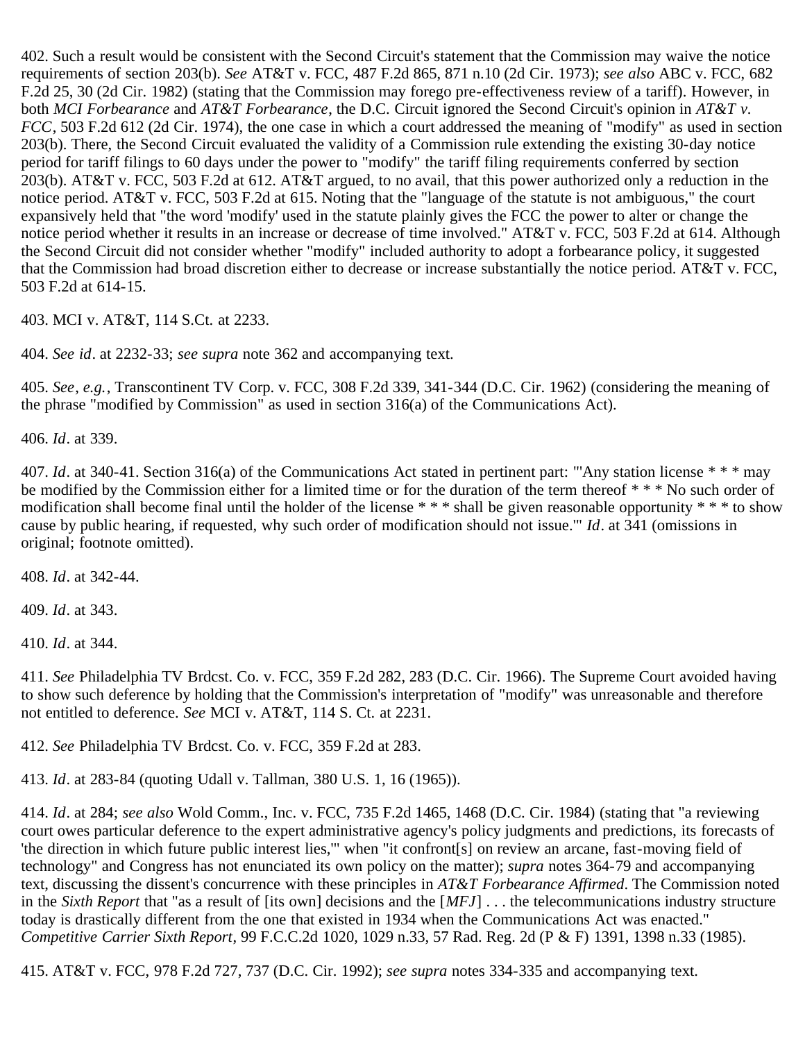402. Such a result would be consistent with the Second Circuit's statement that the Commission may waive the notice requirements of section 203(b). *See* AT&T v. FCC, 487 F.2d 865, 871 n.10 (2d Cir. 1973); *see also* ABC v. FCC, 682 F.2d 25, 30 (2d Cir. 1982) (stating that the Commission may forego pre-effectiveness review of a tariff). However, in both *MCI Forbearance* and *AT&T Forbearance*, the D.C. Circuit ignored the Second Circuit's opinion in *AT&T v. FCC*, 503 F.2d 612 (2d Cir. 1974), the one case in which a court addressed the meaning of "modify" as used in section 203(b). There, the Second Circuit evaluated the validity of a Commission rule extending the existing 30-day notice period for tariff filings to 60 days under the power to "modify" the tariff filing requirements conferred by section 203(b). AT&T v. FCC, 503 F.2d at 612. AT&T argued, to no avail, that this power authorized only a reduction in the notice period. AT&T v. FCC, 503 F.2d at 615. Noting that the "language of the statute is not ambiguous," the court expansively held that "the word 'modify' used in the statute plainly gives the FCC the power to alter or change the notice period whether it results in an increase or decrease of time involved." AT&T v. FCC, 503 F.2d at 614. Although the Second Circuit did not consider whether "modify" included authority to adopt a forbearance policy, it suggested that the Commission had broad discretion either to decrease or increase substantially the notice period. AT&T v. FCC, 503 F.2d at 614-15.

403. MCI v. AT&T, 114 S.Ct. at 2233.

404. *See id*. at 2232-33; *see supra* note 362 and accompanying text.

405. *See*, *e.g.*, Transcontinent TV Corp. v. FCC, 308 F.2d 339, 341-344 (D.C. Cir. 1962) (considering the meaning of the phrase "modified by Commission" as used in section 316(a) of the Communications Act).

406. *Id*. at 339.

407. *Id*. at 340-41. Section 316(a) of the Communications Act stated in pertinent part: "'Any station license * * * may be modified by the Commission either for a limited time or for the duration of the term thereof * * * No such order of modification shall become final until the holder of the license * * * shall be given reasonable opportunity * * * to show cause by public hearing, if requested, why such order of modification should not issue.'" *Id*. at 341 (omissions in original; footnote omitted).

408. *Id*. at 342-44.

409. *Id*. at 343.

410. *Id*. at 344.

411. *See* Philadelphia TV Brdcst. Co. v. FCC, 359 F.2d 282, 283 (D.C. Cir. 1966). The Supreme Court avoided having to show such deference by holding that the Commission's interpretation of "modify" was unreasonable and therefore not entitled to deference. *See* MCI v. AT&T, 114 S. Ct. at 2231.

412. *See* Philadelphia TV Brdcst. Co. v. FCC, 359 F.2d at 283.

413. *Id*. at 283-84 (quoting Udall v. Tallman, 380 U.S. 1, 16 (1965)).

414. *Id*. at 284; *see also* Wold Comm., Inc. v. FCC, 735 F.2d 1465, 1468 (D.C. Cir. 1984) (stating that "a reviewing court owes particular deference to the expert administrative agency's policy judgments and predictions, its forecasts of 'the direction in which future public interest lies,'" when "it confront[s] on review an arcane, fast-moving field of technology" and Congress has not enunciated its own policy on the matter); *supra* notes 364-79 and accompanying text, discussing the dissent's concurrence with these principles in *AT&T Forbearance Affirmed*. The Commission noted in the *Sixth Report* that "as a result of [its own] decisions and the [*MFJ*] . . . the telecommunications industry structure today is drastically different from the one that existed in 1934 when the Communications Act was enacted." *Competitive Carrier Sixth Report*, 99 F.C.C.2d 1020, 1029 n.33, 57 Rad. Reg. 2d (P & F) 1391, 1398 n.33 (1985).

415. AT&T v. FCC, 978 F.2d 727, 737 (D.C. Cir. 1992); *see supra* notes 334-335 and accompanying text.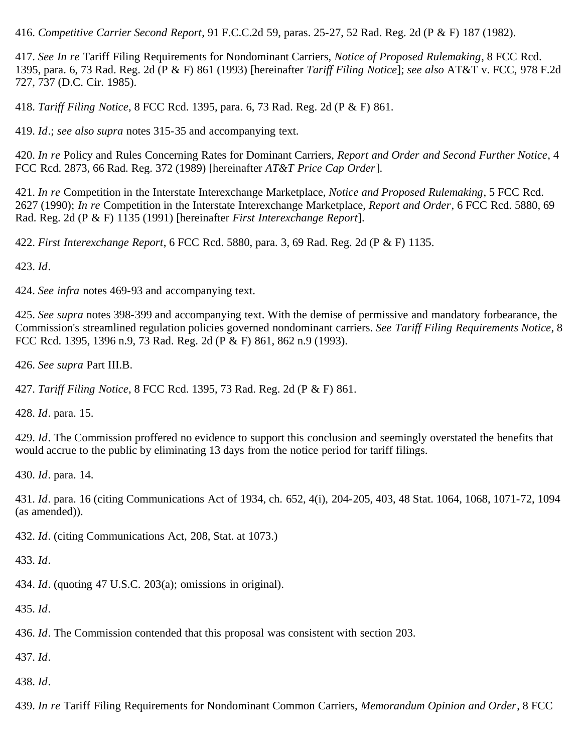416. *Competitive Carrier Second Report*, 91 F.C.C.2d 59, paras. 25-27, 52 Rad. Reg. 2d (P & F) 187 (1982).

417. *See In re* Tariff Filing Requirements for Nondominant Carriers, *Notice of Proposed Rulemaking*, 8 FCC Rcd. 1395, para. 6, 73 Rad. Reg. 2d (P & F) 861 (1993) [hereinafter *Tariff Filing Notice*]; *see also* AT&T v. FCC, 978 F.2d 727, 737 (D.C. Cir. 1985).

418. *Tariff Filing Notice*, 8 FCC Rcd. 1395, para. 6, 73 Rad. Reg. 2d (P & F) 861.

419. *Id*.; *see also supra* notes 315-35 and accompanying text.

420. *In re* Policy and Rules Concerning Rates for Dominant Carriers, *Report and Order and Second Further Notice*, 4 FCC Rcd. 2873, 66 Rad. Reg. 372 (1989) [hereinafter *AT&T Price Cap Order*].

421. *In re* Competition in the Interstate Interexchange Marketplace, *Notice and Proposed Rulemaking*, 5 FCC Rcd. 2627 (1990); *In re* Competition in the Interstate Interexchange Marketplace, *Report and Order*, 6 FCC Rcd. 5880, 69 Rad. Reg. 2d (P & F) 1135 (1991) [hereinafter *First Interexchange Report*].

422. *First Interexchange Report*, 6 FCC Rcd. 5880, para. 3, 69 Rad. Reg. 2d (P & F) 1135.

423. *Id*.

424. *See infra* notes 469-93 and accompanying text.

425. *See supra* notes 398-399 and accompanying text. With the demise of permissive and mandatory forbearance, the Commission's streamlined regulation policies governed nondominant carriers. *See Tariff Filing Requirements Notice*, 8 FCC Rcd. 1395, 1396 n.9, 73 Rad. Reg. 2d (P & F) 861, 862 n.9 (1993).

426. *See supra* Part III.B.

427. *Tariff Filing Notice*, 8 FCC Rcd. 1395, 73 Rad. Reg. 2d (P & F) 861.

428. *Id*. para. 15.

429. *Id*. The Commission proffered no evidence to support this conclusion and seemingly overstated the benefits that would accrue to the public by eliminating 13 days from the notice period for tariff filings.

430. *Id*. para. 14.

431. *Id*. para. 16 (citing Communications Act of 1934, ch. 652, 4(i), 204-205, 403, 48 Stat. 1064, 1068, 1071-72, 1094 (as amended)).

432. *Id*. (citing Communications Act, 208, Stat. at 1073.)

433. *Id*.

434. *Id*. (quoting 47 U.S.C. 203(a); omissions in original).

435. *Id*.

436. *Id*. The Commission contended that this proposal was consistent with section 203.

437. *Id*.

438. *Id*.

439. *In re* Tariff Filing Requirements for Nondominant Common Carriers, *Memorandum Opinion and Order*, 8 FCC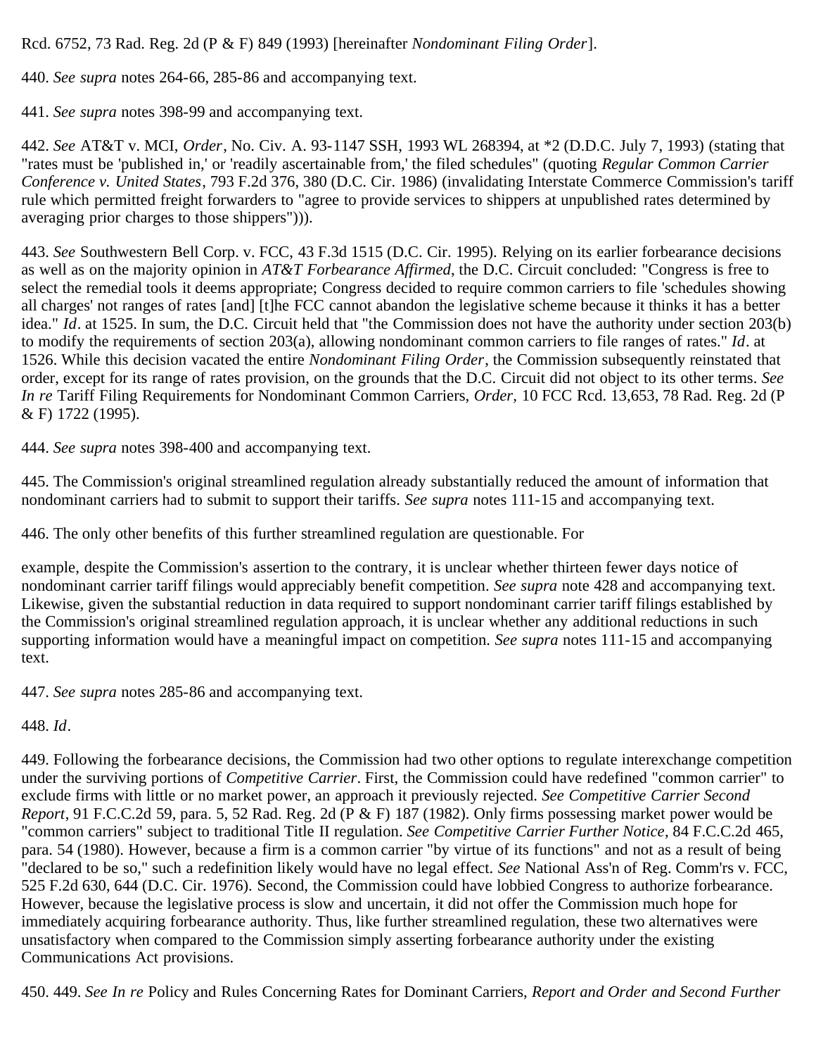Rcd. 6752, 73 Rad. Reg. 2d (P & F) 849 (1993) [hereinafter *Nondominant Filing Order*].

440. *See supra* notes 264-66, 285-86 and accompanying text.

441. *See supra* notes 398-99 and accompanying text.

442. *See* AT&T v. MCI, *Order*, No. Civ. A. 93-1147 SSH, 1993 WL 268394, at *2 (D.D.C. July 7, 1993) (stating that "rates must be 'published in,' or 'readily ascertainable from,' the filed schedules" (quoting *Regular Common Carrier Conference v. United States*, 793 F.2d 376, 380 (D.C. Cir. 1986) (invalidating Interstate Commerce Commission's tariff rule which permitted freight forwarders to "agree to provide services to shippers at unpublished rates determined by averaging prior charges to those shippers"))).

443. *See* Southwestern Bell Corp. v. FCC, 43 F.3d 1515 (D.C. Cir. 1995). Relying on its earlier forbearance decisions as well as on the majority opinion in *AT&T Forbearance Affirmed*, the D.C. Circuit concluded: "Congress is free to select the remedial tools it deems appropriate; Congress decided to require common carriers to file 'schedules showing all charges' not ranges of rates [and] [t]he FCC cannot abandon the legislative scheme because it thinks it has a better idea." *Id*. at 1525. In sum, the D.C. Circuit held that "the Commission does not have the authority under section 203(b) to modify the requirements of section 203(a), allowing nondominant common carriers to file ranges of rates." *Id*. at 1526. While this decision vacated the entire *Nondominant Filing Order*, the Commission subsequently reinstated that order, except for its range of rates provision, on the grounds that the D.C. Circuit did not object to its other terms. *See In re* Tariff Filing Requirements for Nondominant Common Carriers, *Order*, 10 FCC Rcd. 13,653, 78 Rad. Reg. 2d (P & F) 1722 (1995).

444. *See supra* notes 398-400 and accompanying text.

445. The Commission's original streamlined regulation already substantially reduced the amount of information that nondominant carriers had to submit to support their tariffs. *See supra* notes 111-15 and accompanying text.

446. The only other benefits of this further streamlined regulation are questionable. For example, despite the Commission's assertion to the contrary, it is unclear whether thirteen fewer days notice of nondominant carrier tariff filings would appreciably benefit competition. *See supra* note 428 and accompanying text. Likewise, given the substantial reduction in data required to support nondominant carrier tariff filings established by the Commission's original streamlined regulation approach, it is unclear whether any additional reductions in such supporting information would have a meaningful impact on competition. *See supra* notes 111-15 and accompanying text.

447. *See supra* notes 285-86 and accompanying text.

448. *Id*.

449. Following the forbearance decisions, the Commission had two other options to regulate interexchange competition under the surviving portions of *Competitive Carrier*. First, the Commission could have redefined "common carrier" to exclude firms with little or no market power, an approach it previously rejected. *See Competitive Carrier Second Report*, 91 F.C.C.2d 59, para. 5, 52 Rad. Reg. 2d (P & F) 187 (1982). Only firms possessing market power would be "common carriers" subject to traditional Title II regulation. *See Competitive Carrier Further Notice*, 84 F.C.C.2d 465, para. 54 (1980). However, because a firm is a common carrier "by virtue of its functions" and not as a result of being "declared to be so," such a redefinition likely would have no legal effect. *See* National Ass'n of Reg. Comm'rs v. FCC, 525 F.2d 630, 644 (D.C. Cir. 1976). Second, the Commission could have lobbied Congress to authorize forbearance. However, because the legislative process is slow and uncertain, it did not offer the Commission much hope for immediately acquiring forbearance authority. Thus, like further streamlined regulation, these two alternatives were unsatisfactory when compared to the Commission simply asserting forbearance authority under the existing Communications Act provisions.

450. 449. *See In re* Policy and Rules Concerning Rates for Dominant Carriers, *Report and Order and Second Further*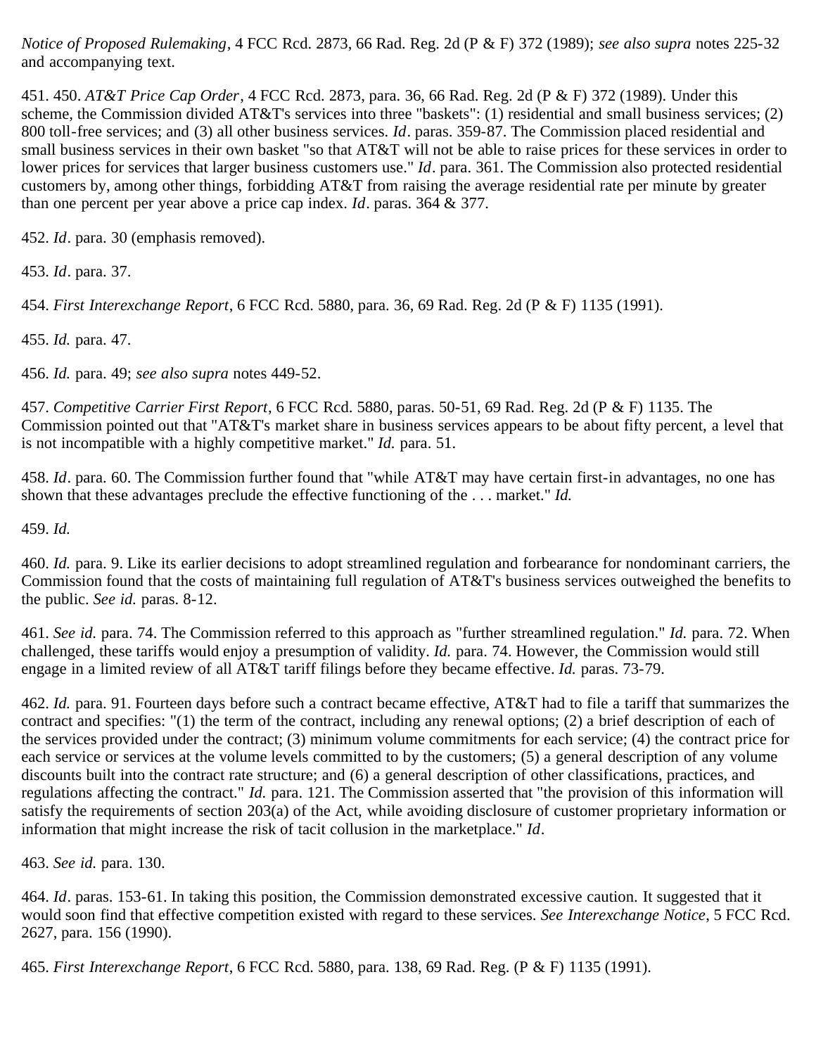*Notice of Proposed Rulemaking*, 4 FCC Rcd. 2873, 66 Rad. Reg. 2d (P & F) 372 (1989); *see also supra* notes 225-32 and accompanying text.

451. 450. *AT&T Price Cap Order*, 4 FCC Rcd. 2873, para. 36, 66 Rad. Reg. 2d (P & F) 372 (1989). Under this scheme, the Commission divided AT&T's services into three "baskets": (1) residential and small business services; (2) 800 toll-free services; and (3) all other business services. *Id*. paras. 359-87. The Commission placed residential and small business services in their own basket "so that AT&T will not be able to raise prices for these services in order to lower prices for services that larger business customers use." *Id*. para. 361. The Commission also protected residential customers by, among other things, forbidding AT&T from raising the average residential rate per minute by greater than one percent per year above a price cap index. *Id*. paras. 364 & 377.

452. *Id*. para. 30 (emphasis removed).

453. *Id*. para. 37.

454. *First Interexchange Report*, 6 FCC Rcd. 5880, para. 36, 69 Rad. Reg. 2d (P & F) 1135 (1991).

455. *Id.* para. 47.

456. *Id.* para. 49; *see also supra* notes 449-52.

457. *Competitive Carrier First Report*, 6 FCC Rcd. 5880, paras. 50-51, 69 Rad. Reg. 2d (P & F) 1135. The Commission pointed out that "AT&T's market share in business services appears to be about fifty percent, a level that is not incompatible with a highly competitive market." *Id.* para. 51.

458. *Id*. para. 60. The Commission further found that "while AT&T may have certain first-in advantages, no one has shown that these advantages preclude the effective functioning of the . . . market." *Id.*

459. *Id.*

460. *Id.* para. 9. Like its earlier decisions to adopt streamlined regulation and forbearance for nondominant carriers, the Commission found that the costs of maintaining full regulation of AT&T's business services outweighed the benefits to the public. *See id.* paras. 8-12.

461. *See id.* para. 74. The Commission referred to this approach as "further streamlined regulation." *Id.* para. 72. When challenged, these tariffs would enjoy a presumption of validity. *Id.* para. 74. However, the Commission would still engage in a limited review of all AT&T tariff filings before they became effective. *Id.* paras. 73-79.

462. *Id.* para. 91. Fourteen days before such a contract became effective, AT&T had to file a tariff that summarizes the contract and specifies: "(1) the term of the contract, including any renewal options; (2) a brief description of each of the services provided under the contract; (3) minimum volume commitments for each service; (4) the contract price for each service or services at the volume levels committed to by the customers; (5) a general description of any volume discounts built into the contract rate structure; and (6) a general description of other classifications, practices, and regulations affecting the contract." *Id.* para. 121. The Commission asserted that "the provision of this information will satisfy the requirements of section 203(a) of the Act, while avoiding disclosure of customer proprietary information or information that might increase the risk of tacit collusion in the marketplace." *Id*.

463. *See id.* para. 130.

464. *Id*. paras. 153-61. In taking this position, the Commission demonstrated excessive caution. It suggested that it would soon find that effective competition existed with regard to these services. *See Interexchange Notice*, 5 FCC Rcd. 2627, para. 156 (1990).

465. *First Interexchange Report*, 6 FCC Rcd. 5880, para. 138, 69 Rad. Reg. (P & F) 1135 (1991).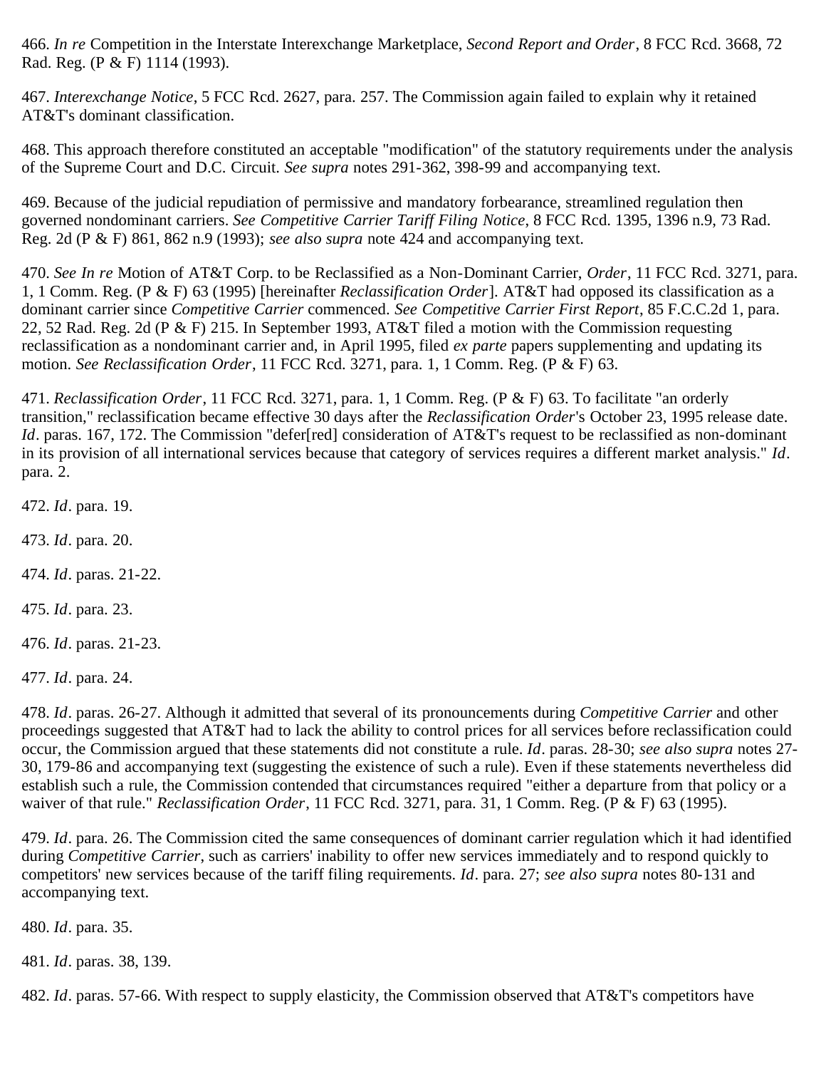466. *In re* Competition in the Interstate Interexchange Marketplace, *Second Report and Order*, 8 FCC Rcd. 3668, 72 Rad. Reg. (P & F) 1114 (1993).

467. *Interexchange Notice*, 5 FCC Rcd. 2627, para. 257. The Commission again failed to explain why it retained AT&T's dominant classification.

468. This approach therefore constituted an acceptable "modification" of the statutory requirements under the analysis of the Supreme Court and D.C. Circuit. *See supra* notes 291-362, 398-99 and accompanying text.

469. Because of the judicial repudiation of permissive and mandatory forbearance, streamlined regulation then governed nondominant carriers. *See Competitive Carrier Tariff Filing Notice*, 8 FCC Rcd. 1395, 1396 n.9, 73 Rad. Reg. 2d (P & F) 861, 862 n.9 (1993); *see also supra* note 424 and accompanying text.

470. *See In re* Motion of AT&T Corp. to be Reclassified as a Non-Dominant Carrier, *Order*, 11 FCC Rcd. 3271, para. 1, 1 Comm. Reg. (P & F) 63 (1995) [hereinafter *Reclassification Order*]. AT&T had opposed its classification as a dominant carrier since *Competitive Carrier* commenced. *See Competitive Carrier First Report*, 85 F.C.C.2d 1, para. 22, 52 Rad. Reg. 2d (P & F) 215. In September 1993, AT&T filed a motion with the Commission requesting reclassification as a nondominant carrier and, in April 1995, filed *ex parte* papers supplementing and updating its motion. *See Reclassification Order*, 11 FCC Rcd. 3271, para. 1, 1 Comm. Reg. (P & F) 63.

471. *Reclassification Order*, 11 FCC Rcd. 3271, para. 1, 1 Comm. Reg. (P & F) 63. To facilitate "an orderly transition," reclassification became effective 30 days after the *Reclassification Order*'s October 23, 1995 release date. *Id*. paras. 167, 172. The Commission "defer[red] consideration of AT&T's request to be reclassified as non-dominant in its provision of all international services because that category of services requires a different market analysis." *Id*. para. 2.

472. *Id*. para. 19.

473. *Id*. para. 20.

474. *Id*. paras. 21-22.

475. *Id*. para. 23.

476. *Id*. paras. 21-23.

477. *Id*. para. 24.

478. *Id*. paras. 26-27. Although it admitted that several of its pronouncements during *Competitive Carrier* and other proceedings suggested that AT&T had to lack the ability to control prices for all services before reclassification could occur, the Commission argued that these statements did not constitute a rule. *Id*. paras. 28-30; *see also supra* notes 27-30, 179-86 and accompanying text (suggesting the existence of such a rule). Even if these statements nevertheless did establish such a rule, the Commission contended that circumstances required "either a departure from that policy or a waiver of that rule." *Reclassification Order*, 11 FCC Rcd. 3271, para. 31, 1 Comm. Reg. (P & F) 63 (1995).

479. *Id*. para. 26. The Commission cited the same consequences of dominant carrier regulation which it had identified during *Competitive Carrier*, such as carriers' inability to offer new services immediately and to respond quickly to competitors' new services because of the tariff filing requirements. *Id*. para. 27; *see also supra* notes 80-131 and accompanying text.

480. *Id*. para. 35.

481. *Id*. paras. 38, 139.

482. *Id*. paras. 57-66. With respect to supply elasticity, the Commission observed that AT&T's competitors have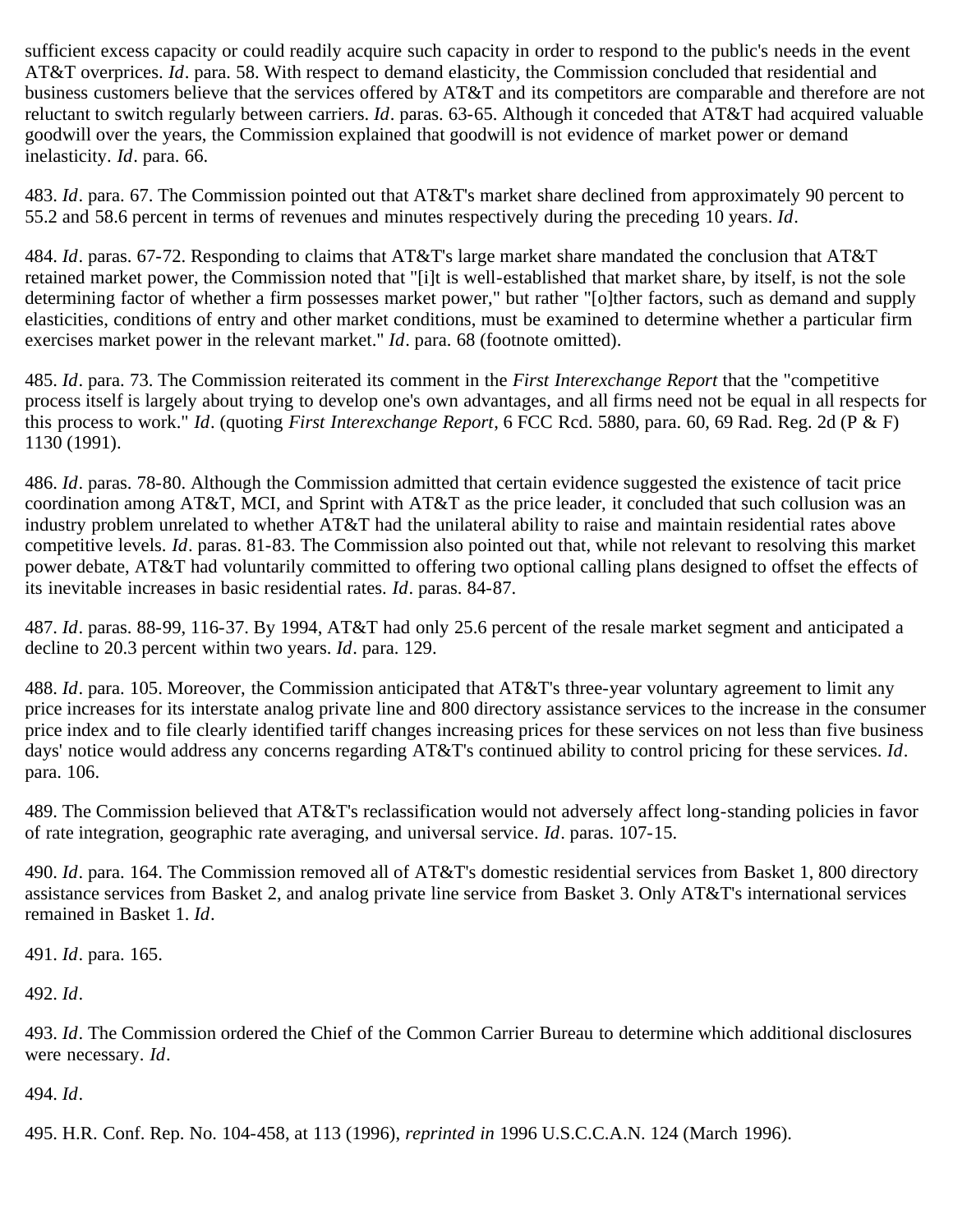sufficient excess capacity or could readily acquire such capacity in order to respond to the public's needs in the event AT&T overprices. *Id*. para. 58. With respect to demand elasticity, the Commission concluded that residential and business customers believe that the services offered by AT&T and its competitors are comparable and therefore are not reluctant to switch regularly between carriers. *Id*. paras. 63-65. Although it conceded that AT&T had acquired valuable goodwill over the years, the Commission explained that goodwill is not evidence of market power or demand inelasticity. *Id*. para. 66.

483. *Id*. para. 67. The Commission pointed out that AT&T's market share declined from approximately 90 percent to 55.2 and 58.6 percent in terms of revenues and minutes respectively during the preceding 10 years. *Id*.

484. *Id*. paras. 67-72. Responding to claims that AT&T's large market share mandated the conclusion that AT&T retained market power, the Commission noted that "[i]t is well-established that market share, by itself, is not the sole determining factor of whether a firm possesses market power," but rather "[o]ther factors, such as demand and supply elasticities, conditions of entry and other market conditions, must be examined to determine whether a particular firm exercises market power in the relevant market." *Id*. para. 68 (footnote omitted).

485. *Id*. para. 73. The Commission reiterated its comment in the *First Interexchange Report* that the "competitive process itself is largely about trying to develop one's own advantages, and all firms need not be equal in all respects for this process to work." *Id*. (quoting *First Interexchange Report*, 6 FCC Rcd. 5880, para. 60, 69 Rad. Reg. 2d (P & F) 1130 (1991).

486. *Id*. paras. 78-80. Although the Commission admitted that certain evidence suggested the existence of tacit price coordination among AT&T, MCI, and Sprint with AT&T as the price leader, it concluded that such collusion was an industry problem unrelated to whether AT&T had the unilateral ability to raise and maintain residential rates above competitive levels. *Id*. paras. 81-83. The Commission also pointed out that, while not relevant to resolving this market power debate, AT&T had voluntarily committed to offering two optional calling plans designed to offset the effects of its inevitable increases in basic residential rates. *Id*. paras. 84-87.

487. *Id*. paras. 88-99, 116-37. By 1994, AT&T had only 25.6 percent of the resale market segment and anticipated a decline to 20.3 percent within two years. *Id*. para. 129.

488. *Id*. para. 105. Moreover, the Commission anticipated that AT&T's three-year voluntary agreement to limit any price increases for its interstate analog private line and 800 directory assistance services to the increase in the consumer price index and to file clearly identified tariff changes increasing prices for these services on not less than five business days' notice would address any concerns regarding AT&T's continued ability to control pricing for these services. *Id*. para. 106.

489. The Commission believed that AT&T's reclassification would not adversely affect long-standing policies in favor of rate integration, geographic rate averaging, and universal service. *Id*. paras. 107-15.

490. *Id*. para. 164. The Commission removed all of AT&T's domestic residential services from Basket 1, 800 directory assistance services from Basket 2, and analog private line service from Basket 3. Only AT&T's international services remained in Basket 1. *Id*.

491. *Id*. para. 165.

492. *Id*.

493. *Id*. The Commission ordered the Chief of the Common Carrier Bureau to determine which additional disclosures were necessary. *Id*.

494. *Id*.

495. H.R. Conf. Rep. No. 104-458, at 113 (1996), *reprinted in* 1996 U.S.C.C.A.N. 124 (March 1996).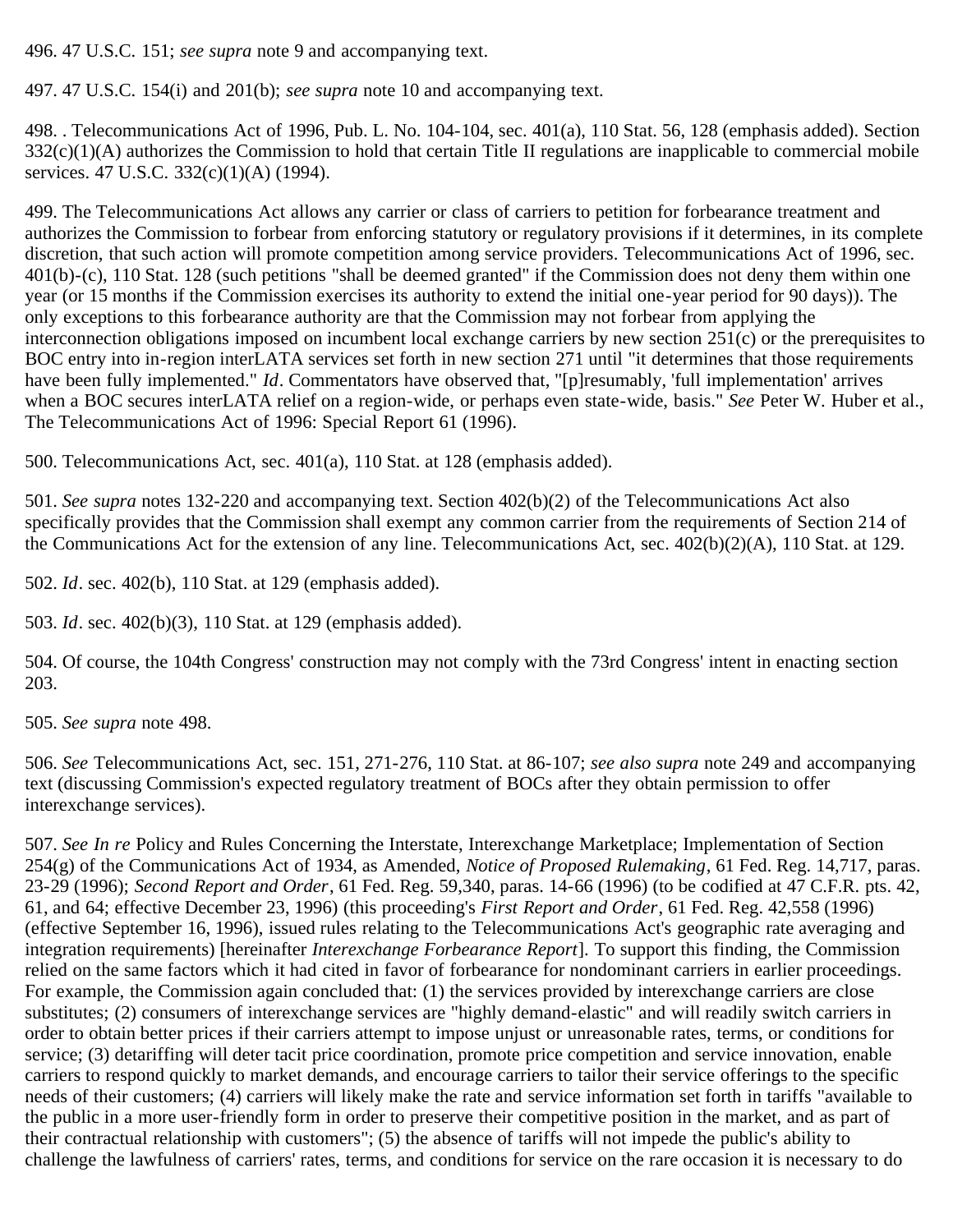496. 47 U.S.C. 151; *see supra* note 9 and accompanying text.

497. 47 U.S.C. 154(i) and 201(b); *see supra* note 10 and accompanying text.

498. . Telecommunications Act of 1996, Pub. L. No. 104-104, sec. 401(a), 110 Stat. 56, 128 (emphasis added). Section 332(c)(1)(A) authorizes the Commission to hold that certain Title II regulations are inapplicable to commercial mobile services. 47 U.S.C. 332(c)(1)(A) (1994).

499. The Telecommunications Act allows any carrier or class of carriers to petition for forbearance treatment and authorizes the Commission to forbear from enforcing statutory or regulatory provisions if it determines, in its complete discretion, that such action will promote competition among service providers. Telecommunications Act of 1996, sec. 401(b)-(c), 110 Stat. 128 (such petitions "shall be deemed granted" if the Commission does not deny them within one year (or 15 months if the Commission exercises its authority to extend the initial one-year period for 90 days)). The only exceptions to this forbearance authority are that the Commission may not forbear from applying the interconnection obligations imposed on incumbent local exchange carriers by new section 251(c) or the prerequisites to BOC entry into in-region interLATA services set forth in new section 271 until "it determines that those requirements have been fully implemented." *Id*. Commentators have observed that, "[p]resumably, 'full implementation' arrives when a BOC secures interLATA relief on a region-wide, or perhaps even state-wide, basis." *See* Peter W. Huber et al., The Telecommunications Act of 1996: Special Report 61 (1996).

500. Telecommunications Act, sec. 401(a), 110 Stat. at 128 (emphasis added).

501. *See supra* notes 132-220 and accompanying text. Section 402(b)(2) of the Telecommunications Act also specifically provides that the Commission shall exempt any common carrier from the requirements of Section 214 of the Communications Act for the extension of any line. Telecommunications Act, sec. 402(b)(2)(A), 110 Stat. at 129.

502. *Id*. sec. 402(b), 110 Stat. at 129 (emphasis added).

503. *Id*. sec. 402(b)(3), 110 Stat. at 129 (emphasis added).

504. Of course, the 104th Congress' construction may not comply with the 73rd Congress' intent in enacting section 203.

505. *See supra* note 498.

506. *See* Telecommunications Act, sec. 151, 271-276, 110 Stat. at 86-107; *see also supra* note 249 and accompanying text (discussing Commission's expected regulatory treatment of BOCs after they obtain permission to offer interexchange services).

507. *See In re* Policy and Rules Concerning the Interstate, Interexchange Marketplace; Implementation of Section 254(g) of the Communications Act of 1934, as Amended, *Notice of Proposed Rulemaking*, 61 Fed. Reg. 14,717, paras. 23-29 (1996); *Second Report and Order*, 61 Fed. Reg. 59,340, paras. 14-66 (1996) (to be codified at 47 C.F.R. pts. 42, 61, and 64; effective December 23, 1996) (this proceeding's *First Report and Order*, 61 Fed. Reg. 42,558 (1996) (effective September 16, 1996), issued rules relating to the Telecommunications Act's geographic rate averaging and integration requirements) [hereinafter *Interexchange Forbearance Report*]. To support this finding, the Commission relied on the same factors which it had cited in favor of forbearance for nondominant carriers in earlier proceedings. For example, the Commission again concluded that: (1) the services provided by interexchange carriers are close substitutes; (2) consumers of interexchange services are "highly demand-elastic" and will readily switch carriers in order to obtain better prices if their carriers attempt to impose unjust or unreasonable rates, terms, or conditions for service; (3) detariffing will deter tacit price coordination, promote price competition and service innovation, enable carriers to respond quickly to market demands, and encourage carriers to tailor their service offerings to the specific needs of their customers; (4) carriers will likely make the rate and service information set forth in tariffs "available to the public in a more user-friendly form in order to preserve their competitive position in the market, and as part of their contractual relationship with customers"; (5) the absence of tariffs will not impede the public's ability to challenge the lawfulness of carriers' rates, terms, and conditions for service on the rare occasion it is necessary to do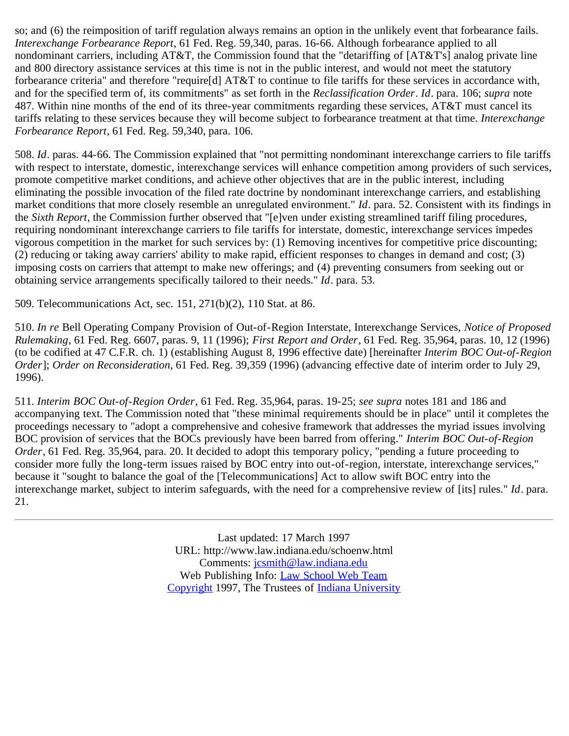so; and (6) the reimposition of tariff regulation always remains an option in the unlikely event that forbearance fails. *Interexchange Forbearance Report*, 61 Fed. Reg. 59,340, paras. 16-66. Although forbearance applied to all nondominant carriers, including AT&T, the Commission found that the "detariffing of [AT&T's] analog private line and 800 directory assistance services at this time is not in the public interest, and would not meet the statutory forbearance criteria" and therefore "require[d] AT&T to continue to file tariffs for these services in accordance with, and for the specified term of, its commitments" as set forth in the *Reclassification Order*. *Id*. para. 106; *supra* note 487. Within nine months of the end of its three-year commitments regarding these services, AT&T must cancel its tariffs relating to these services because they will become subject to forbearance treatment at that time. *Interexchange Forbearance Report*, 61 Fed. Reg. 59,340, para. 106.

508. *Id*. paras. 44-66. The Commission explained that "not permitting nondominant interexchange carriers to file tariffs with respect to interstate, domestic, interexchange services will enhance competition among providers of such services, promote competitive market conditions, and achieve other objectives that are in the public interest, including eliminating the possible invocation of the filed rate doctrine by nondominant interexchange carriers, and establishing market conditions that more closely resemble an unregulated environment." *Id*. para. 52. Consistent with its findings in the *Sixth Report*, the Commission further observed that "[e]ven under existing streamlined tariff filing procedures, requiring nondominant interexchange carriers to file tariffs for interstate, domestic, interexchange services impedes vigorous competition in the market for such services by: (1) Removing incentives for competitive price discounting; (2) reducing or taking away carriers' ability to make rapid, efficient responses to changes in demand and cost; (3) imposing costs on carriers that attempt to make new offerings; and (4) preventing consumers from seeking out or obtaining service arrangements specifically tailored to their needs." *Id*. para. 53.

509. Telecommunications Act, sec. 151, 271(b)(2), 110 Stat. at 86.

510. *In re* Bell Operating Company Provision of Out-of-Region Interstate, Interexchange Services, *Notice of Proposed Rulemaking*, 61 Fed. Reg. 6607, paras. 9, 11 (1996); *First Report and Order*, 61 Fed. Reg. 35,964, paras. 10, 12 (1996) (to be codified at 47 C.F.R. ch. 1) (establishing August 8, 1996 effective date) [hereinafter *Interim BOC Out-of-Region Order*]; *Order on Reconsideration*, 61 Fed. Reg. 39,359 (1996) (advancing effective date of interim order to July 29, 1996).

511. *Interim BOC Out-of-Region Order*, 61 Fed. Reg. 35,964, paras. 19-25; *see supra* notes 181 and 186 and accompanying text. The Commission noted that "these minimal requirements should be in place" until it completes the proceedings necessary to "adopt a comprehensive and cohesive framework that addresses the myriad issues involving BOC provision of services that the BOCs previously have been barred from offering." *Interim BOC Out-of-Region Order*, 61 Fed. Reg. 35,964, para. 20. It decided to adopt this temporary policy, "pending a future proceeding to consider more fully the long-term issues raised by BOC entry into out-of-region, interstate, interexchange services," because it "sought to balance the goal of the [Telecommunications] Act to allow swift BOC entry into the interexchange market, subject to interim safeguards, with the need for a comprehensive review of [its] rules." *Id*. para. 21.

---

Last updated: 17 March 1997
URL: http://www.law.indiana.edu/schoenw.html
Comments: jcsmith@law.indiana.edu
Web Publishing Info: Law School Web Team
Copyright 1997, The Trustees of Indiana University